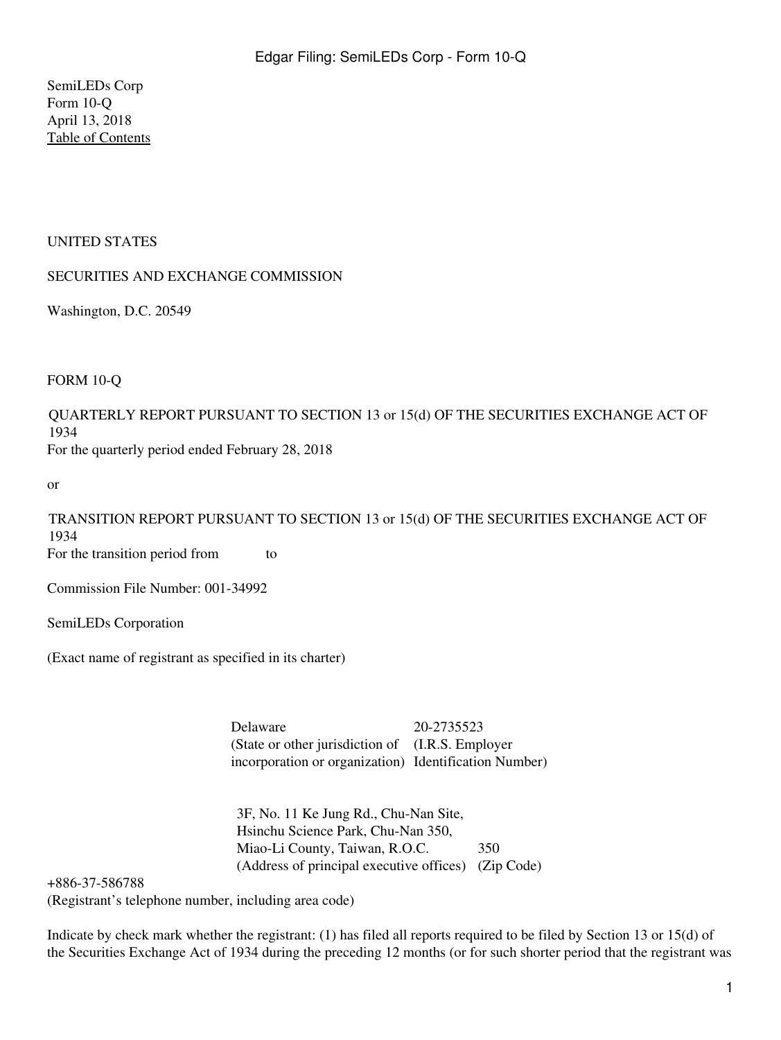SemiLEDs Corp
Form 10-Q
April 13, 2018
Table of Contents

UNITED STATES

SECURITIES AND EXCHANGE COMMISSION

Washington, D.C. 20549

FORM 10-Q

QUARTERLY REPORT PURSUANT TO SECTION 13 or 15(d) OF THE SECURITIES EXCHANGE ACT OF 1934
For the quarterly period ended February 28, 2018

or

TRANSITION REPORT PURSUANT TO SECTION 13 or 15(d) OF THE SECURITIES EXCHANGE ACT OF 1934
For the transition period from to

Commission File Number: 001-34992

SemiLEDs Corporation

(Exact name of registrant as specified in its charter)

| Delaware | 20-2735523 |
|---|---|
| (State or other jurisdiction of incorporation or organization) | (I.R.S. Employer Identification Number) |

| 3F, No. 11 Ke Jung Rd., Chu-Nan Site, Hsinchu Science Park, Chu-Nan 350, Miao-Li County, Taiwan, R.O.C. | 350 |
|---|---|
| (Address of principal executive offices) | (Zip Code) |

+886-37-586788
(Registrant's telephone number, including area code)

Indicate by check mark whether the registrant: (1) has filed all reports required to be filed by Section 13 or 15(d) of the Securities Exchange Act of 1934 during the preceding 12 months (or for such shorter period that the registrant was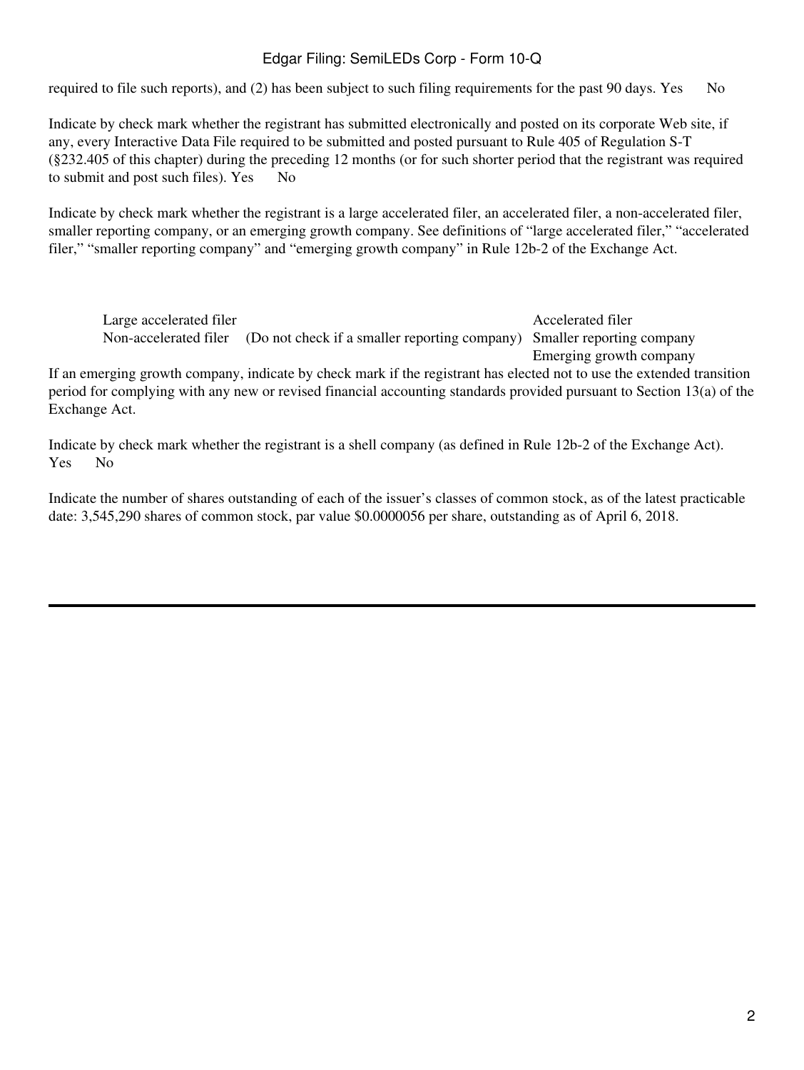required to file such reports), and (2) has been subject to such filing requirements for the past 90 days. Yes No

Indicate by check mark whether the registrant has submitted electronically and posted on its corporate Web site, if any, every Interactive Data File required to be submitted and posted pursuant to Rule 405 of Regulation S-T (§232.405 of this chapter) during the preceding 12 months (or for such shorter period that the registrant was required to submit and post such files). Yes No

Indicate by check mark whether the registrant is a large accelerated filer, an accelerated filer, a non-accelerated filer, smaller reporting company, or an emerging growth company. See definitions of "large accelerated filer," "accelerated filer," "smaller reporting company" and "emerging growth company" in Rule 12b-2 of the Exchange Act.

| | |
|---|---|
| Large accelerated filer | Accelerated filer |
| Non-accelerated filer (Do not check if a smaller reporting company) | Smaller reporting company |
| | Emerging growth company |

If an emerging growth company, indicate by check mark if the registrant has elected not to use the extended transition period for complying with any new or revised financial accounting standards provided pursuant to Section 13(a) of the Exchange Act.

Indicate by check mark whether the registrant is a shell company (as defined in Rule 12b-2 of the Exchange Act). Yes No

Indicate the number of shares outstanding of each of the issuer's classes of common stock, as of the latest practicable date: 3,545,290 shares of common stock, par value $0.0000056 per share, outstanding as of April 6, 2018.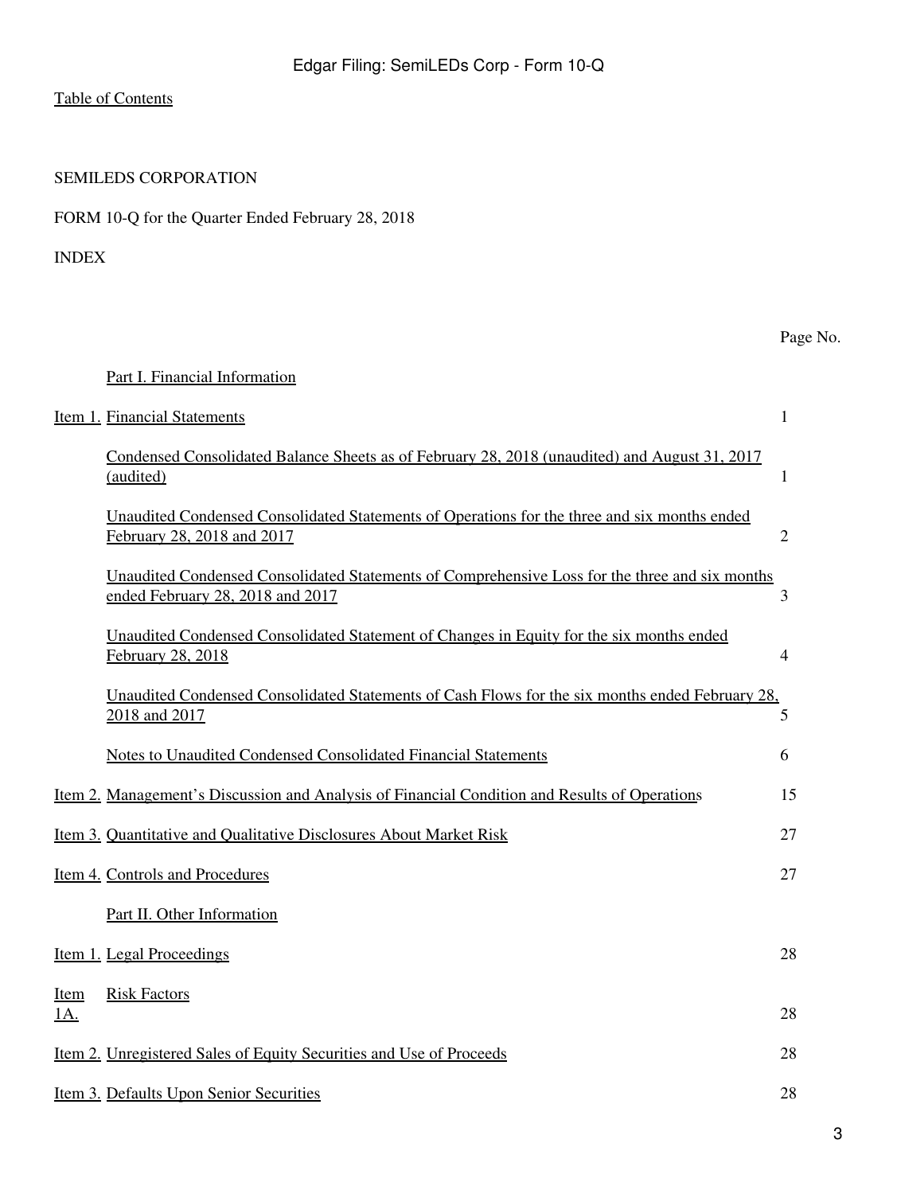Table of Contents

SEMILEDS CORPORATION

FORM 10-Q for the Quarter Ended February 28, 2018

INDEX

| | | Page No. |
|---|---|---|
| | Part I. Financial Information | |
| Item 1. | Financial Statements | 1 |
| | Condensed Consolidated Balance Sheets as of February 28, 2018 (unaudited) and August 31, 2017 (audited) | 1 |
| | Unaudited Condensed Consolidated Statements of Operations for the three and six months ended February 28, 2018 and 2017 | 2 |
| | Unaudited Condensed Consolidated Statements of Comprehensive Loss for the three and six months ended February 28, 2018 and 2017 | 3 |
| | Unaudited Condensed Consolidated Statement of Changes in Equity for the six months ended February 28, 2018 | 4 |
| | Unaudited Condensed Consolidated Statements of Cash Flows for the six months ended February 28, 2018 and 2017 | 5 |
| | Notes to Unaudited Condensed Consolidated Financial Statements | 6 |
| Item 2. | Management's Discussion and Analysis of Financial Condition and Results of Operations | 15 |
| Item 3. | Quantitative and Qualitative Disclosures About Market Risk | 27 |
| Item 4. | Controls and Procedures | 27 |
| | Part II. Other Information | |
| Item 1. | Legal Proceedings | 28 |
| Item 1A. | Risk Factors | 28 |
| Item 2. | Unregistered Sales of Equity Securities and Use of Proceeds | 28 |
| Item 3. | Defaults Upon Senior Securities | 28 |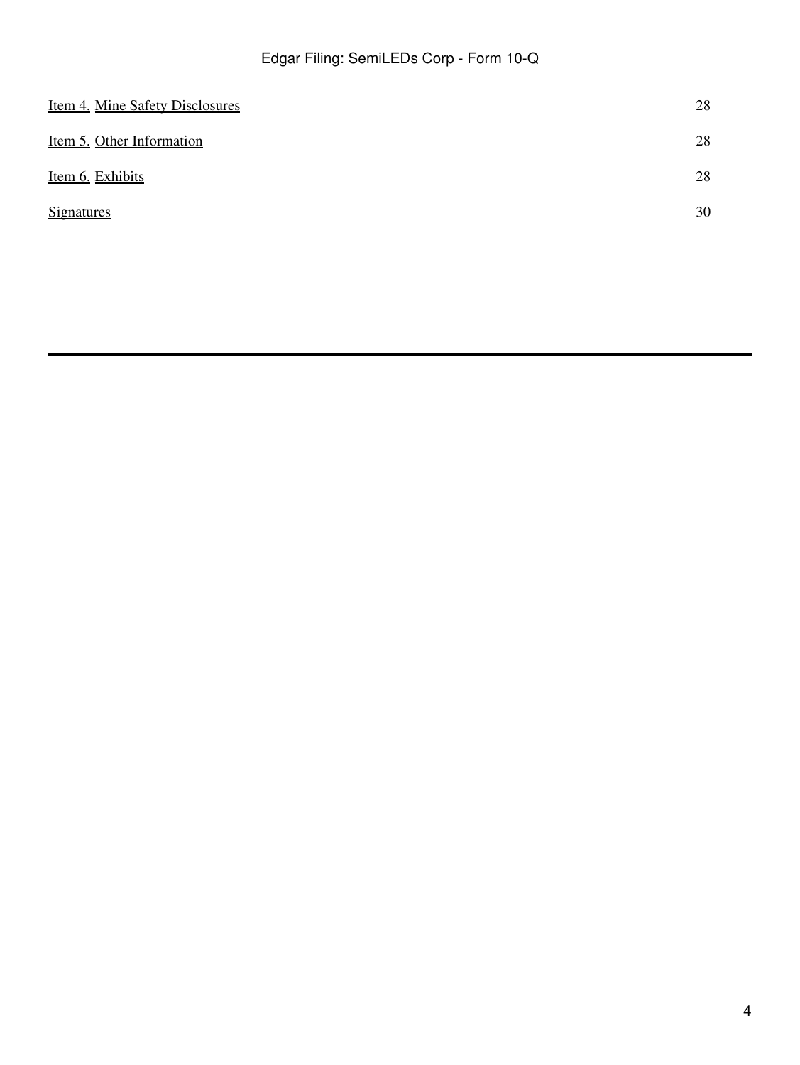| | |
|---|---|
| Item 4. Mine Safety Disclosures | 28 |
| Item 5. Other Information | 28 |
| Item 6. Exhibits | 28 |
| Signatures | 30 |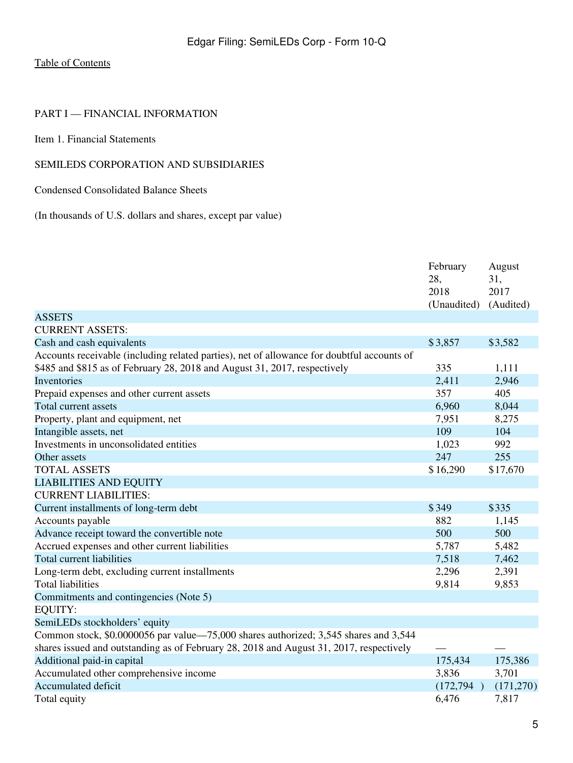[Table of Contents](#)

PART I — FINANCIAL INFORMATION

Item 1. Financial Statements

SEMILEDS CORPORATION AND SUBSIDIARIES

Condensed Consolidated Balance Sheets

(In thousands of U.S. dollars and shares, except par value)

| | February 28, 2018 (Unaudited) | August 31, 2017 (Audited) |
|---|---|---|
| ASSETS | | |
| CURRENT ASSETS: | | |
| Cash and cash equivalents | $ 3,857 | $ 3,582 |
| Accounts receivable (including related parties), net of allowance for doubtful accounts of $485 and $815 as of February 28, 2018 and August 31, 2017, respectively | 335 | 1,111 |
| Inventories | 2,411 | 2,946 |
| Prepaid expenses and other current assets | 357 | 405 |
| Total current assets | 6,960 | 8,044 |
| Property, plant and equipment, net | 7,951 | 8,275 |
| Intangible assets, net | 109 | 104 |
| Investments in unconsolidated entities | 1,023 | 992 |
| Other assets | 247 | 255 |
| TOTAL ASSETS | $ 16,290 | $ 17,670 |
| LIABILITIES AND EQUITY | | |
| CURRENT LIABILITIES: | | |
| Current installments of long-term debt | $ 349 | $ 335 |
| Accounts payable | 882 | 1,145 |
| Advance receipt toward the convertible note | 500 | 500 |
| Accrued expenses and other current liabilities | 5,787 | 5,482 |
| Total current liabilities | 7,518 | 7,462 |
| Long-term debt, excluding current installments | 2,296 | 2,391 |
| Total liabilities | 9,814 | 9,853 |
| Commitments and contingencies (Note 5) | | |
| EQUITY: | | |
| SemiLEDs stockholders' equity | | |
| Common stock, $0.0000056 par value—75,000 shares authorized; 3,545 shares and 3,544 shares issued and outstanding as of February 28, 2018 and August 31, 2017, respectively | — | — |
| Additional paid-in capital | 175,434 | 175,386 |
| Accumulated other comprehensive income | 3,836 | 3,701 |
| Accumulated deficit | (172,794 ) | (171,270 ) |
| Total equity | 6,476 | 7,817 |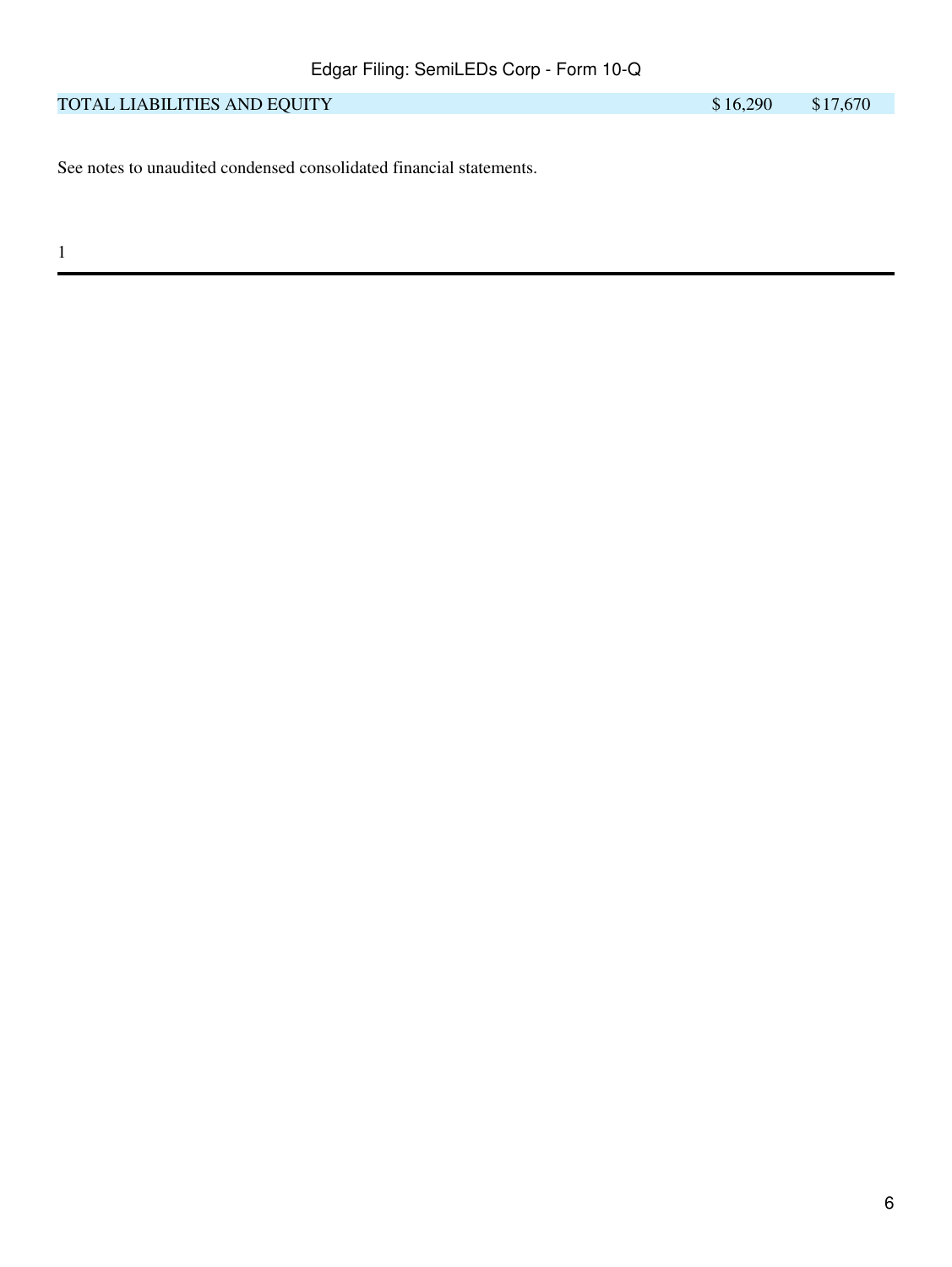| | | |
|---|---|---|
| TOTAL LIABILITIES AND EQUITY | $ 16,290 | $17,670 |

See notes to unaudited condensed consolidated financial statements.

1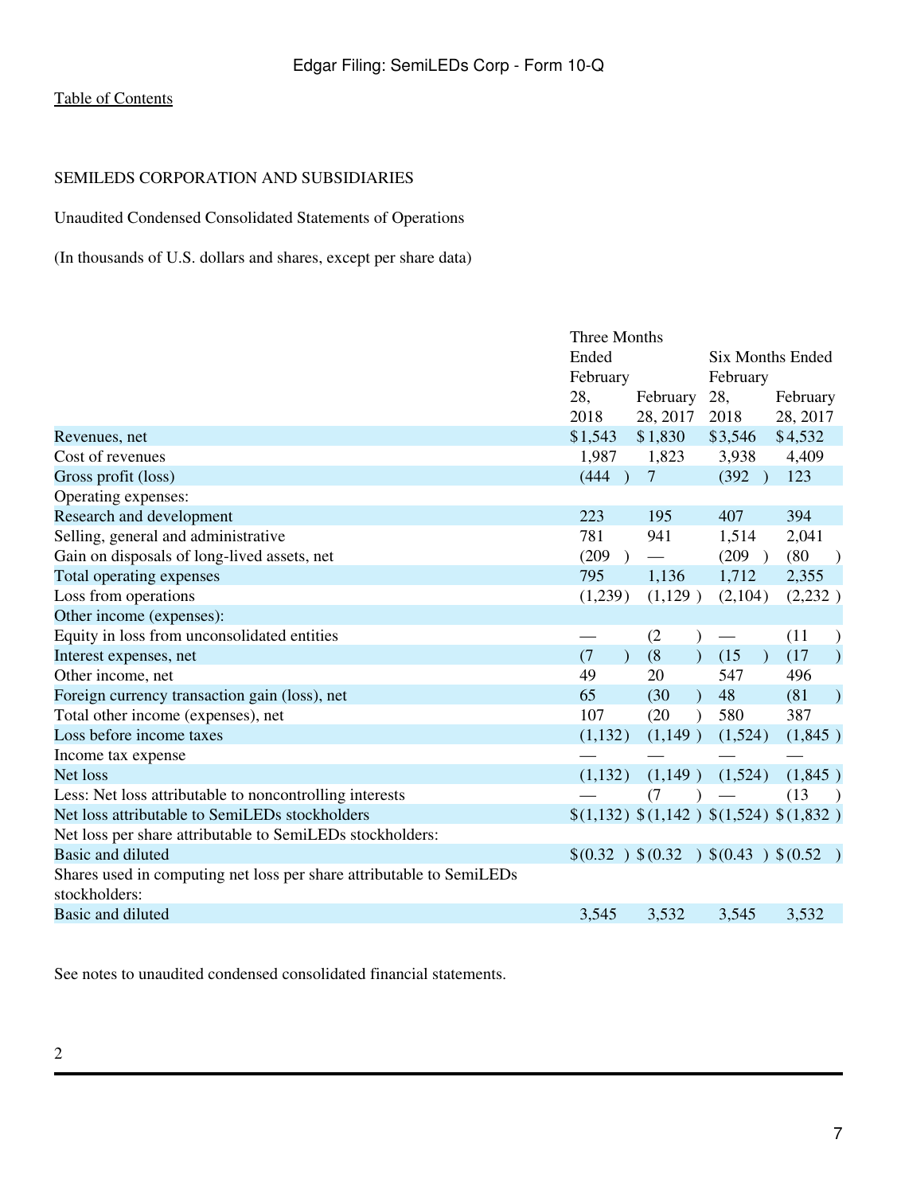Table of Contents

SEMILEDS CORPORATION AND SUBSIDIARIES

Unaudited Condensed Consolidated Statements of Operations

(In thousands of U.S. dollars and shares, except per share data)

| | Three Months Ended | | Six Months Ended | |
|---|---|---|---|---|
| | February 28, 2018 | February 28, 2017 | February 28, 2018 | February 28, 2017 |
| Revenues, net | $1,543 | $1,830 | $3,546 | $4,532 |
| Cost of revenues | 1,987 | 1,823 | 3,938 | 4,409 |
| Gross profit (loss) | (444) | 7 | (392) | 123 |
| Operating expenses: | | | | |
| Research and development | 223 | 195 | 407 | 394 |
| Selling, general and administrative | 781 | 941 | 1,514 | 2,041 |
| Gain on disposals of long-lived assets, net | (209) | — | (209) | (80) |
| Total operating expenses | 795 | 1,136 | 1,712 | 2,355 |
| Loss from operations | (1,239) | (1,129) | (2,104) | (2,232) |
| Other income (expenses): | | | | |
| Equity in loss from unconsolidated entities | — | (2) | — | (11) |
| Interest expenses, net | (7) | (8) | (15) | (17) |
| Other income, net | 49 | 20 | 547 | 496 |
| Foreign currency transaction gain (loss), net | 65 | (30) | 48 | (81) |
| Total other income (expenses), net | 107 | (20) | 580 | 387 |
| Loss before income taxes | (1,132) | (1,149) | (1,524) | (1,845) |
| Income tax expense | — | — | — | — |
| Net loss | (1,132) | (1,149) | (1,524) | (1,845) |
| Less: Net loss attributable to noncontrolling interests | — | (7) | — | (13) |
| Net loss attributable to SemiLEDs stockholders | $(1,132) | $(1,142) | $(1,524) | $(1,832) |
| Net loss per share attributable to SemiLEDs stockholders: | | | | |
| Basic and diluted | $(0.32) | $(0.32) | $(0.43) | $(0.52) |
| Shares used in computing net loss per share attributable to SemiLEDs stockholders: | | | | |
| Basic and diluted | 3,545 | 3,532 | 3,545 | 3,532 |

See notes to unaudited condensed consolidated financial statements.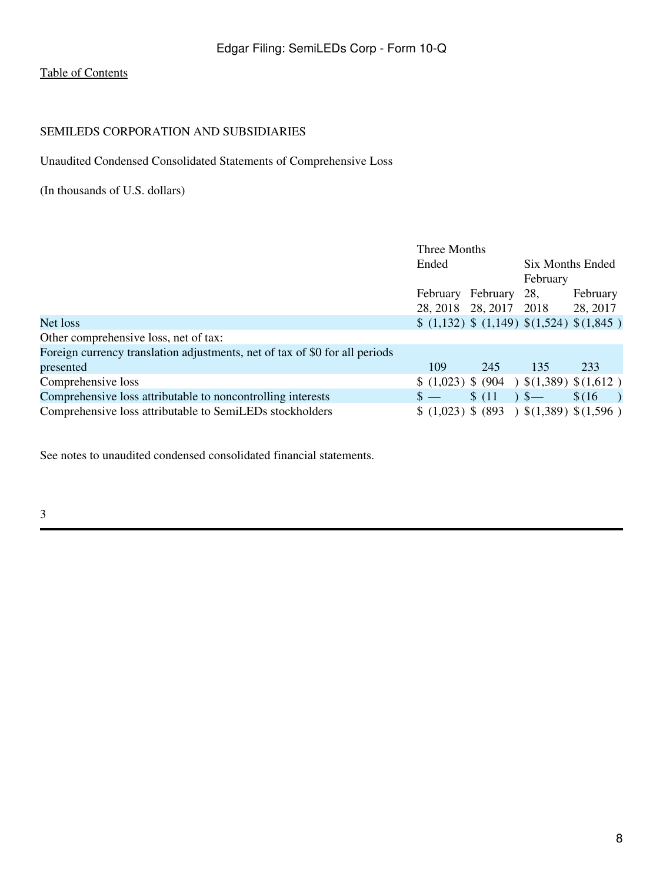Table of Contents

SEMILEDS CORPORATION AND SUBSIDIARIES

Unaudited Condensed Consolidated Statements of Comprehensive Loss

(In thousands of U.S. dollars)

| | Three Months Ended | | Six Months Ended | |
|---|---|---|---|---|
| | February 28, 2018 | February 28, 2017 | February 28, 2018 | February 28, 2017 |
| Net loss | $ (1,132) | $ (1,149) | $ (1,524) | $ (1,845) |
| Other comprehensive loss, net of tax: | | | | |
| Foreign currency translation adjustments, net of tax of $0 for all periods presented | 109 | 245 | 135 | 233 |
| Comprehensive loss | $ (1,023) | $ (904) | $ (1,389) | $ (1,612) |
| Comprehensive loss attributable to noncontrolling interests | $ — | $ (11) | $ — | $ (16) |
| Comprehensive loss attributable to SemiLEDs stockholders | $ (1,023) | $ (893) | $ (1,389) | $ (1,596) |

See notes to unaudited condensed consolidated financial statements.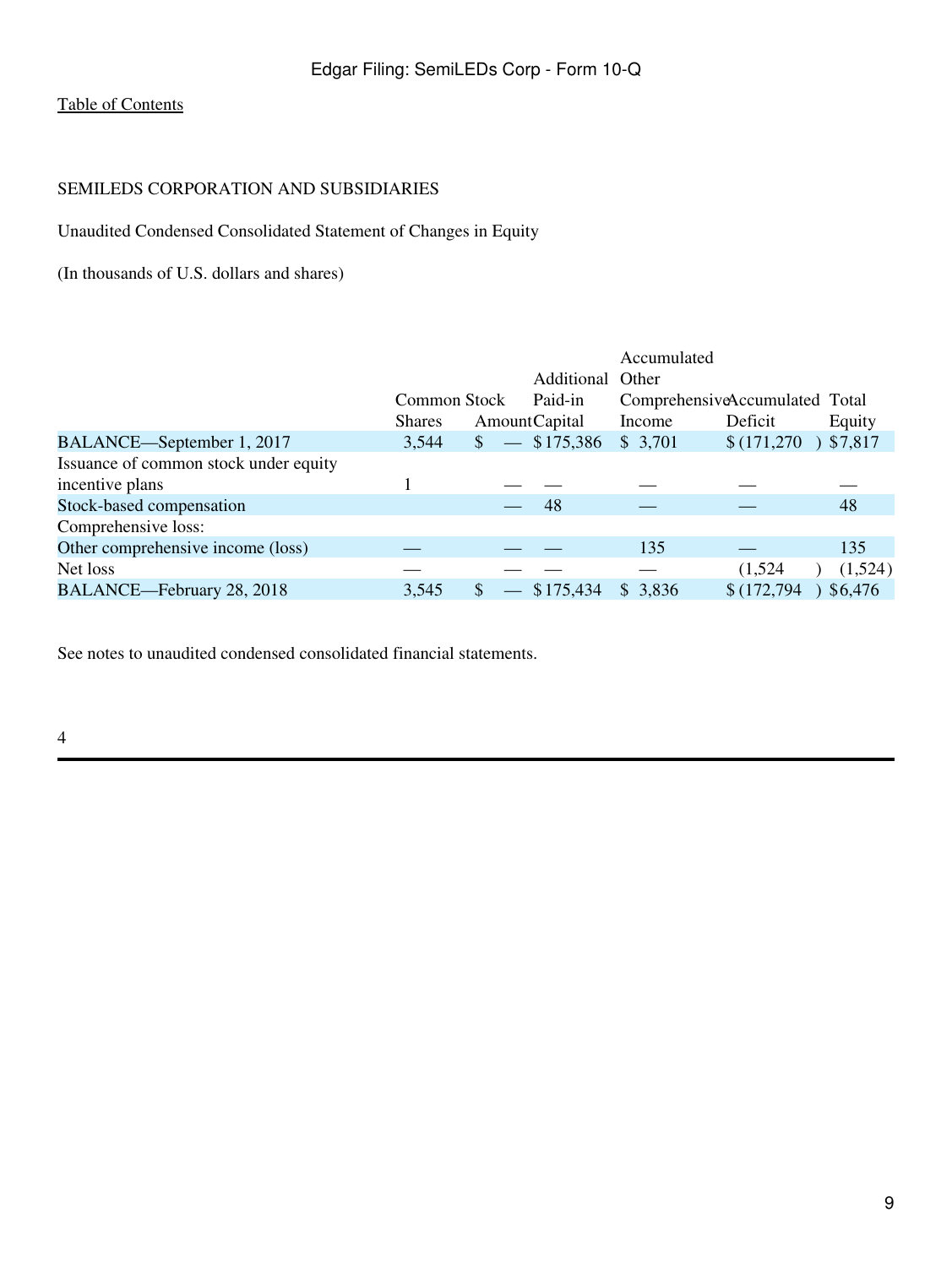Table of Contents

SEMILEDS CORPORATION AND SUBSIDIARIES

Unaudited Condensed Consolidated Statement of Changes in Equity

(In thousands of U.S. dollars and shares)

| | Common Stock | | Additional Paid-in | Accumulated Other Comprehensive | Accumulated | Total |
|---|---|---|---|---|---|---|
| | Shares | Amount | Capital | Income | Deficit | Equity |
| BALANCE—September 1, 2017 | 3,544 | $ — | $ 175,386 | $ 3,701 | $ (171,270) | $ 7,817 |
| Issuance of common stock under equity incentive plans | 1 | — | — | — | — | — |
| Stock-based compensation | | — | 48 | — | — | 48 |
| Comprehensive loss: | | | | | | |
| Other comprehensive income (loss) | — | — | — | 135 | — | 135 |
| Net loss | — | — | — | — | (1,524) | (1,524) |
| BALANCE—February 28, 2018 | 3,545 | $ — | $ 175,434 | $ 3,836 | $ (172,794) | $ 6,476 |

See notes to unaudited condensed consolidated financial statements.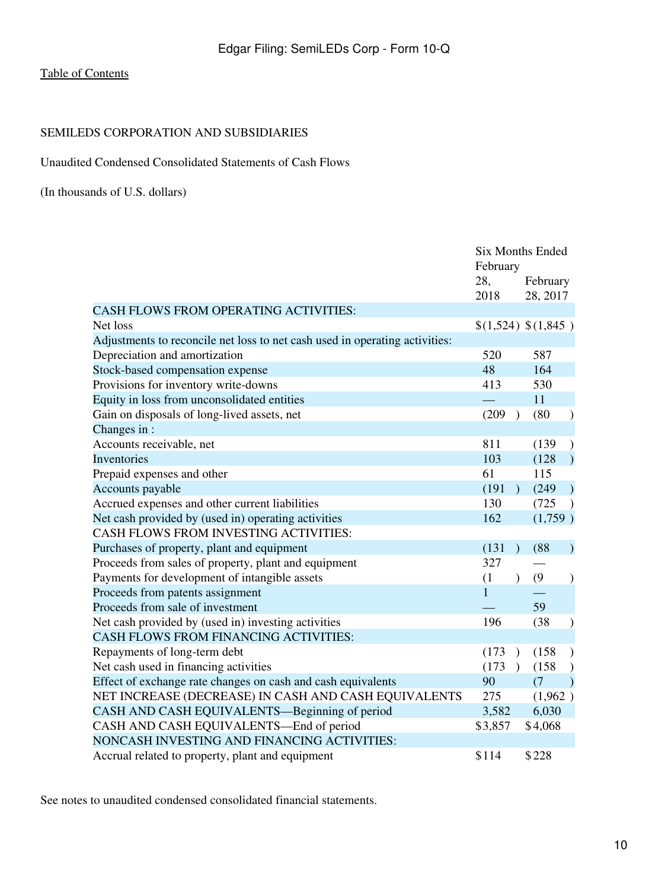Table of Contents

SEMILEDS CORPORATION AND SUBSIDIARIES

Unaudited Condensed Consolidated Statements of Cash Flows

(In thousands of U.S. dollars)

| | Six Months Ended | |
|---|---|---|
| | February 28, 2018 | February 28, 2017 |
| CASH FLOWS FROM OPERATING ACTIVITIES: | | |
| Net loss | $(1,524) | $(1,845) |
| Adjustments to reconcile net loss to net cash used in operating activities: | | |
| Depreciation and amortization | 520 | 587 |
| Stock-based compensation expense | 48 | 164 |
| Provisions for inventory write-downs | 413 | 530 |
| Equity in loss from unconsolidated entities | — | 11 |
| Gain on disposals of long-lived assets, net | (209) | (80) |
| Changes in : | | |
| Accounts receivable, net | 811 | (139) |
| Inventories | 103 | (128) |
| Prepaid expenses and other | 61 | 115 |
| Accounts payable | (191) | (249) |
| Accrued expenses and other current liabilities | 130 | (725) |
| Net cash provided by (used in) operating activities | 162 | (1,759) |
| CASH FLOWS FROM INVESTING ACTIVITIES: | | |
| Purchases of property, plant and equipment | (131) | (88) |
| Proceeds from sales of property, plant and equipment | 327 | — |
| Payments for development of intangible assets | (1) | (9) |
| Proceeds from patents assignment | 1 | — |
| Proceeds from sale of investment | — | 59 |
| Net cash provided by (used in) investing activities | 196 | (38) |
| CASH FLOWS FROM FINANCING ACTIVITIES: | | |
| Repayments of long-term debt | (173) | (158) |
| Net cash used in financing activities | (173) | (158) |
| Effect of exchange rate changes on cash and cash equivalents | 90 | (7) |
| NET INCREASE (DECREASE) IN CASH AND CASH EQUIVALENTS | 275 | (1,962) |
| CASH AND CASH EQUIVALENTS—Beginning of period | 3,582 | 6,030 |
| CASH AND CASH EQUIVALENTS—End of period | $3,857 | $4,068 |
| NONCASH INVESTING AND FINANCING ACTIVITIES: | | |
| Accrual related to property, plant and equipment | $114 | $228 |

See notes to unaudited condensed consolidated financial statements.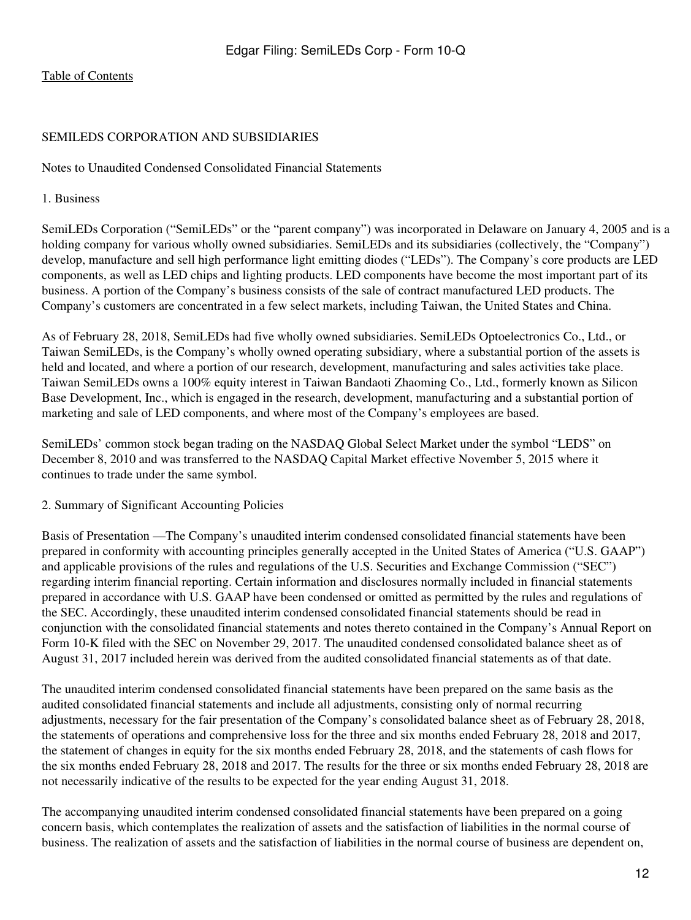SEMILEDS CORPORATION AND SUBSIDIARIES

Notes to Unaudited Condensed Consolidated Financial Statements

1. Business

SemiLEDs Corporation ("SemiLEDs" or the "parent company") was incorporated in Delaware on January 4, 2005 and is a holding company for various wholly owned subsidiaries. SemiLEDs and its subsidiaries (collectively, the "Company") develop, manufacture and sell high performance light emitting diodes ("LEDs"). The Company's core products are LED components, as well as LED chips and lighting products. LED components have become the most important part of its business. A portion of the Company's business consists of the sale of contract manufactured LED products. The Company's customers are concentrated in a few select markets, including Taiwan, the United States and China.

As of February 28, 2018, SemiLEDs had five wholly owned subsidiaries. SemiLEDs Optoelectronics Co., Ltd., or Taiwan SemiLEDs, is the Company's wholly owned operating subsidiary, where a substantial portion of the assets is held and located, and where a portion of our research, development, manufacturing and sales activities take place. Taiwan SemiLEDs owns a 100% equity interest in Taiwan Bandaoti Zhaoming Co., Ltd., formerly known as Silicon Base Development, Inc., which is engaged in the research, development, manufacturing and a substantial portion of marketing and sale of LED components, and where most of the Company's employees are based.

SemiLEDs' common stock began trading on the NASDAQ Global Select Market under the symbol "LEDS" on December 8, 2010 and was transferred to the NASDAQ Capital Market effective November 5, 2015 where it continues to trade under the same symbol.

2. Summary of Significant Accounting Policies

Basis of Presentation —The Company's unaudited interim condensed consolidated financial statements have been prepared in conformity with accounting principles generally accepted in the United States of America ("U.S. GAAP") and applicable provisions of the rules and regulations of the U.S. Securities and Exchange Commission ("SEC") regarding interim financial reporting. Certain information and disclosures normally included in financial statements prepared in accordance with U.S. GAAP have been condensed or omitted as permitted by the rules and regulations of the SEC. Accordingly, these unaudited interim condensed consolidated financial statements should be read in conjunction with the consolidated financial statements and notes thereto contained in the Company's Annual Report on Form 10-K filed with the SEC on November 29, 2017. The unaudited condensed consolidated balance sheet as of August 31, 2017 included herein was derived from the audited consolidated financial statements as of that date.

The unaudited interim condensed consolidated financial statements have been prepared on the same basis as the audited consolidated financial statements and include all adjustments, consisting only of normal recurring adjustments, necessary for the fair presentation of the Company's consolidated balance sheet as of February 28, 2018, the statements of operations and comprehensive loss for the three and six months ended February 28, 2018 and 2017, the statement of changes in equity for the six months ended February 28, 2018, and the statements of cash flows for the six months ended February 28, 2018 and 2017. The results for the three or six months ended February 28, 2018 are not necessarily indicative of the results to be expected for the year ending August 31, 2018.

The accompanying unaudited interim condensed consolidated financial statements have been prepared on a going concern basis, which contemplates the realization of assets and the satisfaction of liabilities in the normal course of business. The realization of assets and the satisfaction of liabilities in the normal course of business are dependent on,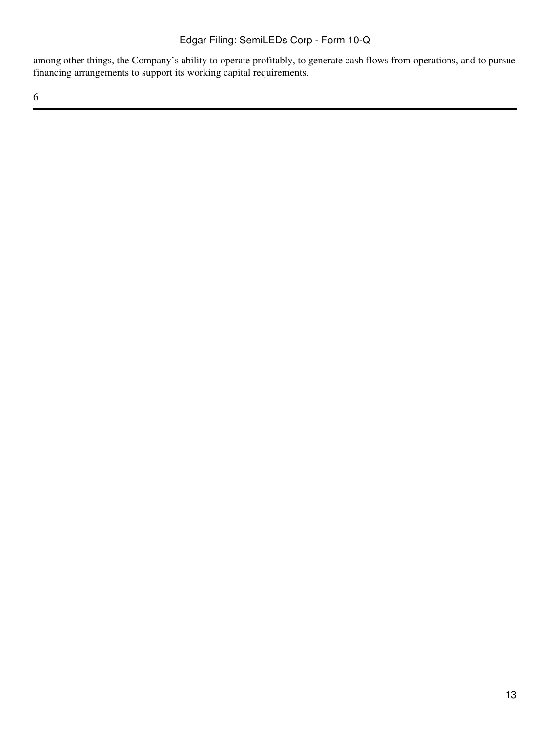among other things, the Company’s ability to operate profitably, to generate cash flows from operations, and to pursue financing arrangements to support its working capital requirements.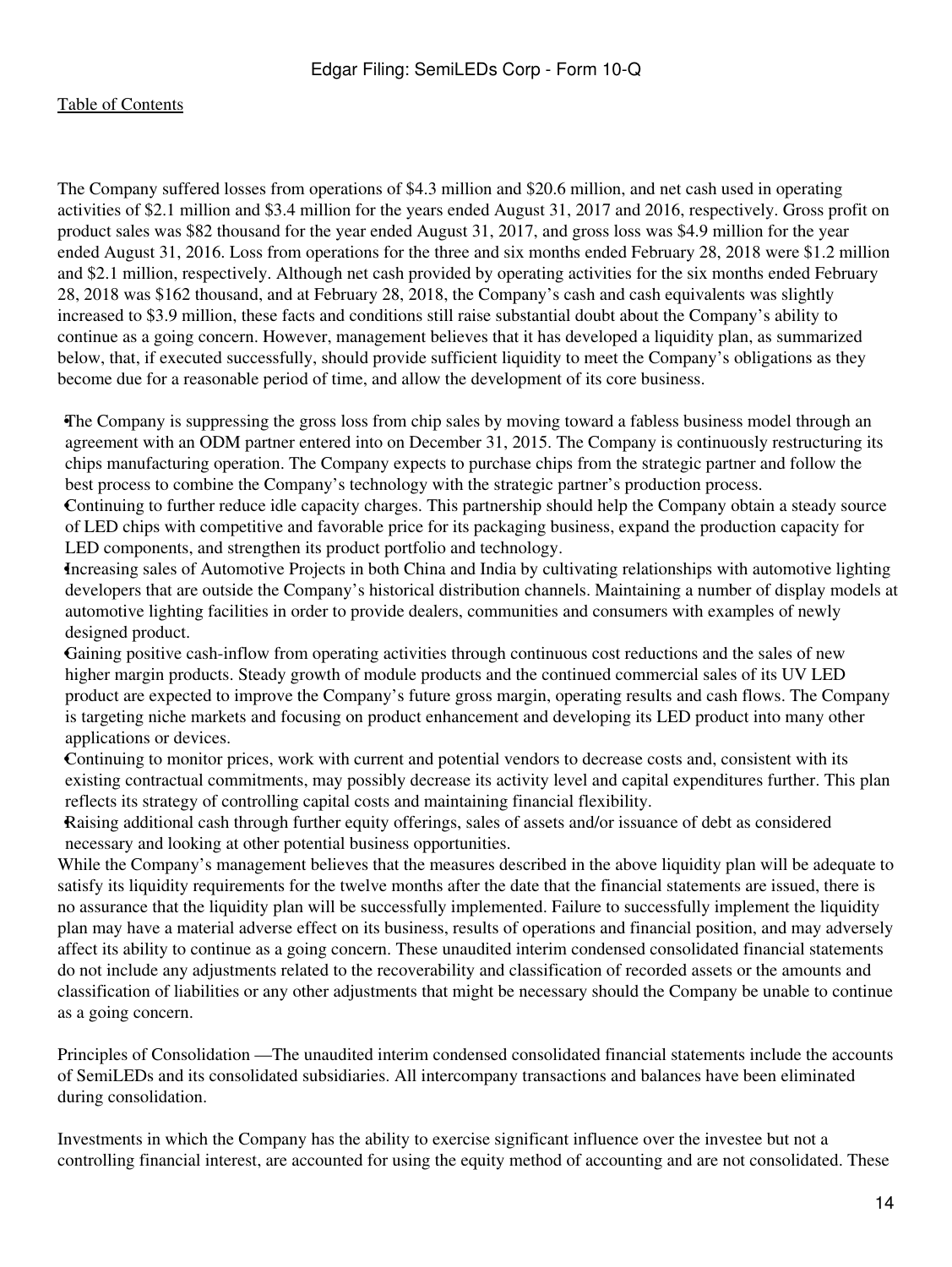The Company suffered losses from operations of $4.3 million and $20.6 million, and net cash used in operating activities of $2.1 million and $3.4 million for the years ended August 31, 2017 and 2016, respectively. Gross profit on product sales was $82 thousand for the year ended August 31, 2017, and gross loss was $4.9 million for the year ended August 31, 2016. Loss from operations for the three and six months ended February 28, 2018 were $1.2 million and $2.1 million, respectively. Although net cash provided by operating activities for the six months ended February 28, 2018 was $162 thousand, and at February 28, 2018, the Company's cash and cash equivalents was slightly increased to $3.9 million, these facts and conditions still raise substantial doubt about the Company's ability to continue as a going concern. However, management believes that it has developed a liquidity plan, as summarized below, that, if executed successfully, should provide sufficient liquidity to meet the Company's obligations as they become due for a reasonable period of time, and allow the development of its core business.

- The Company is suppressing the gross loss from chip sales by moving toward a fabless business model through an agreement with an ODM partner entered into on December 31, 2015. The Company is continuously restructuring its chips manufacturing operation. The Company expects to purchase chips from the strategic partner and follow the best process to combine the Company's technology with the strategic partner's production process.
- Continuing to further reduce idle capacity charges. This partnership should help the Company obtain a steady source of LED chips with competitive and favorable price for its packaging business, expand the production capacity for LED components, and strengthen its product portfolio and technology.
- Increasing sales of Automotive Projects in both China and India by cultivating relationships with automotive lighting developers that are outside the Company's historical distribution channels. Maintaining a number of display models at automotive lighting facilities in order to provide dealers, communities and consumers with examples of newly designed product.
- Gaining positive cash-inflow from operating activities through continuous cost reductions and the sales of new higher margin products. Steady growth of module products and the continued commercial sales of its UV LED product are expected to improve the Company's future gross margin, operating results and cash flows. The Company is targeting niche markets and focusing on product enhancement and developing its LED product into many other applications or devices.
- Continuing to monitor prices, work with current and potential vendors to decrease costs and, consistent with its existing contractual commitments, may possibly decrease its activity level and capital expenditures further. This plan reflects its strategy of controlling capital costs and maintaining financial flexibility.
- Raising additional cash through further equity offerings, sales of assets and/or issuance of debt as considered necessary and looking at other potential business opportunities.

While the Company's management believes that the measures described in the above liquidity plan will be adequate to satisfy its liquidity requirements for the twelve months after the date that the financial statements are issued, there is no assurance that the liquidity plan will be successfully implemented. Failure to successfully implement the liquidity plan may have a material adverse effect on its business, results of operations and financial position, and may adversely affect its ability to continue as a going concern. These unaudited interim condensed consolidated financial statements do not include any adjustments related to the recoverability and classification of recorded assets or the amounts and classification of liabilities or any other adjustments that might be necessary should the Company be unable to continue as a going concern.

Principles of Consolidation —The unaudited interim condensed consolidated financial statements include the accounts of SemiLEDs and its consolidated subsidiaries. All intercompany transactions and balances have been eliminated during consolidation.

Investments in which the Company has the ability to exercise significant influence over the investee but not a controlling financial interest, are accounted for using the equity method of accounting and are not consolidated. These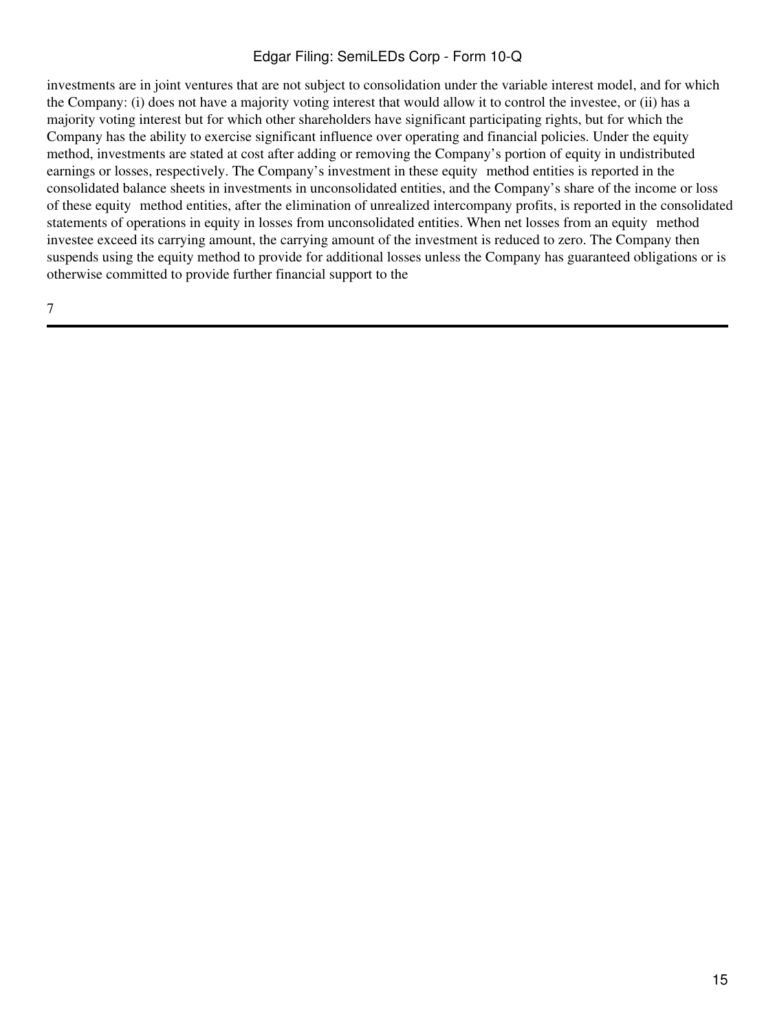investments are in joint ventures that are not subject to consolidation under the variable interest model, and for which the Company: (i) does not have a majority voting interest that would allow it to control the investee, or (ii) has a majority voting interest but for which other shareholders have significant participating rights, but for which the Company has the ability to exercise significant influence over operating and financial policies. Under the equity method, investments are stated at cost after adding or removing the Company's portion of equity in undistributed earnings or losses, respectively. The Company's investment in these equity method entities is reported in the consolidated balance sheets in investments in unconsolidated entities, and the Company's share of the income or loss of these equity method entities, after the elimination of unrealized intercompany profits, is reported in the consolidated statements of operations in equity in losses from unconsolidated entities. When net losses from an equity method investee exceed its carrying amount, the carrying amount of the investment is reduced to zero. The Company then suspends using the equity method to provide for additional losses unless the Company has guaranteed obligations or is otherwise committed to provide further financial support to the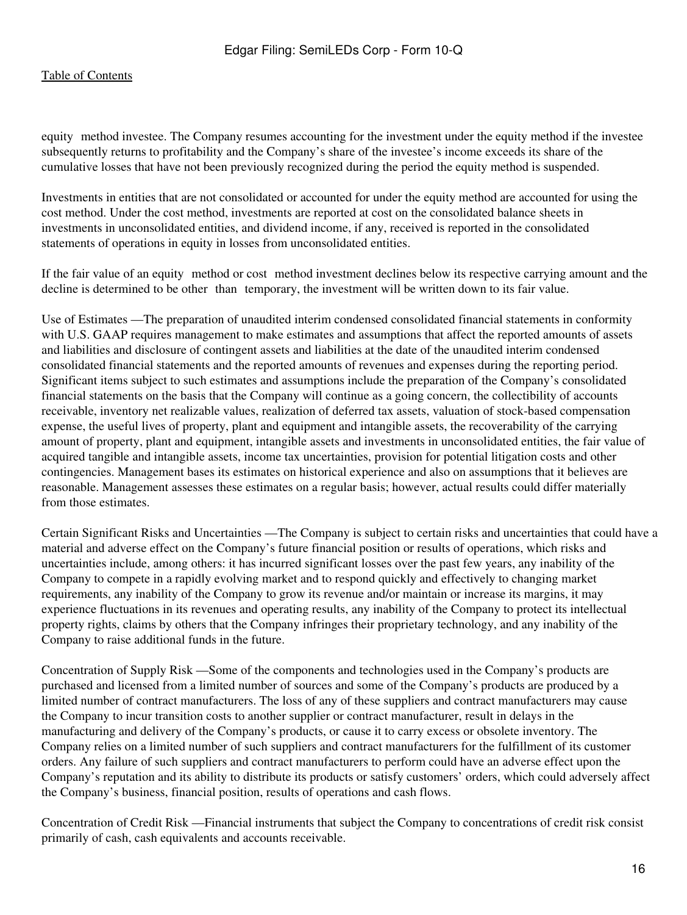equity method investee. The Company resumes accounting for the investment under the equity method if the investee subsequently returns to profitability and the Company's share of the investee's income exceeds its share of the cumulative losses that have not been previously recognized during the period the equity method is suspended.

Investments in entities that are not consolidated or accounted for under the equity method are accounted for using the cost method. Under the cost method, investments are reported at cost on the consolidated balance sheets in investments in unconsolidated entities, and dividend income, if any, received is reported in the consolidated statements of operations in equity in losses from unconsolidated entities.

If the fair value of an equity method or cost method investment declines below its respective carrying amount and the decline is determined to be other than temporary, the investment will be written down to its fair value.

Use of Estimates —The preparation of unaudited interim condensed consolidated financial statements in conformity with U.S. GAAP requires management to make estimates and assumptions that affect the reported amounts of assets and liabilities and disclosure of contingent assets and liabilities at the date of the unaudited interim condensed consolidated financial statements and the reported amounts of revenues and expenses during the reporting period. Significant items subject to such estimates and assumptions include the preparation of the Company's consolidated financial statements on the basis that the Company will continue as a going concern, the collectibility of accounts receivable, inventory net realizable values, realization of deferred tax assets, valuation of stock-based compensation expense, the useful lives of property, plant and equipment and intangible assets, the recoverability of the carrying amount of property, plant and equipment, intangible assets and investments in unconsolidated entities, the fair value of acquired tangible and intangible assets, income tax uncertainties, provision for potential litigation costs and other contingencies. Management bases its estimates on historical experience and also on assumptions that it believes are reasonable. Management assesses these estimates on a regular basis; however, actual results could differ materially from those estimates.

Certain Significant Risks and Uncertainties —The Company is subject to certain risks and uncertainties that could have a material and adverse effect on the Company's future financial position or results of operations, which risks and uncertainties include, among others: it has incurred significant losses over the past few years, any inability of the Company to compete in a rapidly evolving market and to respond quickly and effectively to changing market requirements, any inability of the Company to grow its revenue and/or maintain or increase its margins, it may experience fluctuations in its revenues and operating results, any inability of the Company to protect its intellectual property rights, claims by others that the Company infringes their proprietary technology, and any inability of the Company to raise additional funds in the future.

Concentration of Supply Risk —Some of the components and technologies used in the Company's products are purchased and licensed from a limited number of sources and some of the Company's products are produced by a limited number of contract manufacturers. The loss of any of these suppliers and contract manufacturers may cause the Company to incur transition costs to another supplier or contract manufacturer, result in delays in the manufacturing and delivery of the Company's products, or cause it to carry excess or obsolete inventory. The Company relies on a limited number of such suppliers and contract manufacturers for the fulfillment of its customer orders. Any failure of such suppliers and contract manufacturers to perform could have an adverse effect upon the Company's reputation and its ability to distribute its products or satisfy customers' orders, which could adversely affect the Company's business, financial position, results of operations and cash flows.

Concentration of Credit Risk —Financial instruments that subject the Company to concentrations of credit risk consist primarily of cash, cash equivalents and accounts receivable.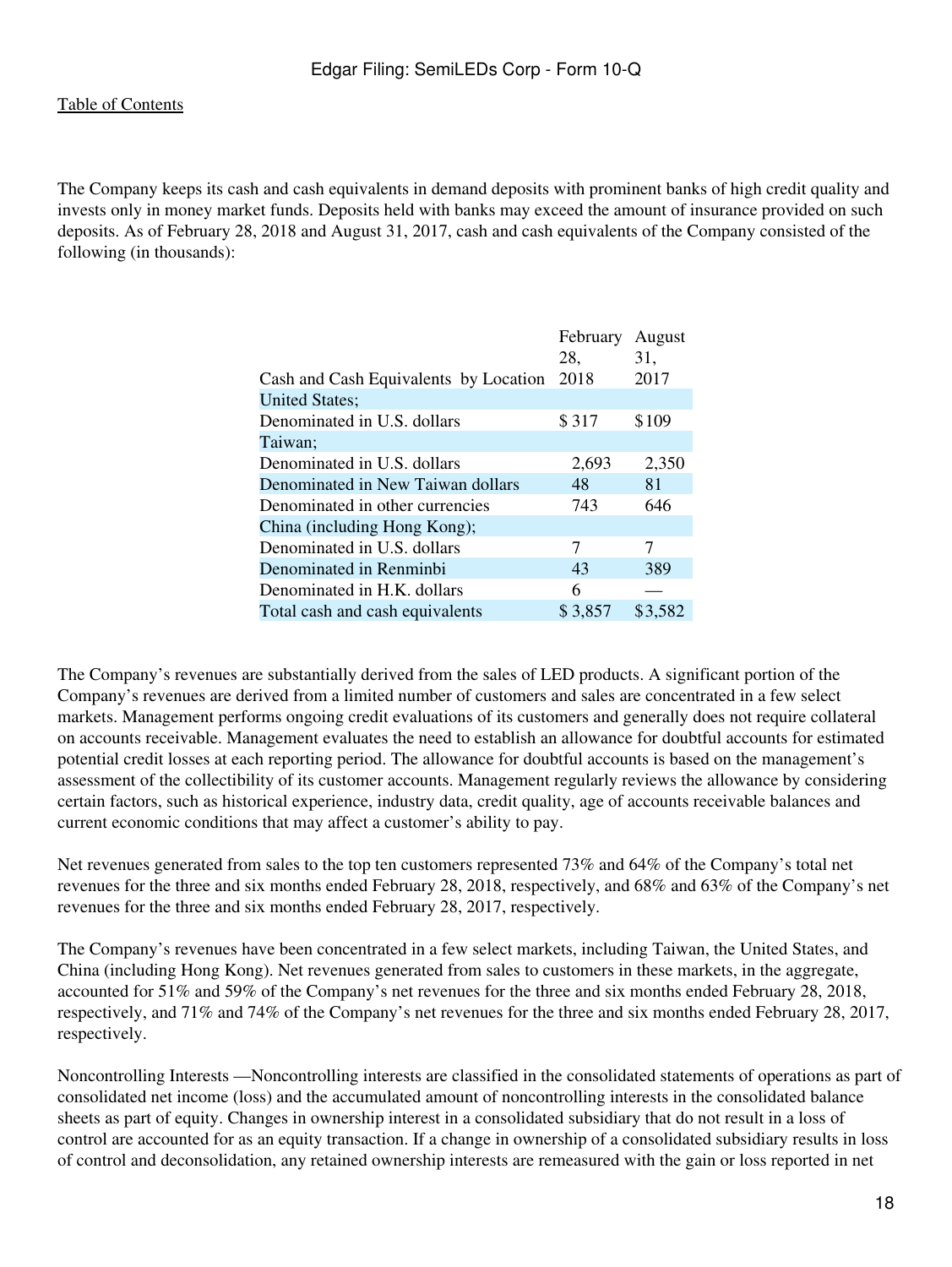The Company keeps its cash and cash equivalents in demand deposits with prominent banks of high credit quality and invests only in money market funds. Deposits held with banks may exceed the amount of insurance provided on such deposits. As of February 28, 2018 and August 31, 2017, cash and cash equivalents of the Company consisted of the following (in thousands):

| Cash and Cash Equivalents by Location | February 28, 2018 | August 31, 2017 |
|---|---|---|
| United States; | | |
| Denominated in U.S. dollars | $ 317 | $ 109 |
| Taiwan; | | |
| Denominated in U.S. dollars | 2,693 | 2,350 |
| Denominated in New Taiwan dollars | 48 | 81 |
| Denominated in other currencies | 743 | 646 |
| China (including Hong Kong); | | |
| Denominated in U.S. dollars | 7 | 7 |
| Denominated in Renminbi | 43 | 389 |
| Denominated in H.K. dollars | 6 | — |
| Total cash and cash equivalents | $ 3,857 | $ 3,582 |

The Company's revenues are substantially derived from the sales of LED products. A significant portion of the Company's revenues are derived from a limited number of customers and sales are concentrated in a few select markets. Management performs ongoing credit evaluations of its customers and generally does not require collateral on accounts receivable. Management evaluates the need to establish an allowance for doubtful accounts for estimated potential credit losses at each reporting period. The allowance for doubtful accounts is based on the management's assessment of the collectibility of its customer accounts. Management regularly reviews the allowance by considering certain factors, such as historical experience, industry data, credit quality, age of accounts receivable balances and current economic conditions that may affect a customer's ability to pay.

Net revenues generated from sales to the top ten customers represented 73% and 64% of the Company's total net revenues for the three and six months ended February 28, 2018, respectively, and 68% and 63% of the Company's net revenues for the three and six months ended February 28, 2017, respectively.

The Company's revenues have been concentrated in a few select markets, including Taiwan, the United States, and China (including Hong Kong). Net revenues generated from sales to customers in these markets, in the aggregate, accounted for 51% and 59% of the Company's net revenues for the three and six months ended February 28, 2018, respectively, and 71% and 74% of the Company's net revenues for the three and six months ended February 28, 2017, respectively.

Noncontrolling Interests —Noncontrolling interests are classified in the consolidated statements of operations as part of consolidated net income (loss) and the accumulated amount of noncontrolling interests in the consolidated balance sheets as part of equity. Changes in ownership interest in a consolidated subsidiary that do not result in a loss of control are accounted for as an equity transaction. If a change in ownership of a consolidated subsidiary results in loss of control and deconsolidation, any retained ownership interests are remeasured with the gain or loss reported in net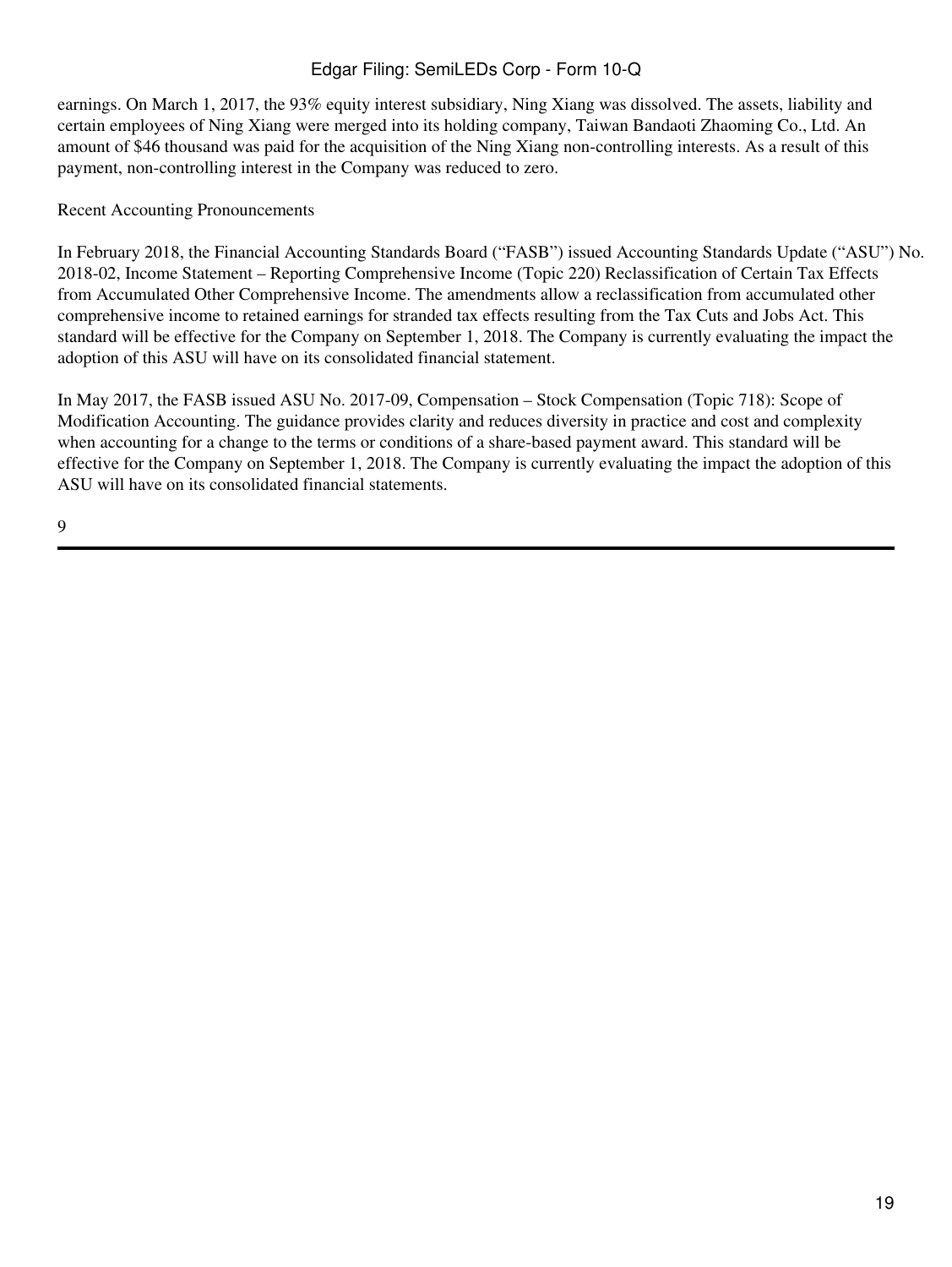earnings. On March 1, 2017, the 93% equity interest subsidiary, Ning Xiang was dissolved. The assets, liability and certain employees of Ning Xiang were merged into its holding company, Taiwan Bandaoti Zhaoming Co., Ltd. An amount of $46 thousand was paid for the acquisition of the Ning Xiang non-controlling interests. As a result of this payment, non-controlling interest in the Company was reduced to zero.

Recent Accounting Pronouncements

In February 2018, the Financial Accounting Standards Board ("FASB") issued Accounting Standards Update ("ASU") No. 2018-02, Income Statement – Reporting Comprehensive Income (Topic 220) Reclassification of Certain Tax Effects from Accumulated Other Comprehensive Income. The amendments allow a reclassification from accumulated other comprehensive income to retained earnings for stranded tax effects resulting from the Tax Cuts and Jobs Act. This standard will be effective for the Company on September 1, 2018. The Company is currently evaluating the impact the adoption of this ASU will have on its consolidated financial statement.

In May 2017, the FASB issued ASU No. 2017-09, Compensation – Stock Compensation (Topic 718): Scope of Modification Accounting. The guidance provides clarity and reduces diversity in practice and cost and complexity when accounting for a change to the terms or conditions of a share-based payment award. This standard will be effective for the Company on September 1, 2018. The Company is currently evaluating the impact the adoption of this ASU will have on its consolidated financial statements.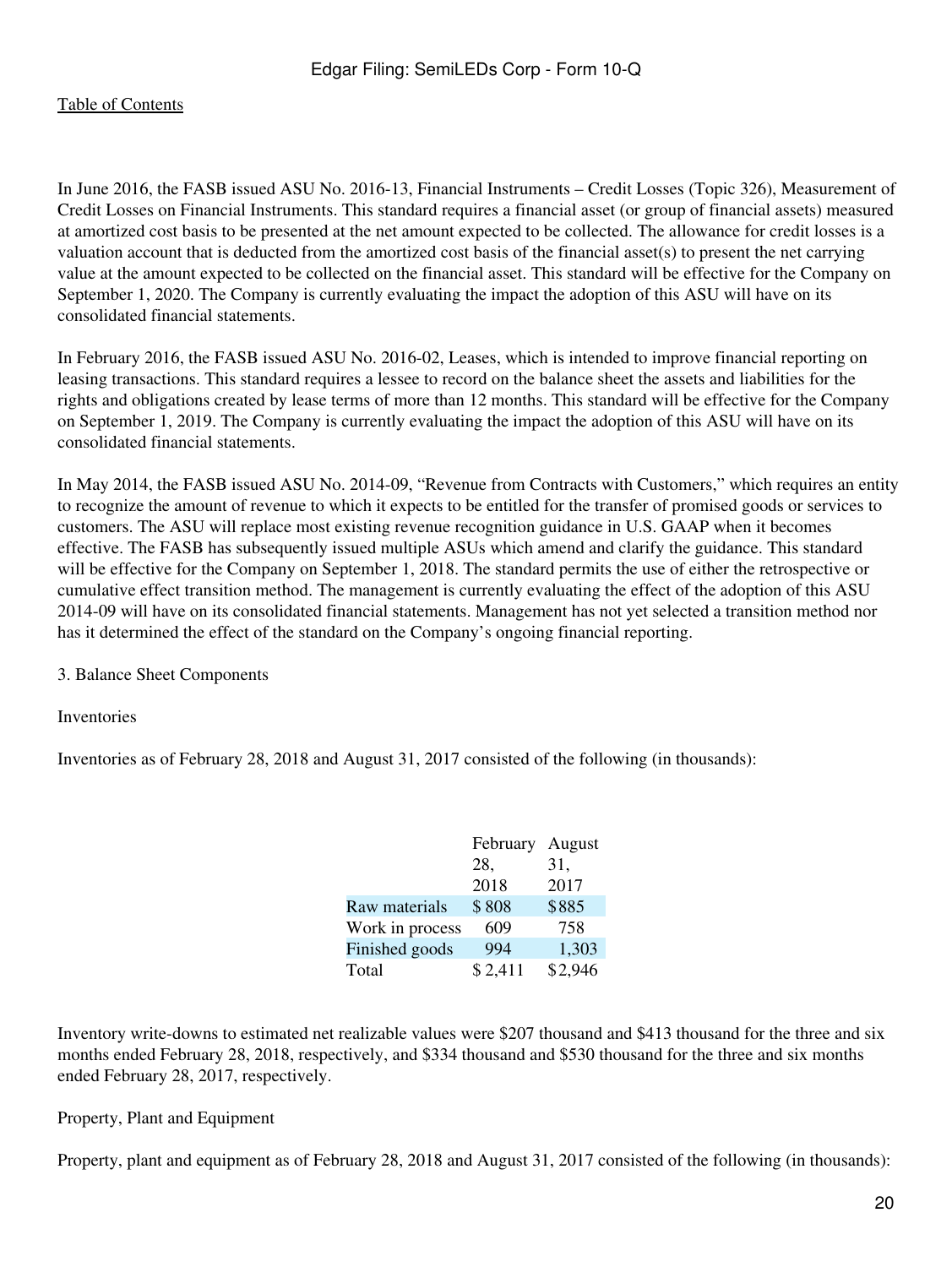In June 2016, the FASB issued ASU No. 2016-13, Financial Instruments – Credit Losses (Topic 326), Measurement of Credit Losses on Financial Instruments. This standard requires a financial asset (or group of financial assets) measured at amortized cost basis to be presented at the net amount expected to be collected. The allowance for credit losses is a valuation account that is deducted from the amortized cost basis of the financial asset(s) to present the net carrying value at the amount expected to be collected on the financial asset. This standard will be effective for the Company on September 1, 2020. The Company is currently evaluating the impact the adoption of this ASU will have on its consolidated financial statements.

In February 2016, the FASB issued ASU No. 2016-02, Leases, which is intended to improve financial reporting on leasing transactions. This standard requires a lessee to record on the balance sheet the assets and liabilities for the rights and obligations created by lease terms of more than 12 months. This standard will be effective for the Company on September 1, 2019. The Company is currently evaluating the impact the adoption of this ASU will have on its consolidated financial statements.

In May 2014, the FASB issued ASU No. 2014-09, "Revenue from Contracts with Customers," which requires an entity to recognize the amount of revenue to which it expects to be entitled for the transfer of promised goods or services to customers. The ASU will replace most existing revenue recognition guidance in U.S. GAAP when it becomes effective. The FASB has subsequently issued multiple ASUs which amend and clarify the guidance. This standard will be effective for the Company on September 1, 2018. The standard permits the use of either the retrospective or cumulative effect transition method. The management is currently evaluating the effect of the adoption of this ASU 2014-09 will have on its consolidated financial statements. Management has not yet selected a transition method nor has it determined the effect of the standard on the Company's ongoing financial reporting.

3. Balance Sheet Components

Inventories

Inventories as of February 28, 2018 and August 31, 2017 consisted of the following (in thousands):

| | February 28, 2018 | August 31, 2017 |
|---|---|---|
| Raw materials | $ 808 | $ 885 |
| Work in process | 609 | 758 |
| Finished goods | 994 | 1,303 |
| Total | $ 2,411 | $ 2,946 |

Inventory write-downs to estimated net realizable values were $207 thousand and $413 thousand for the three and six months ended February 28, 2018, respectively, and $334 thousand and $530 thousand for the three and six months ended February 28, 2017, respectively.

Property, Plant and Equipment

Property, plant and equipment as of February 28, 2018 and August 31, 2017 consisted of the following (in thousands):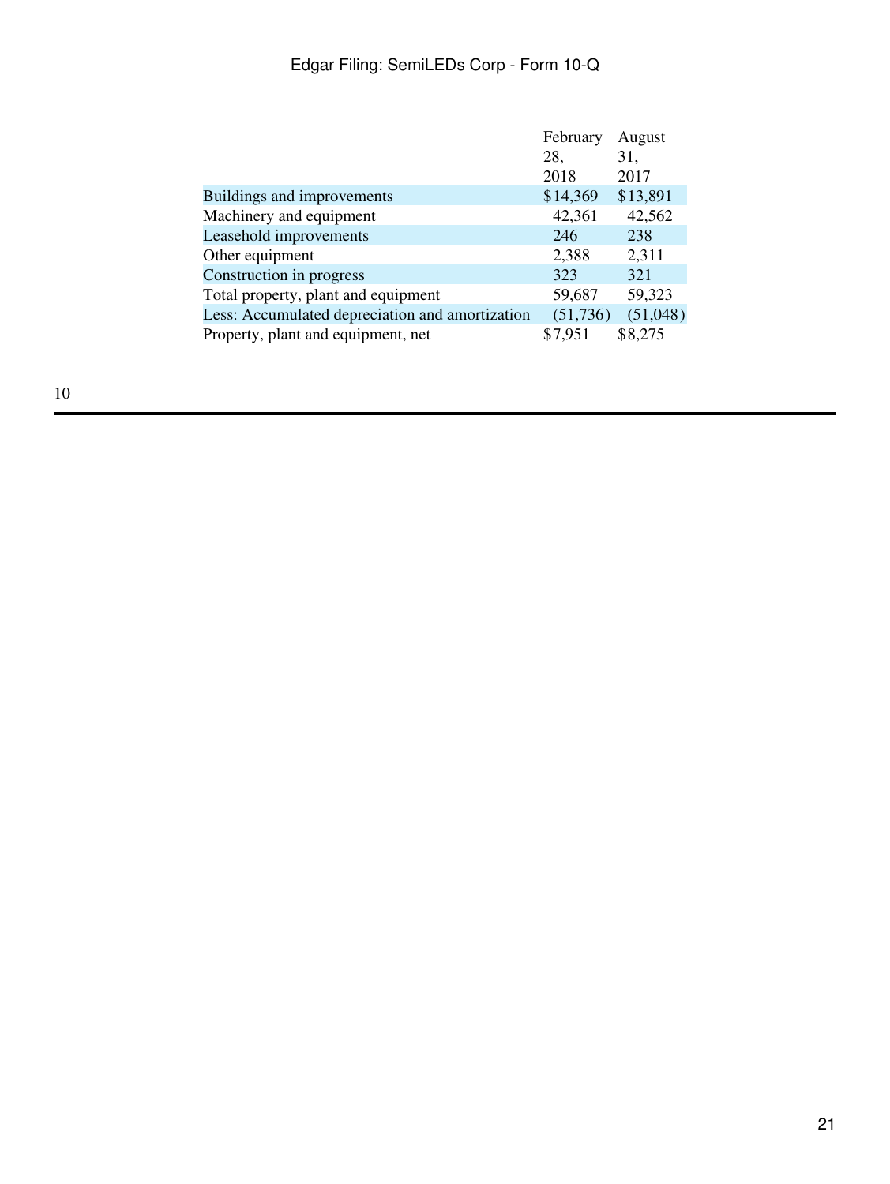| | February 28, 2018 | August 31, 2017 |
| --- | --- | --- |
| Buildings and improvements | $14,369 | $13,891 |
| Machinery and equipment | 42,361 | 42,562 |
| Leasehold improvements | 246 | 238 |
| Other equipment | 2,388 | 2,311 |
| Construction in progress | 323 | 321 |
| Total property, plant and equipment | 59,687 | 59,323 |
| Less: Accumulated depreciation and amortization | (51,736) | (51,048) |
| Property, plant and equipment, net | $7,951 | $8,275 |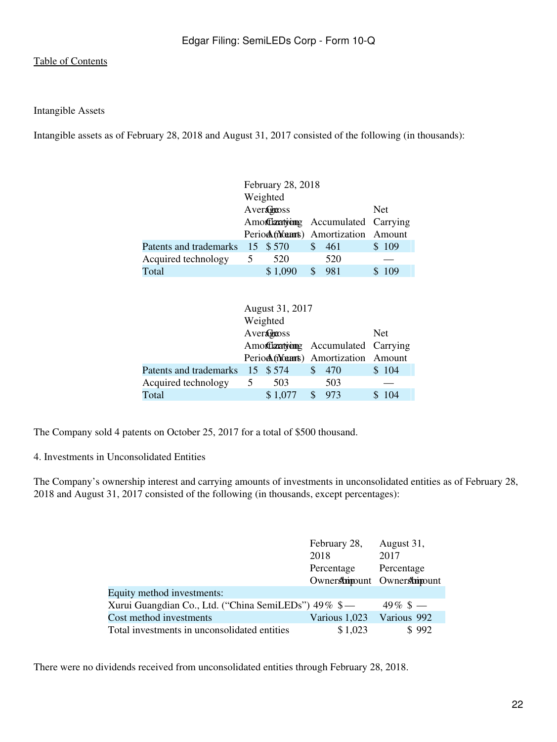Table of Contents

Intangible Assets

Intangible assets as of February 28, 2018 and August 31, 2017 consisted of the following (in thousands):

| | February 28, 2018 | | | |
|---|---|---|---|---|
| | Weighted Average Amortization Period (Years) | Gross Carrying Amount | Accumulated Amortization | Net Carrying Amount |
| Patents and trademarks | 15 | $ 570 | $ 461 | $ 109 |
| Acquired technology | 5 | 520 | 520 | — |
| Total | | $ 1,090 | $ 981 | $ 109 |

| | August 31, 2017 | | | |
|---|---|---|---|---|
| | Weighted Average Amortization Period (Years) | Gross Carrying Amount | Accumulated Amortization | Net Carrying Amount |
| Patents and trademarks | 15 | $ 574 | $ 470 | $ 104 |
| Acquired technology | 5 | 503 | 503 | — |
| Total | | $ 1,077 | $ 973 | $ 104 |

The Company sold 4 patents on October 25, 2017 for a total of $500 thousand.

4. Investments in Unconsolidated Entities

The Company's ownership interest and carrying amounts of investments in unconsolidated entities as of February 28, 2018 and August 31, 2017 consisted of the following (in thousands, except percentages):

| | February 28, 2018 | | August 31, 2017 | |
|---|---|---|---|---|
| | Percentage Ownership | Amount | Percentage Ownership | Amount |
| Equity method investments: | | | | |
| Xurui Guangdian Co., Ltd. ("China SemiLEDs") | 49% | $ — | 49% | $ — |
| Cost method investments | Various | 1,023 | Various | 992 |
| Total investments in unconsolidated entities | | $ 1,023 | | $ 992 |

There were no dividends received from unconsolidated entities through February 28, 2018.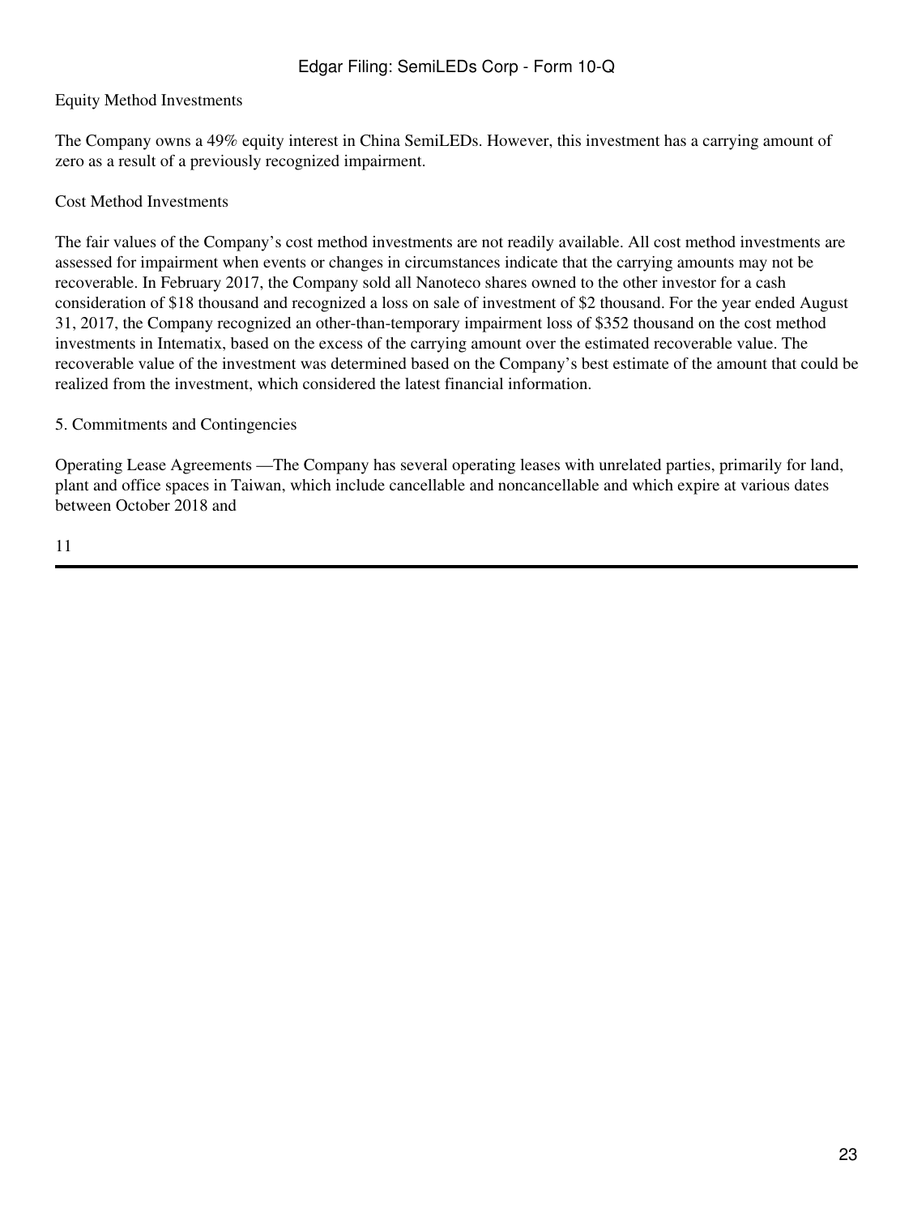Equity Method Investments

The Company owns a 49% equity interest in China SemiLEDs. However, this investment has a carrying amount of zero as a result of a previously recognized impairment.

Cost Method Investments

The fair values of the Company's cost method investments are not readily available. All cost method investments are assessed for impairment when events or changes in circumstances indicate that the carrying amounts may not be recoverable. In February 2017, the Company sold all Nanoteco shares owned to the other investor for a cash consideration of $18 thousand and recognized a loss on sale of investment of $2 thousand. For the year ended August 31, 2017, the Company recognized an other-than-temporary impairment loss of $352 thousand on the cost method investments in Intematix, based on the excess of the carrying amount over the estimated recoverable value. The recoverable value of the investment was determined based on the Company's best estimate of the amount that could be realized from the investment, which considered the latest financial information.

5. Commitments and Contingencies

Operating Lease Agreements —The Company has several operating leases with unrelated parties, primarily for land, plant and office spaces in Taiwan, which include cancellable and noncancellable and which expire at various dates between October 2018 and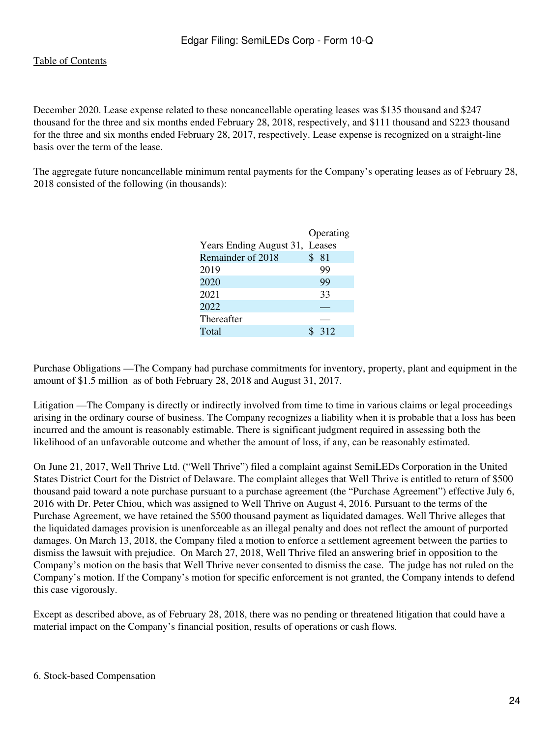December 2020. Lease expense related to these noncancellable operating leases was $135 thousand and $247 thousand for the three and six months ended February 28, 2018, respectively, and $111 thousand and $223 thousand for the three and six months ended February 28, 2017, respectively. Lease expense is recognized on a straight-line basis over the term of the lease.

The aggregate future noncancellable minimum rental payments for the Company's operating leases as of February 28, 2018 consisted of the following (in thousands):

| Years Ending August 31, | Operating Leases |
|---|---|
| Remainder of 2018 | $ 81 |
| 2019 | 99 |
| 2020 | 99 |
| 2021 | 33 |
| 2022 | — |
| Thereafter | — |
| Total | $ 312 |

Purchase Obligations —The Company had purchase commitments for inventory, property, plant and equipment in the amount of $1.5 million as of both February 28, 2018 and August 31, 2017.

Litigation —The Company is directly or indirectly involved from time to time in various claims or legal proceedings arising in the ordinary course of business. The Company recognizes a liability when it is probable that a loss has been incurred and the amount is reasonably estimable. There is significant judgment required in assessing both the likelihood of an unfavorable outcome and whether the amount of loss, if any, can be reasonably estimated.

On June 21, 2017, Well Thrive Ltd. ("Well Thrive") filed a complaint against SemiLEDs Corporation in the United States District Court for the District of Delaware. The complaint alleges that Well Thrive is entitled to return of $500 thousand paid toward a note purchase pursuant to a purchase agreement (the "Purchase Agreement") effective July 6, 2016 with Dr. Peter Chiou, which was assigned to Well Thrive on August 4, 2016. Pursuant to the terms of the Purchase Agreement, we have retained the $500 thousand payment as liquidated damages. Well Thrive alleges that the liquidated damages provision is unenforceable as an illegal penalty and does not reflect the amount of purported damages. On March 13, 2018, the Company filed a motion to enforce a settlement agreement between the parties to dismiss the lawsuit with prejudice. On March 27, 2018, Well Thrive filed an answering brief in opposition to the Company's motion on the basis that Well Thrive never consented to dismiss the case. The judge has not ruled on the Company's motion. If the Company's motion for specific enforcement is not granted, the Company intends to defend this case vigorously.

Except as described above, as of February 28, 2018, there was no pending or threatened litigation that could have a material impact on the Company's financial position, results of operations or cash flows.

6. Stock-based Compensation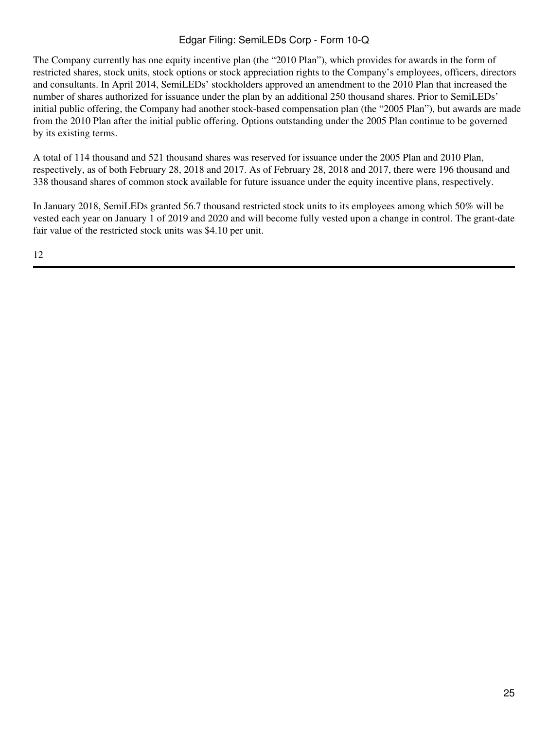The Company currently has one equity incentive plan (the “2010 Plan”), which provides for awards in the form of restricted shares, stock units, stock options or stock appreciation rights to the Company’s employees, officers, directors and consultants. In April 2014, SemiLEDs’ stockholders approved an amendment to the 2010 Plan that increased the number of shares authorized for issuance under the plan by an additional 250 thousand shares. Prior to SemiLEDs’ initial public offering, the Company had another stock-based compensation plan (the “2005 Plan”), but awards are made from the 2010 Plan after the initial public offering. Options outstanding under the 2005 Plan continue to be governed by its existing terms.

A total of 114 thousand and 521 thousand shares was reserved for issuance under the 2005 Plan and 2010 Plan, respectively, as of both February 28, 2018 and 2017. As of February 28, 2018 and 2017, there were 196 thousand and 338 thousand shares of common stock available for future issuance under the equity incentive plans, respectively.

In January 2018, SemiLEDs granted 56.7 thousand restricted stock units to its employees among which 50% will be vested each year on January 1 of 2019 and 2020 and will become fully vested upon a change in control. The grant-date fair value of the restricted stock units was $4.10 per unit.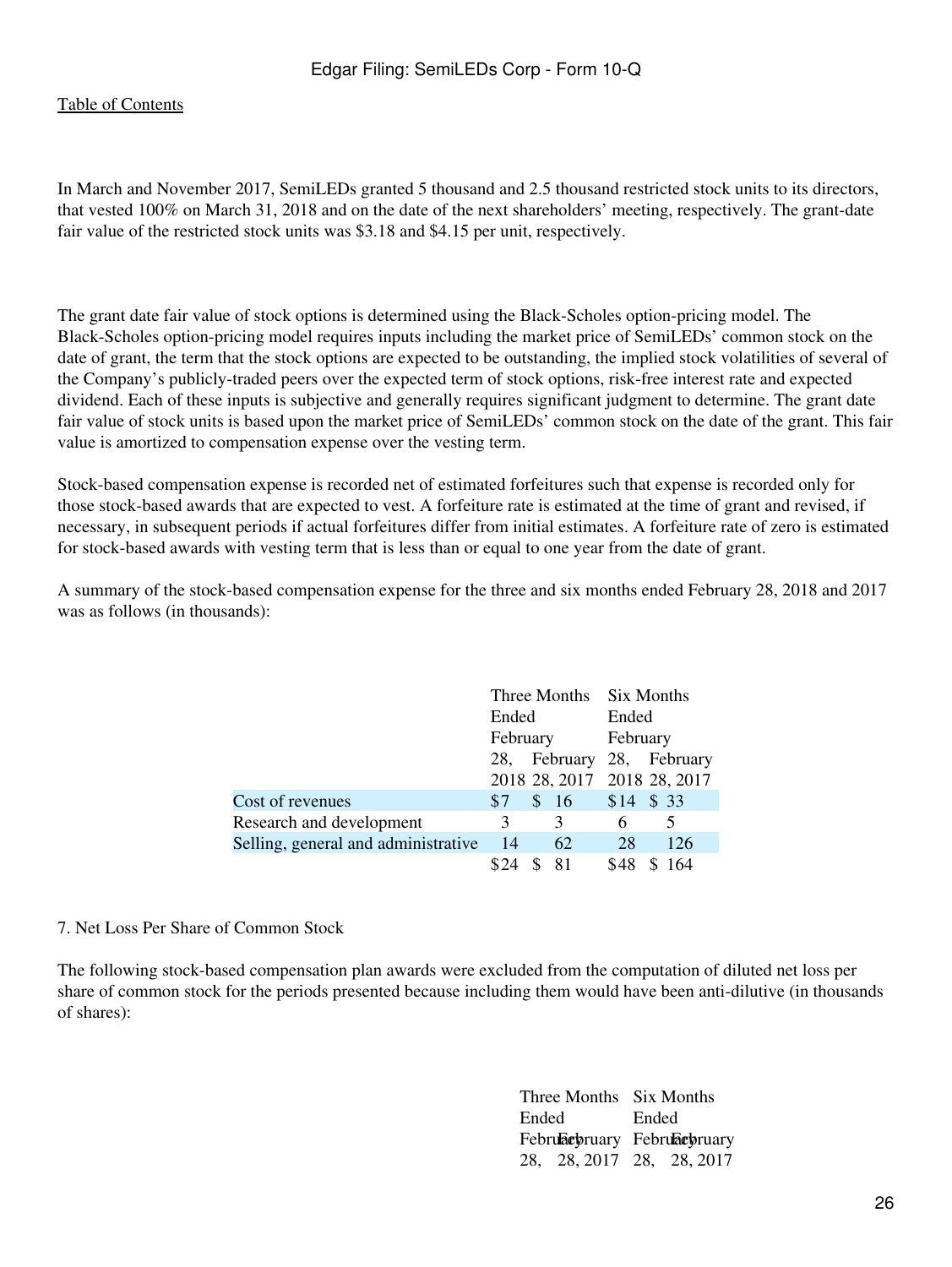In March and November 2017, SemiLEDs granted 5 thousand and 2.5 thousand restricted stock units to its directors, that vested 100% on March 31, 2018 and on the date of the next shareholders' meeting, respectively. The grant-date fair value of the restricted stock units was $3.18 and $4.15 per unit, respectively.

The grant date fair value of stock options is determined using the Black-Scholes option-pricing model. The Black-Scholes option-pricing model requires inputs including the market price of SemiLEDs' common stock on the date of grant, the term that the stock options are expected to be outstanding, the implied stock volatilities of several of the Company's publicly-traded peers over the expected term of stock options, risk-free interest rate and expected dividend. Each of these inputs is subjective and generally requires significant judgment to determine. The grant date fair value of stock units is based upon the market price of SemiLEDs' common stock on the date of the grant. This fair value is amortized to compensation expense over the vesting term.

Stock-based compensation expense is recorded net of estimated forfeitures such that expense is recorded only for those stock-based awards that are expected to vest. A forfeiture rate is estimated at the time of grant and revised, if necessary, in subsequent periods if actual forfeitures differ from initial estimates. A forfeiture rate of zero is estimated for stock-based awards with vesting term that is less than or equal to one year from the date of grant.

A summary of the stock-based compensation expense for the three and six months ended February 28, 2018 and 2017 was as follows (in thousands):

| | Three Months Ended | | Six Months Ended | |
|---|---|---|---|---|
| | February 28, 2018 | February 28, 2017 | February 28, 2018 | February 28, 2017 |
| Cost of revenues | $7 | $ 16 | $14 | $ 33 |
| Research and development | 3 | 3 | 6 | 5 |
| Selling, general and administrative | 14 | 62 | 28 | 126 |
| | $24 | $ 81 | $48 | $ 164 |

7. Net Loss Per Share of Common Stock

The following stock-based compensation plan awards were excluded from the computation of diluted net loss per share of common stock for the periods presented because including them would have been anti-dilutive (in thousands of shares):

| | Three Months Ended | | Six Months Ended | |
|---|---|---|---|---|
| | February 28, | February 28, 2017 | February 28, | February 28, 2017 |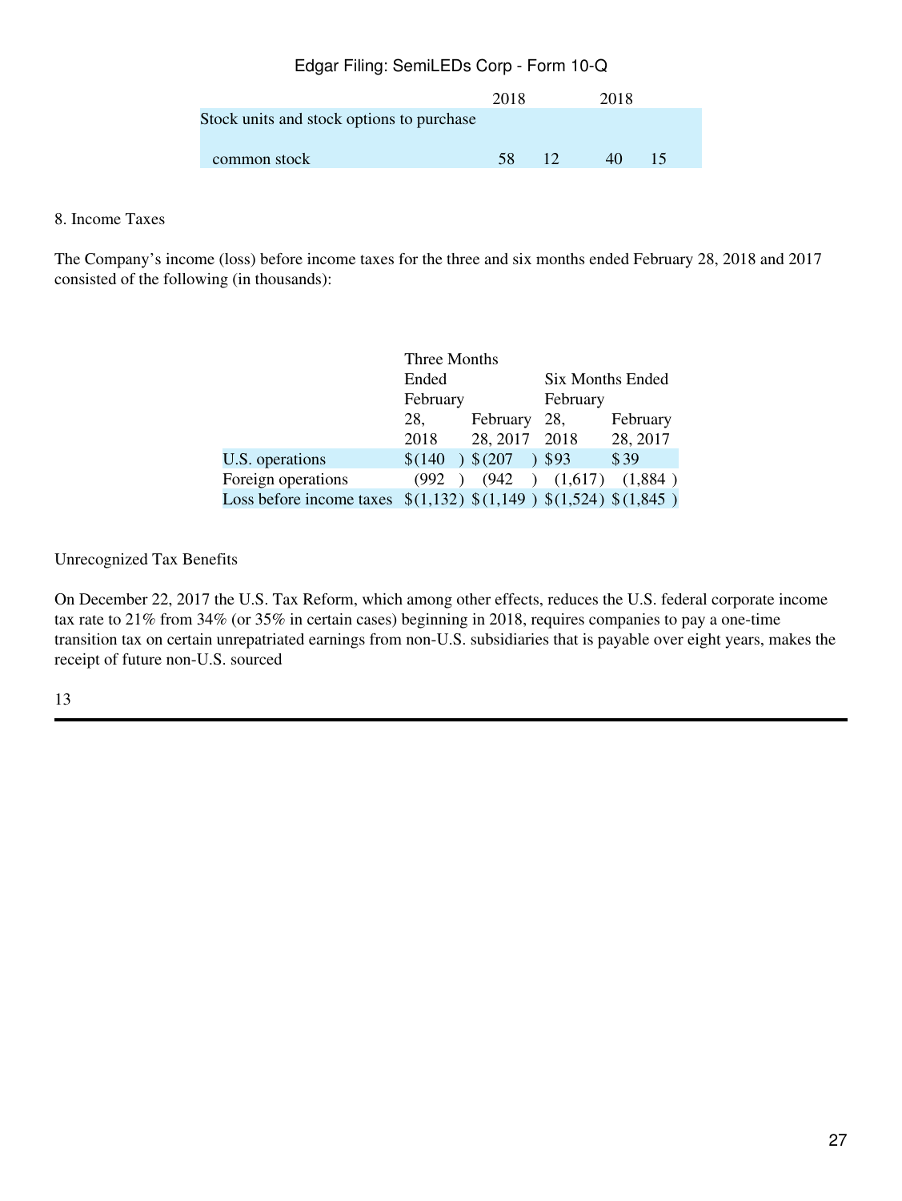| | 2018 | | 2018 | |
|---|---|---|---|---|
| Stock units and stock options to purchase common stock | 58 | 12 | 40 | 15 |

8. Income Taxes

The Company's income (loss) before income taxes for the three and six months ended February 28, 2018 and 2017 consisted of the following (in thousands):

| | Three Months Ended February 28, 2018 | February 28, 2017 | Six Months Ended February 28, 2018 | February 28, 2017 |
|---|---|---|---|---|
| U.S. operations | $(140) | $(207) | $93 | $39 |
| Foreign operations | (992) | (942) | (1,617) | (1,884) |
| Loss before income taxes | $(1,132) | $(1,149) | $(1,524) | $(1,845) |

Unrecognized Tax Benefits

On December 22, 2017 the U.S. Tax Reform, which among other effects, reduces the U.S. federal corporate income tax rate to 21% from 34% (or 35% in certain cases) beginning in 2018, requires companies to pay a one-time transition tax on certain unrepatriated earnings from non-U.S. subsidiaries that is payable over eight years, makes the receipt of future non-U.S. sourced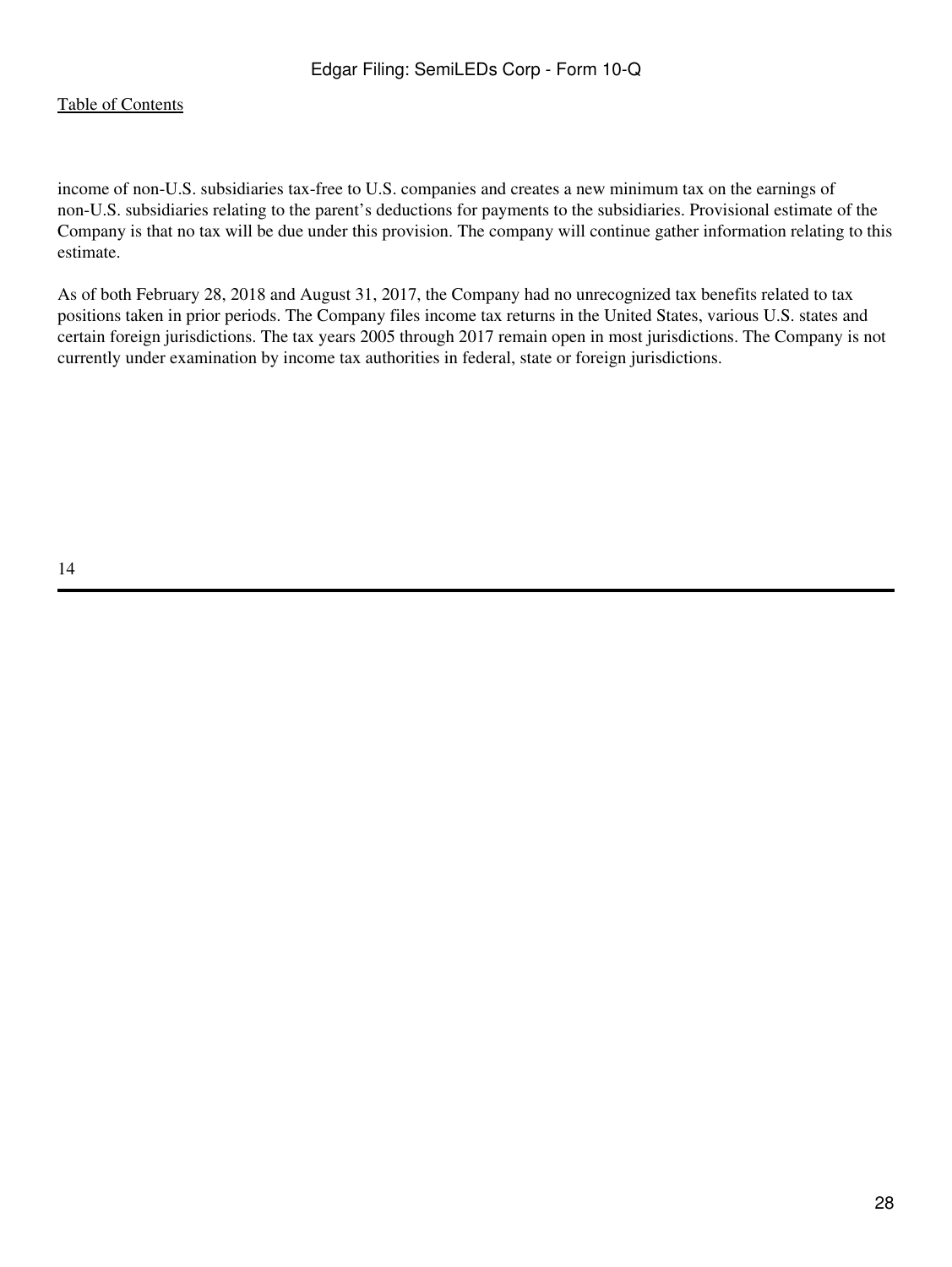income of non-U.S. subsidiaries tax-free to U.S. companies and creates a new minimum tax on the earnings of non-U.S. subsidiaries relating to the parent’s deductions for payments to the subsidiaries. Provisional estimate of the Company is that no tax will be due under this provision. The company will continue gather information relating to this estimate.

As of both February 28, 2018 and August 31, 2017, the Company had no unrecognized tax benefits related to tax positions taken in prior periods. The Company files income tax returns in the United States, various U.S. states and certain foreign jurisdictions. The tax years 2005 through 2017 remain open in most jurisdictions. The Company is not currently under examination by income tax authorities in federal, state or foreign jurisdictions.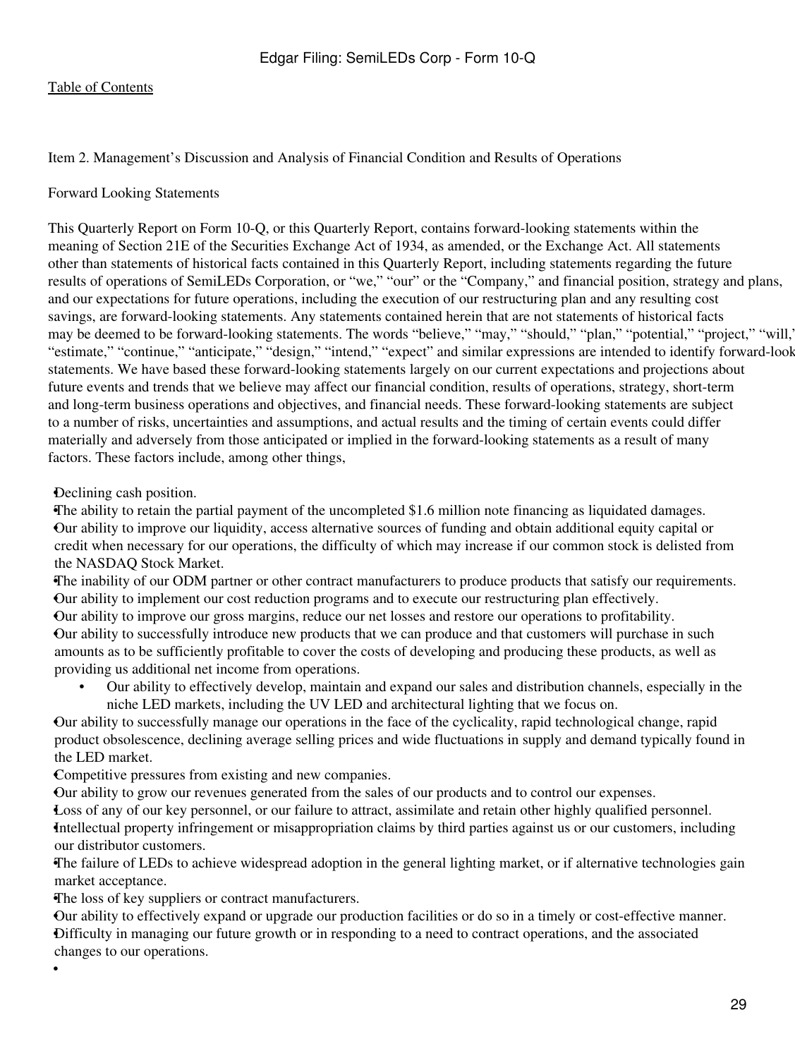Item 2. Management's Discussion and Analysis of Financial Condition and Results of Operations

Forward Looking Statements

This Quarterly Report on Form 10-Q, or this Quarterly Report, contains forward-looking statements within the meaning of Section 21E of the Securities Exchange Act of 1934, as amended, or the Exchange Act. All statements other than statements of historical facts contained in this Quarterly Report, including statements regarding the future results of operations of SemiLEDs Corporation, or "we," "our" or the "Company," and financial position, strategy and plans, and our expectations for future operations, including the execution of our restructuring plan and any resulting cost savings, are forward-looking statements. Any statements contained herein that are not statements of historical facts may be deemed to be forward-looking statements. The words "believe," "may," "should," "plan," "potential," "project," "will," "estimate," "continue," "anticipate," "design," "intend," "expect" and similar expressions are intended to identify forward-looking statements. We have based these forward-looking statements largely on our current expectations and projections about future events and trends that we believe may affect our financial condition, results of operations, strategy, short-term and long-term business operations and objectives, and financial needs. These forward-looking statements are subject to a number of risks, uncertainties and assumptions, and actual results and the timing of certain events could differ materially and adversely from those anticipated or implied in the forward-looking statements as a result of many factors. These factors include, among other things,

- Declining cash position.
- The ability to retain the partial payment of the uncompleted $1.6 million note financing as liquidated damages.
- Our ability to improve our liquidity, access alternative sources of funding and obtain additional equity capital or credit when necessary for our operations, the difficulty of which may increase if our common stock is delisted from the NASDAQ Stock Market.
- The inability of our ODM partner or other contract manufacturers to produce products that satisfy our requirements.
- Our ability to implement our cost reduction programs and to execute our restructuring plan effectively.
- Our ability to improve our gross margins, reduce our net losses and restore our operations to profitability.
- Our ability to successfully introduce new products that we can produce and that customers will purchase in such amounts as to be sufficiently profitable to cover the costs of developing and producing these products, as well as providing us additional net income from operations.
- Our ability to effectively develop, maintain and expand our sales and distribution channels, especially in the niche LED markets, including the UV LED and architectural lighting that we focus on.
- Our ability to successfully manage our operations in the face of the cyclicality, rapid technological change, rapid product obsolescence, declining average selling prices and wide fluctuations in supply and demand typically found in the LED market.
- Competitive pressures from existing and new companies.
- Our ability to grow our revenues generated from the sales of our products and to control our expenses.
- Loss of any of our key personnel, or our failure to attract, assimilate and retain other highly qualified personnel.
- Intellectual property infringement or misappropriation claims by third parties against us or our customers, including our distributor customers.
- The failure of LEDs to achieve widespread adoption in the general lighting market, or if alternative technologies gain market acceptance.
- The loss of key suppliers or contract manufacturers.
- Our ability to effectively expand or upgrade our production facilities or do so in a timely or cost-effective manner.
- Difficulty in managing our future growth or in responding to a need to contract operations, and the associated changes to our operations.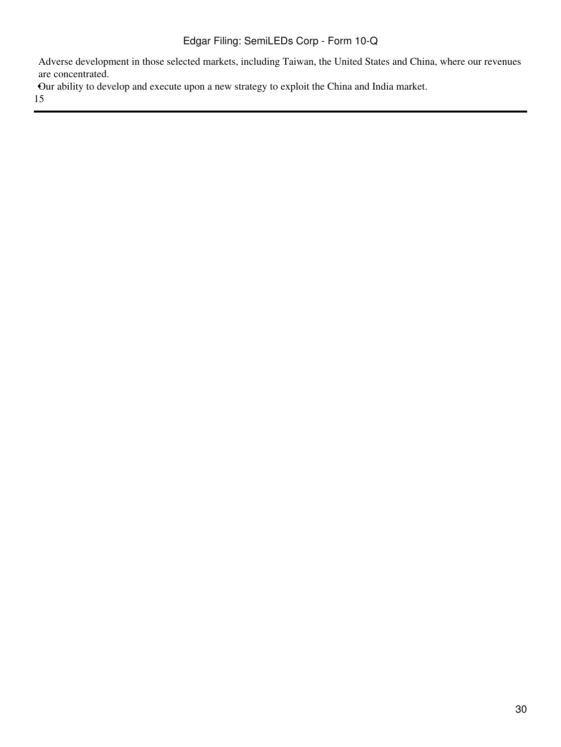- Adverse development in those selected markets, including Taiwan, the United States and China, where our revenues are concentrated.
- Our ability to develop and execute upon a new strategy to exploit the China and India market.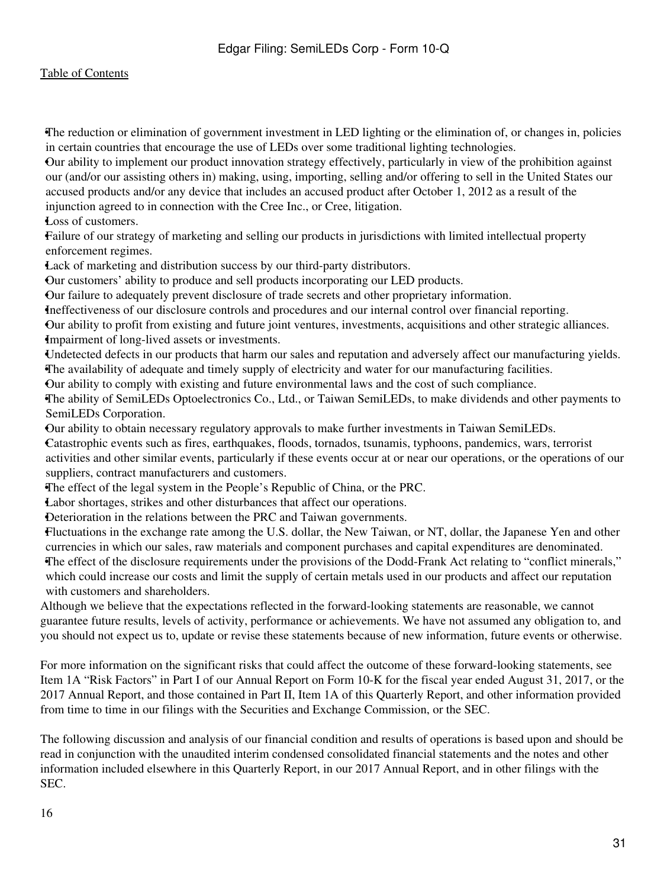- The reduction or elimination of government investment in LED lighting or the elimination of, or changes in, policies in certain countries that encourage the use of LEDs over some traditional lighting technologies.
- Our ability to implement our product innovation strategy effectively, particularly in view of the prohibition against our (and/or our assisting others in) making, using, importing, selling and/or offering to sell in the United States our accused products and/or any device that includes an accused product after October 1, 2012 as a result of the injunction agreed to in connection with the Cree Inc., or Cree, litigation.
- Loss of customers.
- Failure of our strategy of marketing and selling our products in jurisdictions with limited intellectual property enforcement regimes.
- Lack of marketing and distribution success by our third-party distributors.
- Our customers' ability to produce and sell products incorporating our LED products.
- Our failure to adequately prevent disclosure of trade secrets and other proprietary information.
- Ineffectiveness of our disclosure controls and procedures and our internal control over financial reporting.
- Our ability to profit from existing and future joint ventures, investments, acquisitions and other strategic alliances.
- Impairment of long-lived assets or investments.
- Undetected defects in our products that harm our sales and reputation and adversely affect our manufacturing yields.
- The availability of adequate and timely supply of electricity and water for our manufacturing facilities.
- Our ability to comply with existing and future environmental laws and the cost of such compliance.
- The ability of SemiLEDs Optoelectronics Co., Ltd., or Taiwan SemiLEDs, to make dividends and other payments to SemiLEDs Corporation.
- Our ability to obtain necessary regulatory approvals to make further investments in Taiwan SemiLEDs.
- Catastrophic events such as fires, earthquakes, floods, tornados, tsunamis, typhoons, pandemics, wars, terrorist activities and other similar events, particularly if these events occur at or near our operations, or the operations of our suppliers, contract manufacturers and customers.
- The effect of the legal system in the People's Republic of China, or the PRC.
- Labor shortages, strikes and other disturbances that affect our operations.
- Deterioration in the relations between the PRC and Taiwan governments.
- Fluctuations in the exchange rate among the U.S. dollar, the New Taiwan, or NT, dollar, the Japanese Yen and other currencies in which our sales, raw materials and component purchases and capital expenditures are denominated.
- The effect of the disclosure requirements under the provisions of the Dodd-Frank Act relating to "conflict minerals," which could increase our costs and limit the supply of certain metals used in our products and affect our reputation with customers and shareholders.

Although we believe that the expectations reflected in the forward-looking statements are reasonable, we cannot guarantee future results, levels of activity, performance or achievements. We have not assumed any obligation to, and you should not expect us to, update or revise these statements because of new information, future events or otherwise.

For more information on the significant risks that could affect the outcome of these forward-looking statements, see Item 1A "Risk Factors" in Part I of our Annual Report on Form 10-K for the fiscal year ended August 31, 2017, or the 2017 Annual Report, and those contained in Part II, Item 1A of this Quarterly Report, and other information provided from time to time in our filings with the Securities and Exchange Commission, or the SEC.

The following discussion and analysis of our financial condition and results of operations is based upon and should be read in conjunction with the unaudited interim condensed consolidated financial statements and the notes and other information included elsewhere in this Quarterly Report, in our 2017 Annual Report, and in other filings with the SEC.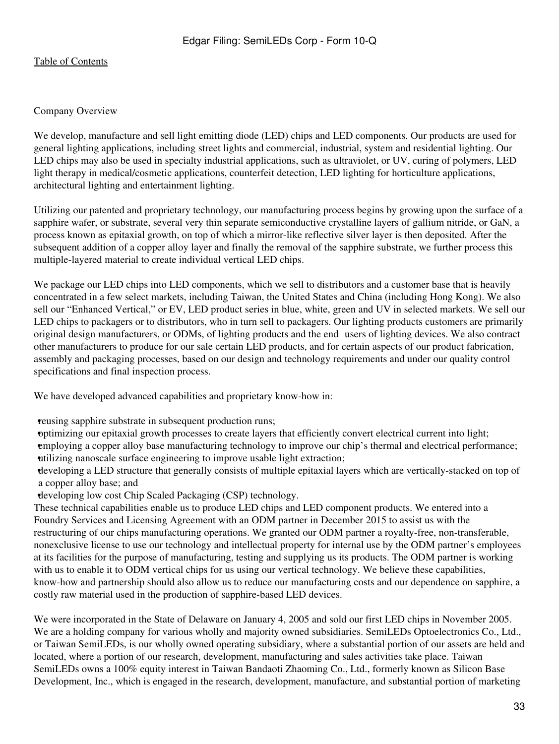Company Overview

We develop, manufacture and sell light emitting diode (LED) chips and LED components. Our products are used for general lighting applications, including street lights and commercial, industrial, system and residential lighting. Our LED chips may also be used in specialty industrial applications, such as ultraviolet, or UV, curing of polymers, LED light therapy in medical/cosmetic applications, counterfeit detection, LED lighting for horticulture applications, architectural lighting and entertainment lighting.

Utilizing our patented and proprietary technology, our manufacturing process begins by growing upon the surface of a sapphire wafer, or substrate, several very thin separate semiconductive crystalline layers of gallium nitride, or GaN, a process known as epitaxial growth, on top of which a mirror-like reflective silver layer is then deposited. After the subsequent addition of a copper alloy layer and finally the removal of the sapphire substrate, we further process this multiple-layered material to create individual vertical LED chips.

We package our LED chips into LED components, which we sell to distributors and a customer base that is heavily concentrated in a few select markets, including Taiwan, the United States and China (including Hong Kong). We also sell our "Enhanced Vertical," or EV, LED product series in blue, white, green and UV in selected markets. We sell our LED chips to packagers or to distributors, who in turn sell to packagers. Our lighting products customers are primarily original design manufacturers, or ODMs, of lighting products and the end users of lighting devices. We also contract other manufacturers to produce for our sale certain LED products, and for certain aspects of our product fabrication, assembly and packaging processes, based on our design and technology requirements and under our quality control specifications and final inspection process.

We have developed advanced capabilities and proprietary know-how in:

- reusing sapphire substrate in subsequent production runs;
- optimizing our epitaxial growth processes to create layers that efficiently convert electrical current into light;
- employing a copper alloy base manufacturing technology to improve our chip's thermal and electrical performance;
- utilizing nanoscale surface engineering to improve usable light extraction;
- developing a LED structure that generally consists of multiple epitaxial layers which are vertically-stacked on top of a copper alloy base; and
- developing low cost Chip Scaled Packaging (CSP) technology.

These technical capabilities enable us to produce LED chips and LED component products. We entered into a Foundry Services and Licensing Agreement with an ODM partner in December 2015 to assist us with the restructuring of our chips manufacturing operations. We granted our ODM partner a royalty-free, non-transferable, nonexclusive license to use our technology and intellectual property for internal use by the ODM partner's employees at its facilities for the purpose of manufacturing, testing and supplying us its products. The ODM partner is working with us to enable it to ODM vertical chips for us using our vertical technology. We believe these capabilities, know-how and partnership should also allow us to reduce our manufacturing costs and our dependence on sapphire, a costly raw material used in the production of sapphire-based LED devices.

We were incorporated in the State of Delaware on January 4, 2005 and sold our first LED chips in November 2005. We are a holding company for various wholly and majority owned subsidiaries. SemiLEDs Optoelectronics Co., Ltd., or Taiwan SemiLEDs, is our wholly owned operating subsidiary, where a substantial portion of our assets are held and located, where a portion of our research, development, manufacturing and sales activities take place. Taiwan SemiLEDs owns a 100% equity interest in Taiwan Bandaoti Zhaoming Co., Ltd., formerly known as Silicon Base Development, Inc., which is engaged in the research, development, manufacture, and substantial portion of marketing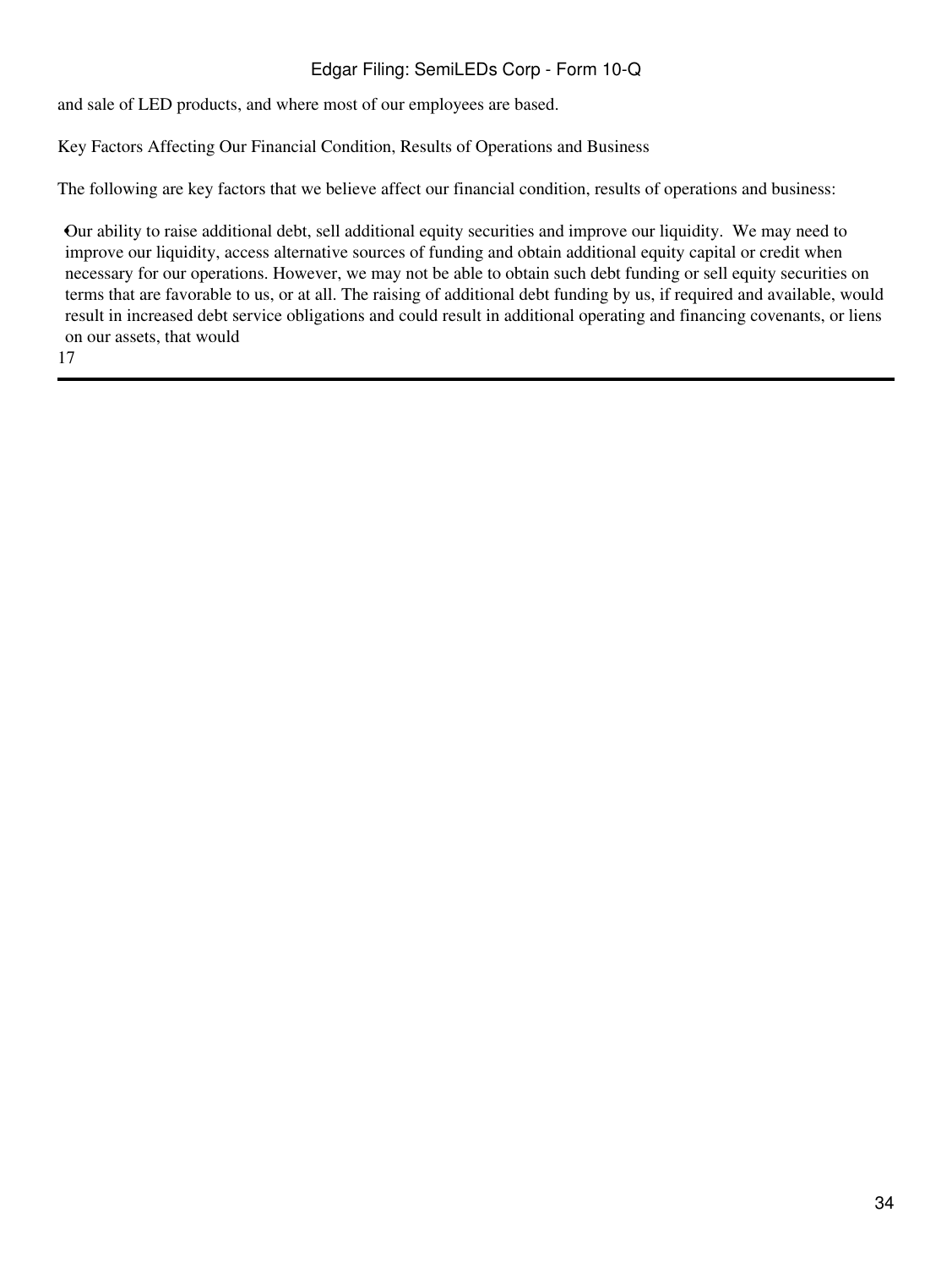and sale of LED products, and where most of our employees are based.

Key Factors Affecting Our Financial Condition, Results of Operations and Business

The following are key factors that we believe affect our financial condition, results of operations and business:

- Our ability to raise additional debt, sell additional equity securities and improve our liquidity. We may need to improve our liquidity, access alternative sources of funding and obtain additional equity capital or credit when necessary for our operations. However, we may not be able to obtain such debt funding or sell equity securities on terms that are favorable to us, or at all. The raising of additional debt funding by us, if required and available, would result in increased debt service obligations and could result in additional operating and financing covenants, or liens on our assets, that would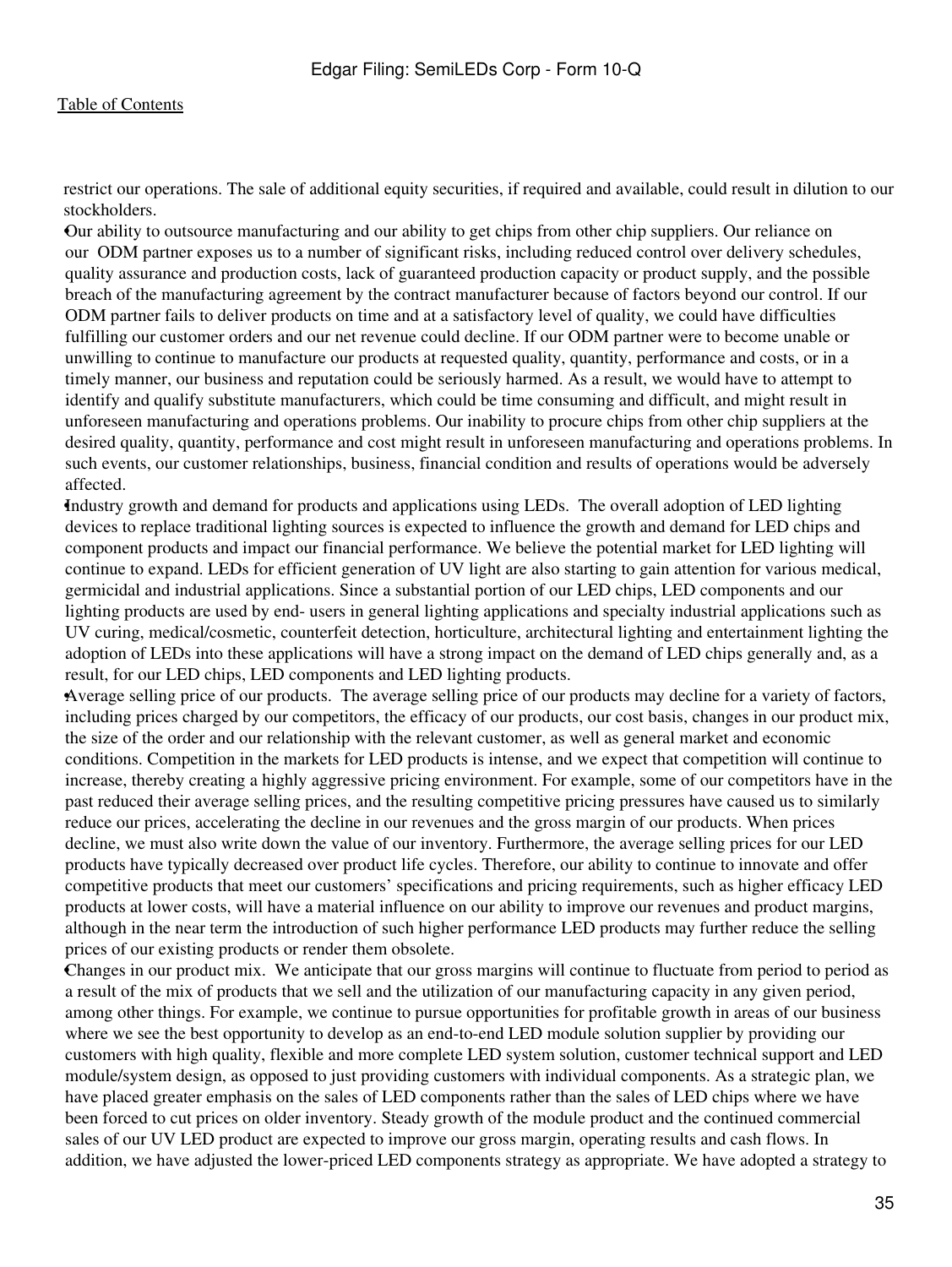restrict our operations. The sale of additional equity securities, if required and available, could result in dilution to our stockholders.

- Our ability to outsource manufacturing and our ability to get chips from other chip suppliers. Our reliance on our ODM partner exposes us to a number of significant risks, including reduced control over delivery schedules, quality assurance and production costs, lack of guaranteed production capacity or product supply, and the possible breach of the manufacturing agreement by the contract manufacturer because of factors beyond our control. If our ODM partner fails to deliver products on time and at a satisfactory level of quality, we could have difficulties fulfilling our customer orders and our net revenue could decline. If our ODM partner were to become unable or unwilling to continue to manufacture our products at requested quality, quantity, performance and costs, or in a timely manner, our business and reputation could be seriously harmed. As a result, we would have to attempt to identify and qualify substitute manufacturers, which could be time consuming and difficult, and might result in unforeseen manufacturing and operations problems. Our inability to procure chips from other chip suppliers at the desired quality, quantity, performance and cost might result in unforeseen manufacturing and operations problems. In such events, our customer relationships, business, financial condition and results of operations would be adversely affected.
- Industry growth and demand for products and applications using LEDs. The overall adoption of LED lighting devices to replace traditional lighting sources is expected to influence the growth and demand for LED chips and component products and impact our financial performance. We believe the potential market for LED lighting will continue to expand. LEDs for efficient generation of UV light are also starting to gain attention for various medical, germicidal and industrial applications. Since a substantial portion of our LED chips, LED components and our lighting products are used by end- users in general lighting applications and specialty industrial applications such as UV curing, medical/cosmetic, counterfeit detection, horticulture, architectural lighting and entertainment lighting the adoption of LEDs into these applications will have a strong impact on the demand of LED chips generally and, as a result, for our LED chips, LED components and LED lighting products.
- Average selling price of our products. The average selling price of our products may decline for a variety of factors, including prices charged by our competitors, the efficacy of our products, our cost basis, changes in our product mix, the size of the order and our relationship with the relevant customer, as well as general market and economic conditions. Competition in the markets for LED products is intense, and we expect that competition will continue to increase, thereby creating a highly aggressive pricing environment. For example, some of our competitors have in the past reduced their average selling prices, and the resulting competitive pricing pressures have caused us to similarly reduce our prices, accelerating the decline in our revenues and the gross margin of our products. When prices decline, we must also write down the value of our inventory. Furthermore, the average selling prices for our LED products have typically decreased over product life cycles. Therefore, our ability to continue to innovate and offer competitive products that meet our customers' specifications and pricing requirements, such as higher efficacy LED products at lower costs, will have a material influence on our ability to improve our revenues and product margins, although in the near term the introduction of such higher performance LED products may further reduce the selling prices of our existing products or render them obsolete.
- Changes in our product mix. We anticipate that our gross margins will continue to fluctuate from period to period as a result of the mix of products that we sell and the utilization of our manufacturing capacity in any given period, among other things. For example, we continue to pursue opportunities for profitable growth in areas of our business where we see the best opportunity to develop as an end-to-end LED module solution supplier by providing our customers with high quality, flexible and more complete LED system solution, customer technical support and LED module/system design, as opposed to just providing customers with individual components. As a strategic plan, we have placed greater emphasis on the sales of LED components rather than the sales of LED chips where we have been forced to cut prices on older inventory. Steady growth of the module product and the continued commercial sales of our UV LED product are expected to improve our gross margin, operating results and cash flows. In addition, we have adjusted the lower-priced LED components strategy as appropriate. We have adopted a strategy to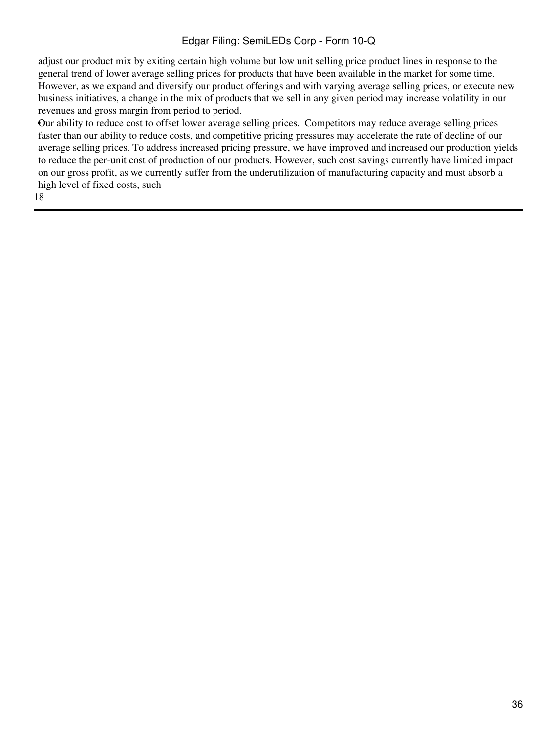adjust our product mix by exiting certain high volume but low unit selling price product lines in response to the general trend of lower average selling prices for products that have been available in the market for some time. However, as we expand and diversify our product offerings and with varying average selling prices, or execute new business initiatives, a change in the mix of products that we sell in any given period may increase volatility in our revenues and gross margin from period to period.

- Our ability to reduce cost to offset lower average selling prices. Competitors may reduce average selling prices faster than our ability to reduce costs, and competitive pricing pressures may accelerate the rate of decline of our average selling prices. To address increased pricing pressure, we have improved and increased our production yields to reduce the per-unit cost of production of our products. However, such cost savings currently have limited impact on our gross profit, as we currently suffer from the underutilization of manufacturing capacity and must absorb a high level of fixed costs, such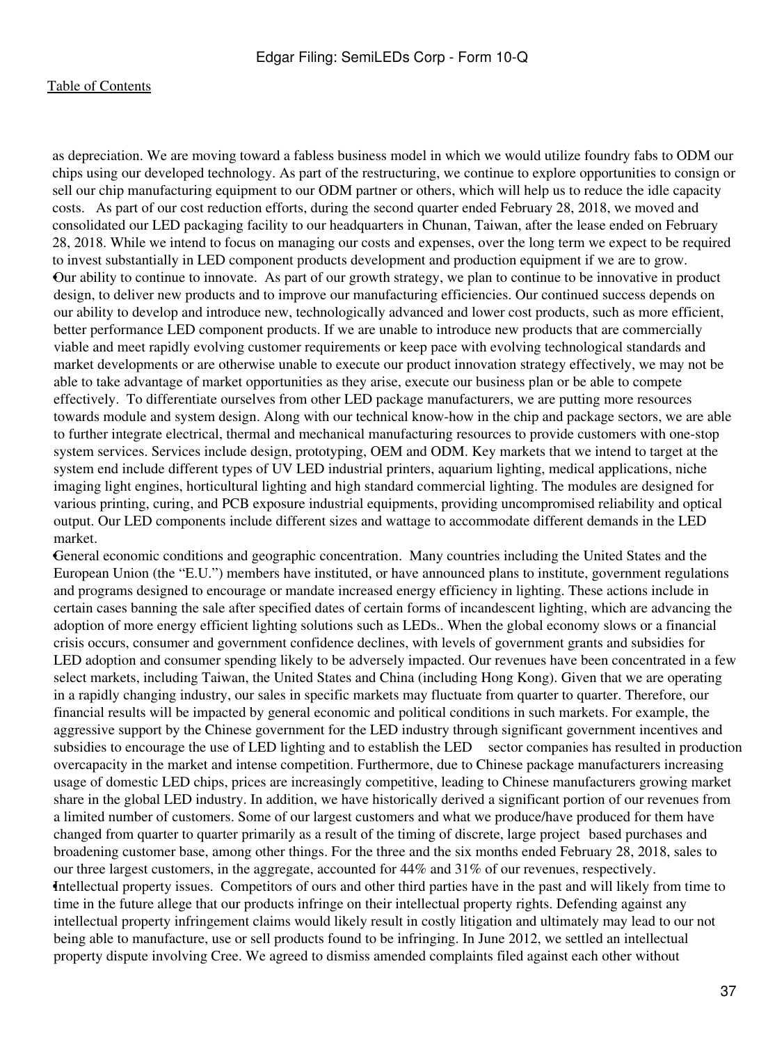as depreciation. We are moving toward a fabless business model in which we would utilize foundry fabs to ODM our chips using our developed technology. As part of the restructuring, we continue to explore opportunities to consign or sell our chip manufacturing equipment to our ODM partner or others, which will help us to reduce the idle capacity costs. As part of our cost reduction efforts, during the second quarter ended February 28, 2018, we moved and consolidated our LED packaging facility to our headquarters in Chunan, Taiwan, after the lease ended on February 28, 2018. While we intend to focus on managing our costs and expenses, over the long term we expect to be required to invest substantially in LED component products development and production equipment if we are to grow.

- Our ability to continue to innovate. As part of our growth strategy, we plan to continue to be innovative in product design, to deliver new products and to improve our manufacturing efficiencies. Our continued success depends on our ability to develop and introduce new, technologically advanced and lower cost products, such as more efficient, better performance LED component products. If we are unable to introduce new products that are commercially viable and meet rapidly evolving customer requirements or keep pace with evolving technological standards and market developments or are otherwise unable to execute our product innovation strategy effectively, we may not be able to take advantage of market opportunities as they arise, execute our business plan or be able to compete effectively. To differentiate ourselves from other LED package manufacturers, we are putting more resources towards module and system design. Along with our technical know-how in the chip and package sectors, we are able to further integrate electrical, thermal and mechanical manufacturing resources to provide customers with one-stop system services. Services include design, prototyping, OEM and ODM. Key markets that we intend to target at the system end include different types of UV LED industrial printers, aquarium lighting, medical applications, niche imaging light engines, horticultural lighting and high standard commercial lighting. The modules are designed for various printing, curing, and PCB exposure industrial equipments, providing uncompromised reliability and optical output. Our LED components include different sizes and wattage to accommodate different demands in the LED market.
- General economic conditions and geographic concentration. Many countries including the United States and the European Union (the "E.U.") members have instituted, or have announced plans to institute, government regulations and programs designed to encourage or mandate increased energy efficiency in lighting. These actions include in certain cases banning the sale after specified dates of certain forms of incandescent lighting, which are advancing the adoption of more energy efficient lighting solutions such as LEDs.. When the global economy slows or a financial crisis occurs, consumer and government confidence declines, with levels of government grants and subsidies for LED adoption and consumer spending likely to be adversely impacted. Our revenues have been concentrated in a few select markets, including Taiwan, the United States and China (including Hong Kong). Given that we are operating in a rapidly changing industry, our sales in specific markets may fluctuate from quarter to quarter. Therefore, our financial results will be impacted by general economic and political conditions in such markets. For example, the aggressive support by the Chinese government for the LED industry through significant government incentives and subsidies to encourage the use of LED lighting and to establish the LED sector companies has resulted in production overcapacity in the market and intense competition. Furthermore, due to Chinese package manufacturers increasing usage of domestic LED chips, prices are increasingly competitive, leading to Chinese manufacturers growing market share in the global LED industry. In addition, we have historically derived a significant portion of our revenues from a limited number of customers. Some of our largest customers and what we produce/have produced for them have changed from quarter to quarter primarily as a result of the timing of discrete, large project based purchases and broadening customer base, among other things. For the three and the six months ended February 28, 2018, sales to our three largest customers, in the aggregate, accounted for 44% and 31% of our revenues, respectively.
- Intellectual property issues. Competitors of ours and other third parties have in the past and will likely from time to time in the future allege that our products infringe on their intellectual property rights. Defending against any intellectual property infringement claims would likely result in costly litigation and ultimately may lead to our not being able to manufacture, use or sell products found to be infringing. In June 2012, we settled an intellectual property dispute involving Cree. We agreed to dismiss amended complaints filed against each other without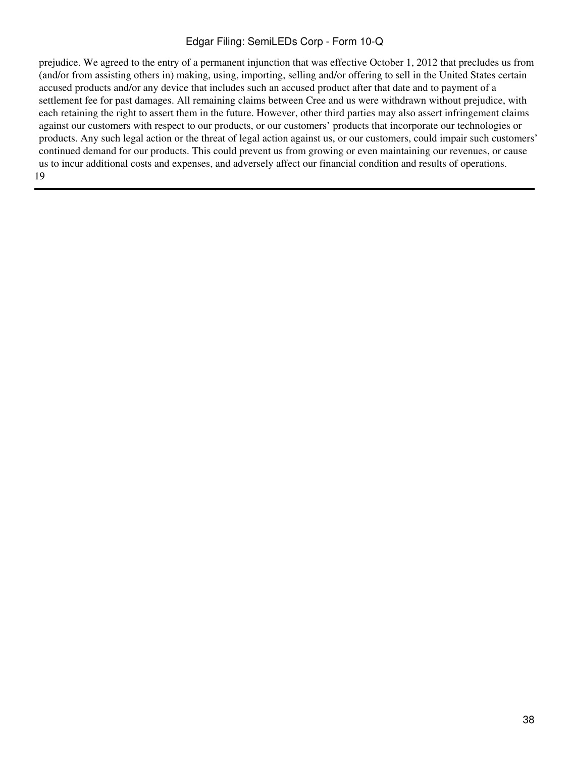prejudice. We agreed to the entry of a permanent injunction that was effective October 1, 2012 that precludes us from (and/or from assisting others in) making, using, importing, selling and/or offering to sell in the United States certain accused products and/or any device that includes such an accused product after that date and to payment of a settlement fee for past damages. All remaining claims between Cree and us were withdrawn without prejudice, with each retaining the right to assert them in the future. However, other third parties may also assert infringement claims against our customers with respect to our products, or our customers' products that incorporate our technologies or products. Any such legal action or the threat of legal action against us, or our customers, could impair such customers' continued demand for our products. This could prevent us from growing or even maintaining our revenues, or cause us to incur additional costs and expenses, and adversely affect our financial condition and results of operations.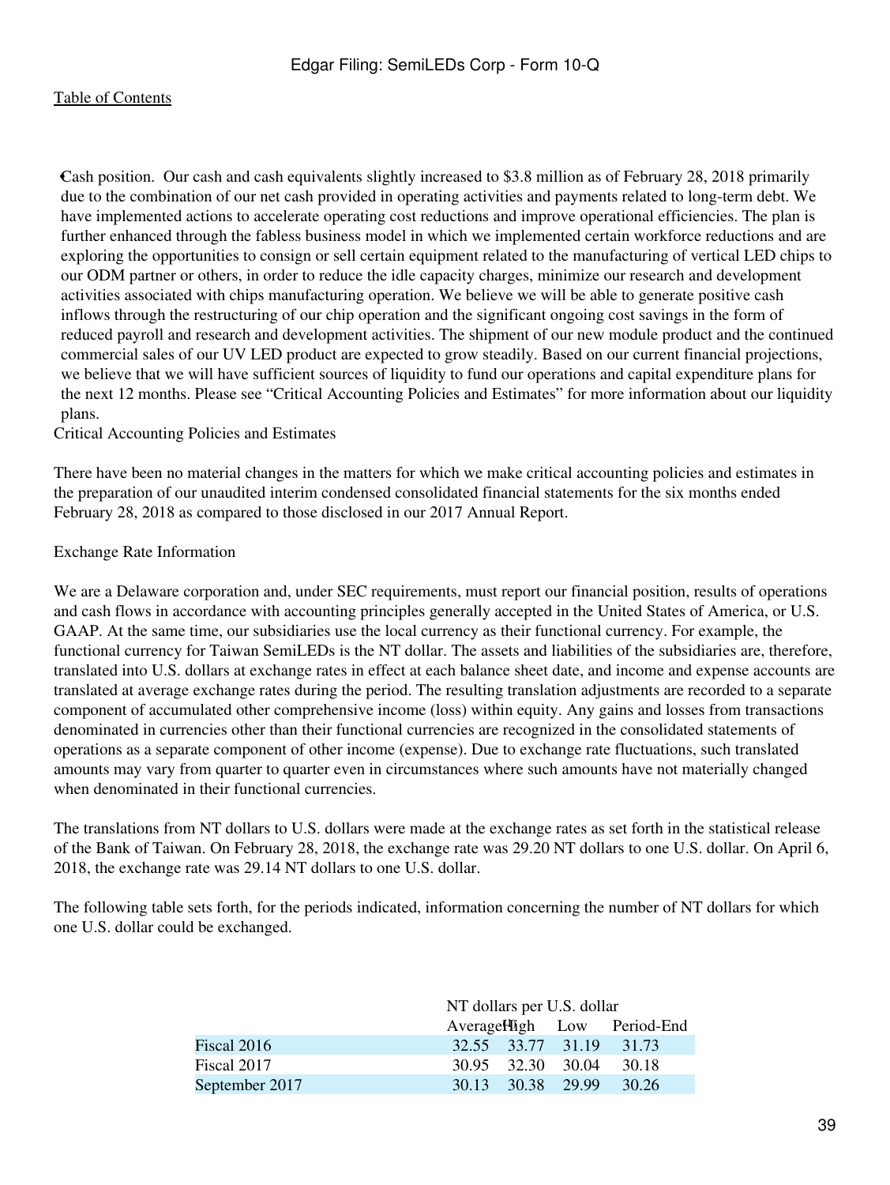- Cash position. Our cash and cash equivalents slightly increased to $3.8 million as of February 28, 2018 primarily due to the combination of our net cash provided in operating activities and payments related to long-term debt. We have implemented actions to accelerate operating cost reductions and improve operational efficiencies. The plan is further enhanced through the fabless business model in which we implemented certain workforce reductions and are exploring the opportunities to consign or sell certain equipment related to the manufacturing of vertical LED chips to our ODM partner or others, in order to reduce the idle capacity charges, minimize our research and development activities associated with chips manufacturing operation. We believe we will be able to generate positive cash inflows through the restructuring of our chip operation and the significant ongoing cost savings in the form of reduced payroll and research and development activities. The shipment of our new module product and the continued commercial sales of our UV LED product are expected to grow steadily. Based on our current financial projections, we believe that we will have sufficient sources of liquidity to fund our operations and capital expenditure plans for the next 12 months. Please see "Critical Accounting Policies and Estimates" for more information about our liquidity plans.

Critical Accounting Policies and Estimates

There have been no material changes in the matters for which we make critical accounting policies and estimates in the preparation of our unaudited interim condensed consolidated financial statements for the six months ended February 28, 2018 as compared to those disclosed in our 2017 Annual Report.

Exchange Rate Information

We are a Delaware corporation and, under SEC requirements, must report our financial position, results of operations and cash flows in accordance with accounting principles generally accepted in the United States of America, or U.S. GAAP. At the same time, our subsidiaries use the local currency as their functional currency. For example, the functional currency for Taiwan SemiLEDs is the NT dollar. The assets and liabilities of the subsidiaries are, therefore, translated into U.S. dollars at exchange rates in effect at each balance sheet date, and income and expense accounts are translated at average exchange rates during the period. The resulting translation adjustments are recorded to a separate component of accumulated other comprehensive income (loss) within equity. Any gains and losses from transactions denominated in currencies other than their functional currencies are recognized in the consolidated statements of operations as a separate component of other income (expense). Due to exchange rate fluctuations, such translated amounts may vary from quarter to quarter even in circumstances where such amounts have not materially changed when denominated in their functional currencies.

The translations from NT dollars to U.S. dollars were made at the exchange rates as set forth in the statistical release of the Bank of Taiwan. On February 28, 2018, the exchange rate was 29.20 NT dollars to one U.S. dollar. On April 6, 2018, the exchange rate was 29.14 NT dollars to one U.S. dollar.

The following table sets forth, for the periods indicated, information concerning the number of NT dollars for which one U.S. dollar could be exchanged.

| | NT dollars per U.S. dollar | | | |
|---|---|---|---|---|
| | Average(1) | High | Low | Period-End |
| Fiscal 2016 | 32.55 | 33.77 | 31.19 | 31.73 |
| Fiscal 2017 | 30.95 | 32.30 | 30.04 | 30.18 |
| September 2017 | 30.13 | 30.38 | 29.99 | 30.26 |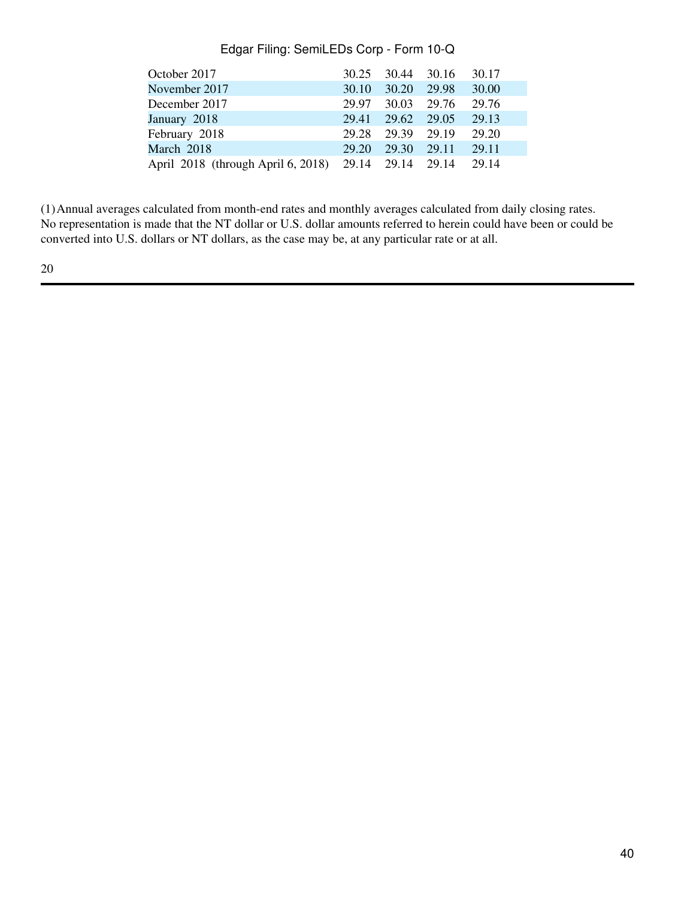| | | | | |
|---|---|---|---|---|
| October 2017 | 30.25 | 30.44 | 30.16 | 30.17 |
| November 2017 | 30.10 | 30.20 | 29.98 | 30.00 |
| December 2017 | 29.97 | 30.03 | 29.76 | 29.76 |
| January 2018 | 29.41 | 29.62 | 29.05 | 29.13 |
| February 2018 | 29.28 | 29.39 | 29.19 | 29.20 |
| March 2018 | 29.20 | 29.30 | 29.11 | 29.11 |
| April 2018 (through April 6, 2018) | 29.14 | 29.14 | 29.14 | 29.14 |

(1) Annual averages calculated from month-end rates and monthly averages calculated from daily closing rates.
No representation is made that the NT dollar or U.S. dollar amounts referred to herein could have been or could be converted into U.S. dollars or NT dollars, as the case may be, at any particular rate or at all.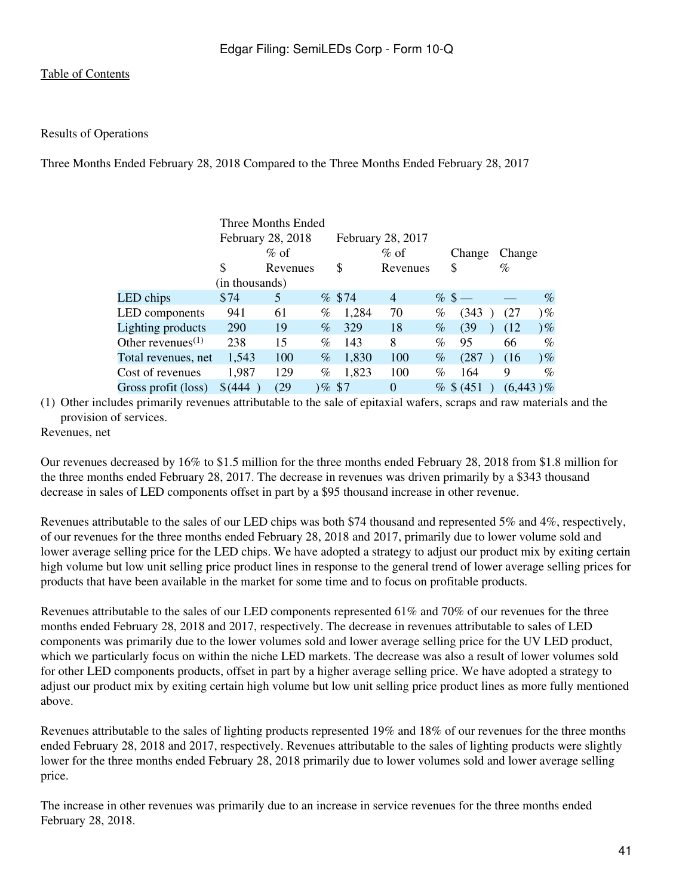[Table of Contents](#)

Results of Operations

Three Months Ended February 28, 2018 Compared to the Three Months Ended February 28, 2017

| | Three Months Ended February 28, 2018 | | February 28, 2017 | | Change | Change |
|---|---|---|---|---|---|---|
| | $ | % of Revenues | $ | % of Revenues | $ | % |
| | (in thousands) | | | | | |
| LED chips | $74 | 5 % | $74 | 4 % | $— | — % |
| LED components | 941 | 61 % | 1,284 | 70 % | (343 ) | (27 )% |
| Lighting products | 290 | 19 % | 329 | 18 % | (39 ) | (12 )% |
| Other revenues[(1)] | 238 | 15 % | 143 | 8 % | 95 | 66 % |
| Total revenues, net | 1,543 | 100 % | 1,830 | 100 % | (287 ) | (16 )% |
| Cost of revenues | 1,987 | 129 % | 1,823 | 100 % | 164 | 9 % |
| Gross profit (loss) | $(444 ) | (29 )% | $7 | 0 % | $ (451 ) | (6,443 )% |

(1) Other includes primarily revenues attributable to the sale of epitaxial wafers, scraps and raw materials and the provision of services.

Revenues, net

Our revenues decreased by 16% to $1.5 million for the three months ended February 28, 2018 from $1.8 million for the three months ended February 28, 2017. The decrease in revenues was driven primarily by a $343 thousand decrease in sales of LED components offset in part by a $95 thousand increase in other revenue.

Revenues attributable to the sales of our LED chips was both $74 thousand and represented 5% and 4%, respectively, of our revenues for the three months ended February 28, 2018 and 2017, primarily due to lower volume sold and lower average selling price for the LED chips. We have adopted a strategy to adjust our product mix by exiting certain high volume but low unit selling price product lines in response to the general trend of lower average selling prices for products that have been available in the market for some time and to focus on profitable products.

Revenues attributable to the sales of our LED components represented 61% and 70% of our revenues for the three months ended February 28, 2018 and 2017, respectively. The decrease in revenues attributable to sales of LED components was primarily due to the lower volumes sold and lower average selling price for the UV LED product, which we particularly focus on within the niche LED markets. The decrease was also a result of lower volumes sold for other LED components products, offset in part by a higher average selling price. We have adopted a strategy to adjust our product mix by exiting certain high volume but low unit selling price product lines as more fully mentioned above.

Revenues attributable to the sales of lighting products represented 19% and 18% of our revenues for the three months ended February 28, 2018 and 2017, respectively. Revenues attributable to the sales of lighting products were slightly lower for the three months ended February 28, 2018 primarily due to lower volumes sold and lower average selling price.

The increase in other revenues was primarily due to an increase in service revenues for the three months ended February 28, 2018.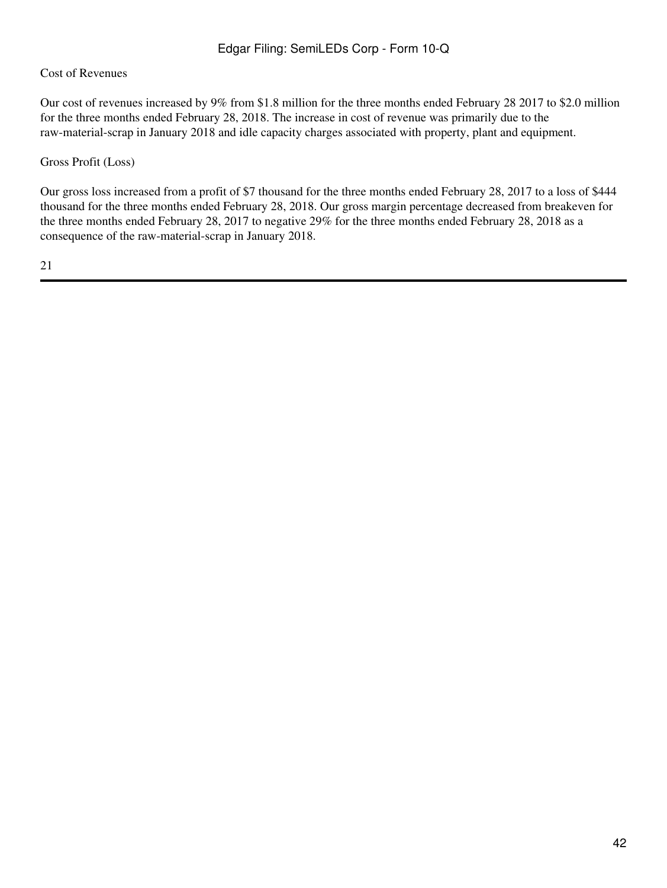Cost of Revenues

Our cost of revenues increased by 9% from $1.8 million for the three months ended February 28 2017 to $2.0 million for the three months ended February 28, 2018. The increase in cost of revenue was primarily due to the raw-material-scrap in January 2018 and idle capacity charges associated with property, plant and equipment.

Gross Profit (Loss)

Our gross loss increased from a profit of $7 thousand for the three months ended February 28, 2017 to a loss of $444 thousand for the three months ended February 28, 2018. Our gross margin percentage decreased from breakeven for the three months ended February 28, 2017 to negative 29% for the three months ended February 28, 2018 as a consequence of the raw-material-scrap in January 2018.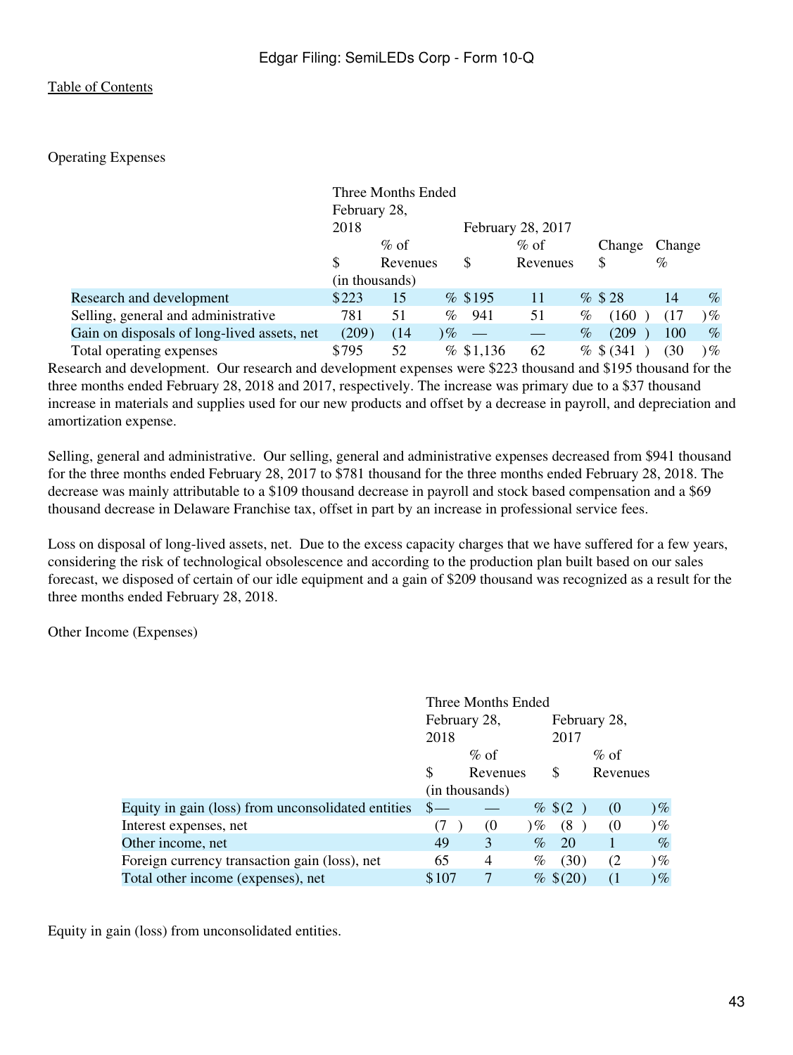Operating Expenses

| | Three Months Ended February 28, 2018 | | February 28, 2017 | | | |
|---|---|---|---|---|---|---|
| | $ | % of Revenues | $ | % of Revenues | Change $ | Change % |
| | (in thousands) | | | | | |
| Research and development | $223 | 15 % | $195 | 11 % | $ 28 | 14 % |
| Selling, general and administrative | 781 | 51 % | 941 | 51 % | (160 ) | (17 )% |
| Gain on disposals of long-lived assets, net | (209) | (14 )% | — | — % | (209 ) | 100 % |
| Total operating expenses | $795 | 52 % | $1,136 | 62 % | $ (341 ) | (30 )% |

Research and development. Our research and development expenses were $223 thousand and $195 thousand for the three months ended February 28, 2018 and 2017, respectively. The increase was primary due to a $37 thousand increase in materials and supplies used for our new products and offset by a decrease in payroll, and depreciation and amortization expense.

Selling, general and administrative. Our selling, general and administrative expenses decreased from $941 thousand for the three months ended February 28, 2017 to $781 thousand for the three months ended February 28, 2018. The decrease was mainly attributable to a $109 thousand decrease in payroll and stock based compensation and a $69 thousand decrease in Delaware Franchise tax, offset in part by an increase in professional service fees.

Loss on disposal of long-lived assets, net. Due to the excess capacity charges that we have suffered for a few years, considering the risk of technological obsolescence and according to the production plan built based on our sales forecast, we disposed of certain of our idle equipment and a gain of $209 thousand was recognized as a result for the three months ended February 28, 2018.

Other Income (Expenses)

| | Three Months Ended February 28, 2018 | | February 28, 2017 | |
|---|---|---|---|---|
| | $ | % of Revenues | $ | % of Revenues |
| | (in thousands) | | | |
| Equity in gain (loss) from unconsolidated entities | $— | — % | $(2 ) | (0 )% |
| Interest expenses, net | (7 ) | (0 )% | (8 ) | (0 )% |
| Other income, net | 49 | 3 % | 20 | 1 % |
| Foreign currency transaction gain (loss), net | 65 | 4 % | (30) | (2 )% |
| Total other income (expenses), net | $107 | 7 % | $(20) | (1 )% |

Equity in gain (loss) from unconsolidated entities.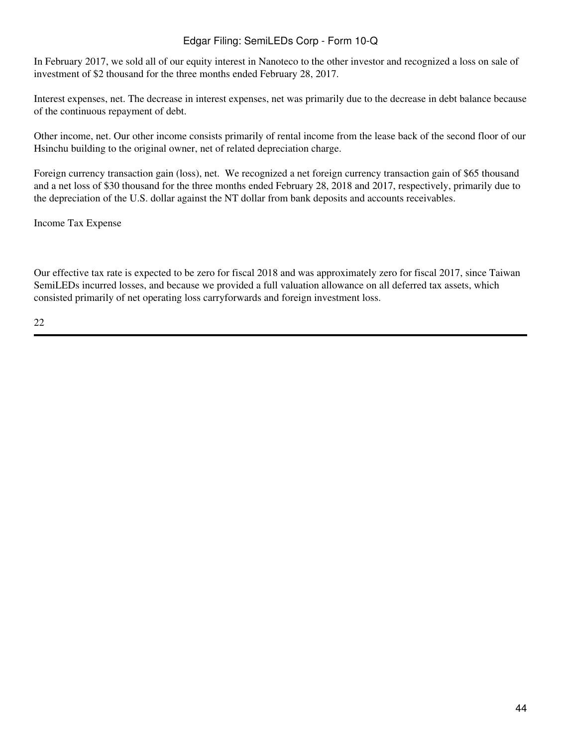In February 2017, we sold all of our equity interest in Nanoteco to the other investor and recognized a loss on sale of investment of $2 thousand for the three months ended February 28, 2017.

Interest expenses, net. The decrease in interest expenses, net was primarily due to the decrease in debt balance because of the continuous repayment of debt.

Other income, net. Our other income consists primarily of rental income from the lease back of the second floor of our Hsinchu building to the original owner, net of related depreciation charge.

Foreign currency transaction gain (loss), net. We recognized a net foreign currency transaction gain of $65 thousand and a net loss of $30 thousand for the three months ended February 28, 2018 and 2017, respectively, primarily due to the depreciation of the U.S. dollar against the NT dollar from bank deposits and accounts receivables.

Income Tax Expense

Our effective tax rate is expected to be zero for fiscal 2018 and was approximately zero for fiscal 2017, since Taiwan SemiLEDs incurred losses, and because we provided a full valuation allowance on all deferred tax assets, which consisted primarily of net operating loss carryforwards and foreign investment loss.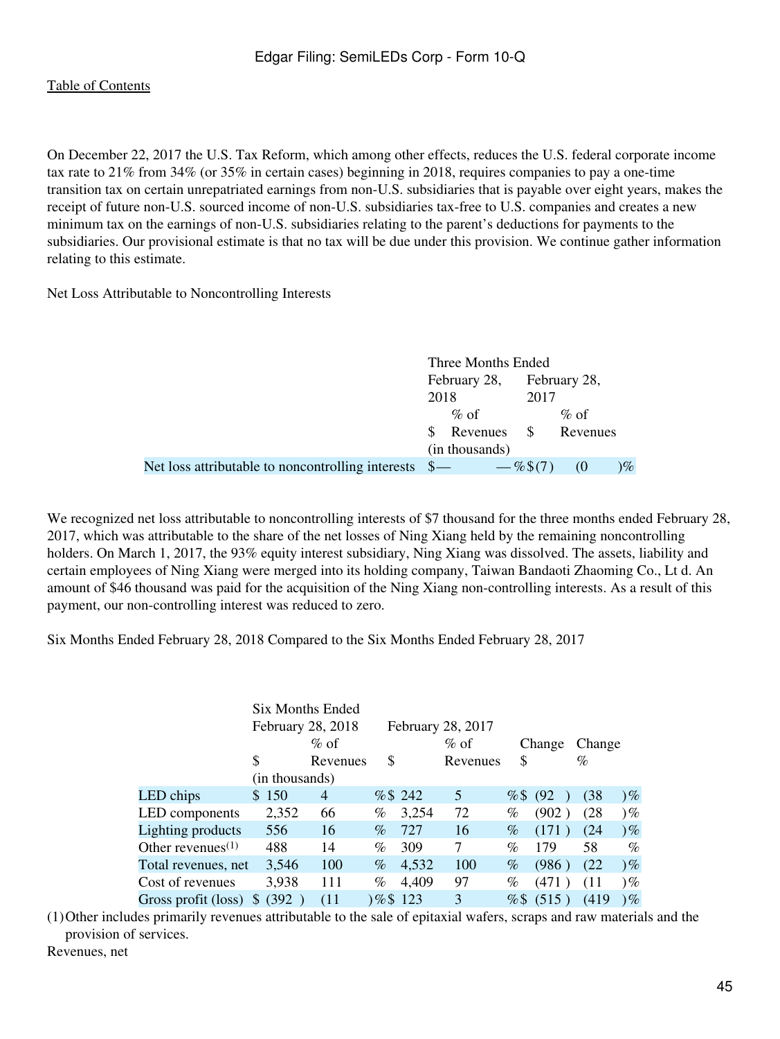On December 22, 2017 the U.S. Tax Reform, which among other effects, reduces the U.S. federal corporate income tax rate to 21% from 34% (or 35% in certain cases) beginning in 2018, requires companies to pay a one-time transition tax on certain unrepatriated earnings from non-U.S. subsidiaries that is payable over eight years, makes the receipt of future non-U.S. sourced income of non-U.S. subsidiaries tax-free to U.S. companies and creates a new minimum tax on the earnings of non-U.S. subsidiaries relating to the parent's deductions for payments to the subsidiaries. Our provisional estimate is that no tax will be due under this provision. We continue gather information relating to this estimate.

Net Loss Attributable to Noncontrolling Interests

| | Three Months Ended | | | |
|---|---|---|---|---|
| | February 28, 2018 | | February 28, 2017 | |
| | $ | % of Revenues | $ | % of Revenues |
| | (in thousands) | | | |
| Net loss attributable to noncontrolling interests | $— | —% | $(7) | (0)% |

We recognized net loss attributable to noncontrolling interests of $7 thousand for the three months ended February 28, 2017, which was attributable to the share of the net losses of Ning Xiang held by the remaining noncontrolling holders. On March 1, 2017, the 93% equity interest subsidiary, Ning Xiang was dissolved. The assets, liability and certain employees of Ning Xiang were merged into its holding company, Taiwan Bandaoti Zhaoming Co., Lt d. An amount of $46 thousand was paid for the acquisition of the Ning Xiang non-controlling interests. As a result of this payment, our non-controlling interest was reduced to zero.

Six Months Ended February 28, 2018 Compared to the Six Months Ended February 28, 2017

| | Six Months Ended | | | | | |
|---|---|---|---|---|---|---|
| | February 28, 2018 | | February 28, 2017 | | | |
| | $ | % of Revenues | $ | % of Revenues | Change $ | Change % |
| | (in thousands) | | | | | |
| LED chips | $ 150 | 4% | $ 242 | 5% | $ (92) | (38)% |
| LED components | 2,352 | 66% | 3,254 | 72% | (902) | (28)% |
| Lighting products | 556 | 16% | 727 | 16% | (171) | (24)% |
| Other revenues[(1)] | 488 | 14% | 309 | 7% | 179 | 58% |
| Total revenues, net | 3,546 | 100% | 4,532 | 100% | (986) | (22)% |
| Cost of revenues | 3,938 | 111% | 4,409 | 97% | (471) | (11)% |
| Gross profit (loss) | $ (392) | (11)% | $ 123 | 3% | $ (515) | (419)% |

(1) Other includes primarily revenues attributable to the sale of epitaxial wafers, scraps and raw materials and the provision of services.

Revenues, net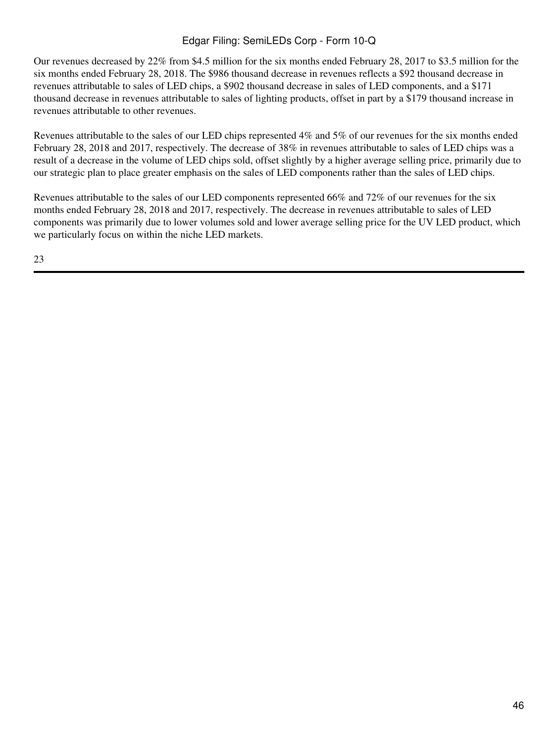Our revenues decreased by 22% from $4.5 million for the six months ended February 28, 2017 to $3.5 million for the six months ended February 28, 2018. The $986 thousand decrease in revenues reflects a $92 thousand decrease in revenues attributable to sales of LED chips, a $902 thousand decrease in sales of LED components, and a $171 thousand decrease in revenues attributable to sales of lighting products, offset in part by a $179 thousand increase in revenues attributable to other revenues.

Revenues attributable to the sales of our LED chips represented 4% and 5% of our revenues for the six months ended February 28, 2018 and 2017, respectively. The decrease of 38% in revenues attributable to sales of LED chips was a result of a decrease in the volume of LED chips sold, offset slightly by a higher average selling price, primarily due to our strategic plan to place greater emphasis on the sales of LED components rather than the sales of LED chips.

Revenues attributable to the sales of our LED components represented 66% and 72% of our revenues for the six months ended February 28, 2018 and 2017, respectively. The decrease in revenues attributable to sales of LED components was primarily due to lower volumes sold and lower average selling price for the UV LED product, which we particularly focus on within the niche LED markets.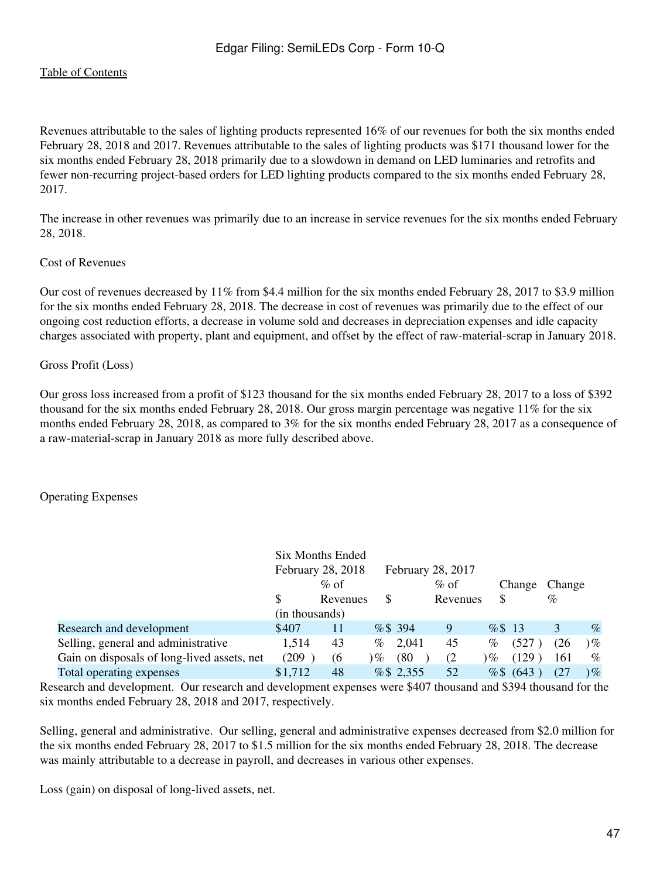Revenues attributable to the sales of lighting products represented 16% of our revenues for both the six months ended February 28, 2018 and 2017. Revenues attributable to the sales of lighting products was $171 thousand lower for the six months ended February 28, 2018 primarily due to a slowdown in demand on LED luminaries and retrofits and fewer non-recurring project-based orders for LED lighting products compared to the six months ended February 28, 2017.

The increase in other revenues was primarily due to an increase in service revenues for the six months ended February 28, 2018.

Cost of Revenues

Our cost of revenues decreased by 11% from $4.4 million for the six months ended February 28, 2017 to $3.9 million for the six months ended February 28, 2018. The decrease in cost of revenues was primarily due to the effect of our ongoing cost reduction efforts, a decrease in volume sold and decreases in depreciation expenses and idle capacity charges associated with property, plant and equipment, and offset by the effect of raw-material-scrap in January 2018.

Gross Profit (Loss)

Our gross loss increased from a profit of $123 thousand for the six months ended February 28, 2017 to a loss of $392 thousand for the six months ended February 28, 2018. Our gross margin percentage was negative 11% for the six months ended February 28, 2018, as compared to 3% for the six months ended February 28, 2017 as a consequence of a raw-material-scrap in January 2018 as more fully described above.

Operating Expenses

| | Six Months Ended | | | | | |
|---|---|---|---|---|---|---|
| | February 28, 2018 | | February 28, 2017 | | | |
| | $ | % of Revenues | $ | % of Revenues | Change $ | Change % |
| | (in thousands) | | | | | |
| Research and development | $407 | 11 % | $ 394 | 9 % | $ 13 | 3 % |
| Selling, general and administrative | 1,514 | 43 % | 2,041 | 45 % | (527 ) | (26 )% |
| Gain on disposals of long-lived assets, net | (209 ) | (6 )% | (80 ) | (2 )% | (129 ) | 161 % |
| Total operating expenses | $1,712 | 48 % | $ 2,355 | 52 % | $ (643 ) | (27 )% |

Research and development. Our research and development expenses were $407 thousand and $394 thousand for the six months ended February 28, 2018 and 2017, respectively.

Selling, general and administrative. Our selling, general and administrative expenses decreased from $2.0 million for the six months ended February 28, 2017 to $1.5 million for the six months ended February 28, 2018. The decrease was mainly attributable to a decrease in payroll, and decreases in various other expenses.

Loss (gain) on disposal of long-lived assets, net.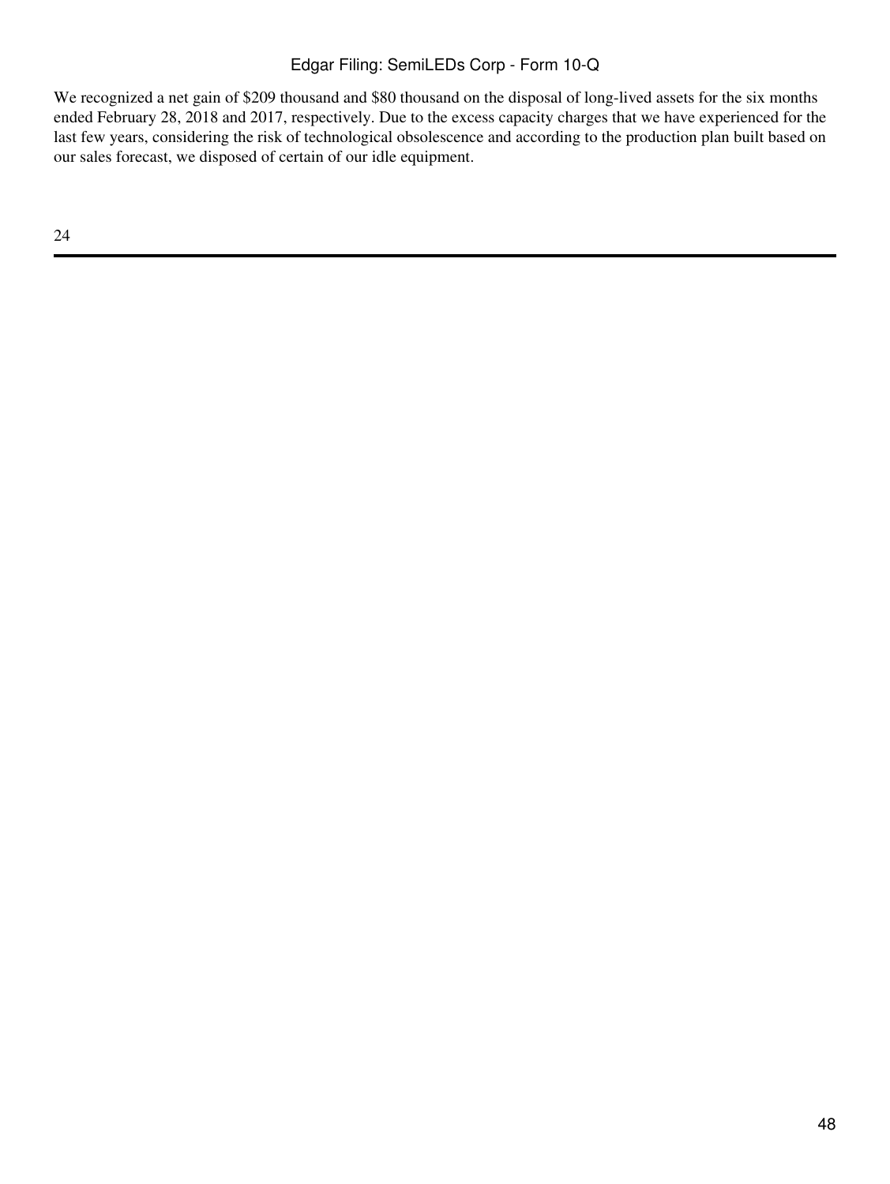We recognized a net gain of $209 thousand and $80 thousand on the disposal of long-lived assets for the six months ended February 28, 2018 and 2017, respectively. Due to the excess capacity charges that we have experienced for the last few years, considering the risk of technological obsolescence and according to the production plan built based on our sales forecast, we disposed of certain of our idle equipment.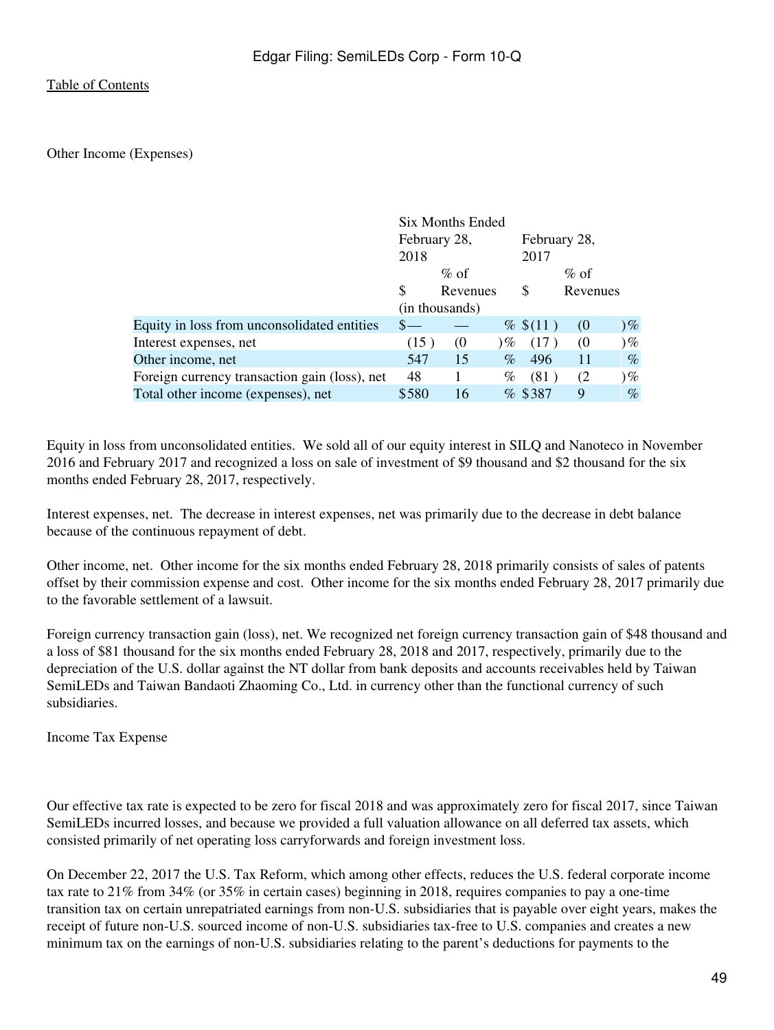Table of Contents

Other Income (Expenses)

| | Six Months Ended | | | |
|---|---|---|---|---|
| | February 28, 2018 | | February 28, 2017 | |
| | $ | % of Revenues | $ | % of Revenues |
| | (in thousands) | | | |
| Equity in loss from unconsolidated entities | $— | — % | $(11) | (0)% |
| Interest expenses, net | (15) | (0)% | (17) | (0)% |
| Other income, net | 547 | 15 % | 496 | 11 % |
| Foreign currency transaction gain (loss), net | 48 | 1 % | (81) | (2)% |
| Total other income (expenses), net | $580 | 16 % | $387 | 9 % |

Equity in loss from unconsolidated entities. We sold all of our equity interest in SILQ and Nanoteco in November 2016 and February 2017 and recognized a loss on sale of investment of $9 thousand and $2 thousand for the six months ended February 28, 2017, respectively.

Interest expenses, net. The decrease in interest expenses, net was primarily due to the decrease in debt balance because of the continuous repayment of debt.

Other income, net. Other income for the six months ended February 28, 2018 primarily consists of sales of patents offset by their commission expense and cost. Other income for the six months ended February 28, 2017 primarily due to the favorable settlement of a lawsuit.

Foreign currency transaction gain (loss), net. We recognized net foreign currency transaction gain of $48 thousand and a loss of $81 thousand for the six months ended February 28, 2018 and 2017, respectively, primarily due to the depreciation of the U.S. dollar against the NT dollar from bank deposits and accounts receivables held by Taiwan SemiLEDs and Taiwan Bandaoti Zhaoming Co., Ltd. in currency other than the functional currency of such subsidiaries.

Income Tax Expense

Our effective tax rate is expected to be zero for fiscal 2018 and was approximately zero for fiscal 2017, since Taiwan SemiLEDs incurred losses, and because we provided a full valuation allowance on all deferred tax assets, which consisted primarily of net operating loss carryforwards and foreign investment loss.

On December 22, 2017 the U.S. Tax Reform, which among other effects, reduces the U.S. federal corporate income tax rate to 21% from 34% (or 35% in certain cases) beginning in 2018, requires companies to pay a one-time transition tax on certain unrepatriated earnings from non-U.S. subsidiaries that is payable over eight years, makes the receipt of future non-U.S. sourced income of non-U.S. subsidiaries tax-free to U.S. companies and creates a new minimum tax on the earnings of non-U.S. subsidiaries relating to the parent's deductions for payments to the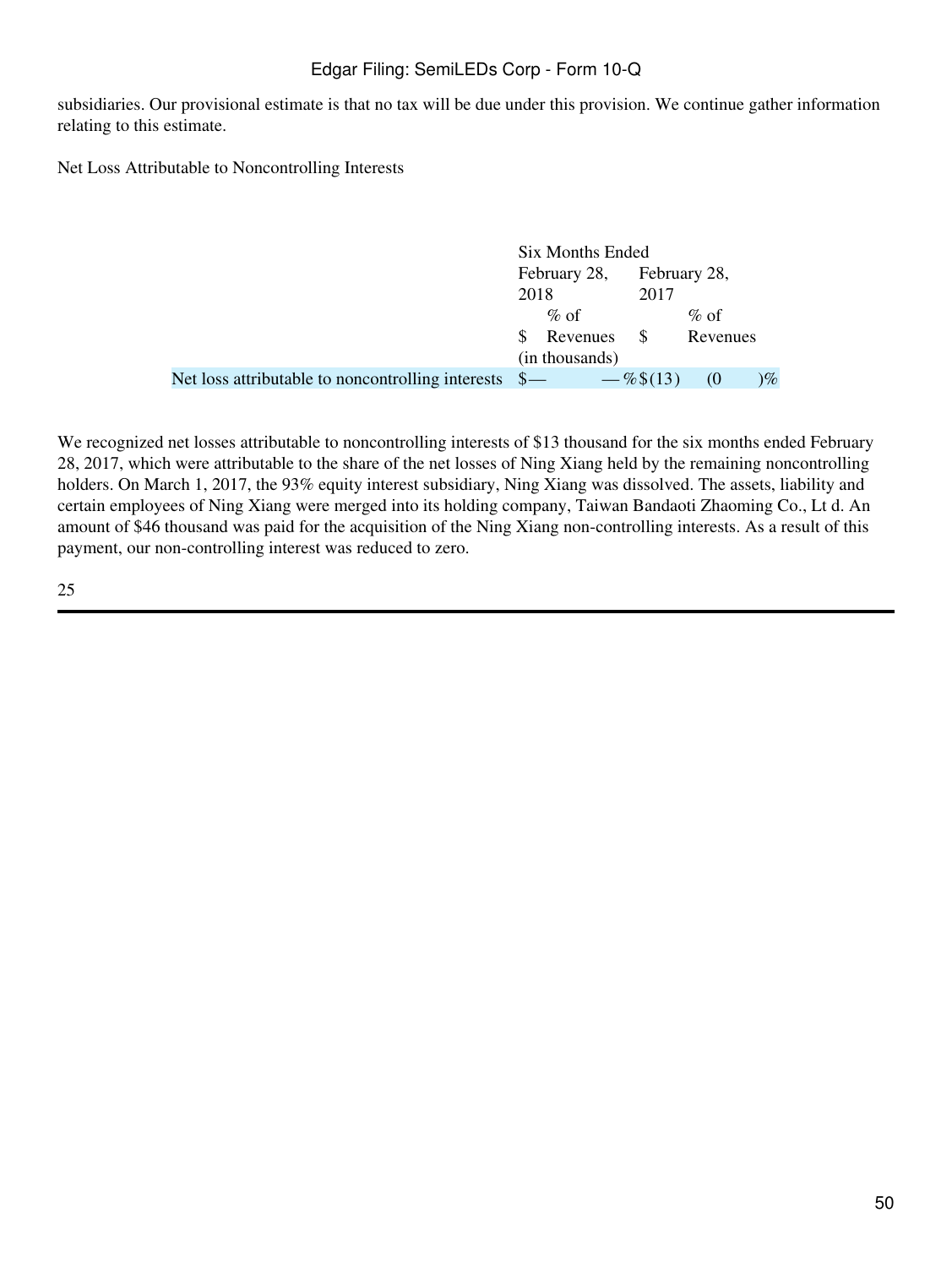subsidiaries. Our provisional estimate is that no tax will be due under this provision. We continue gather information relating to this estimate.

Net Loss Attributable to Noncontrolling Interests

| | Six Months Ended | | | |
|---|---|---|---|---|
| | February 28, 2018 | | February 28, 2017 | |
| | $ | % of Revenues | $ | % of Revenues |
| | (in thousands) | | | |
| Net loss attributable to noncontrolling interests | $— | —% | $(13) | (0)% |

We recognized net losses attributable to noncontrolling interests of $13 thousand for the six months ended February 28, 2017, which were attributable to the share of the net losses of Ning Xiang held by the remaining noncontrolling holders. On March 1, 2017, the 93% equity interest subsidiary, Ning Xiang was dissolved. The assets, liability and certain employees of Ning Xiang were merged into its holding company, Taiwan Bandaoti Zhaoming Co., Lt d. An amount of $46 thousand was paid for the acquisition of the Ning Xiang non-controlling interests. As a result of this payment, our non-controlling interest was reduced to zero.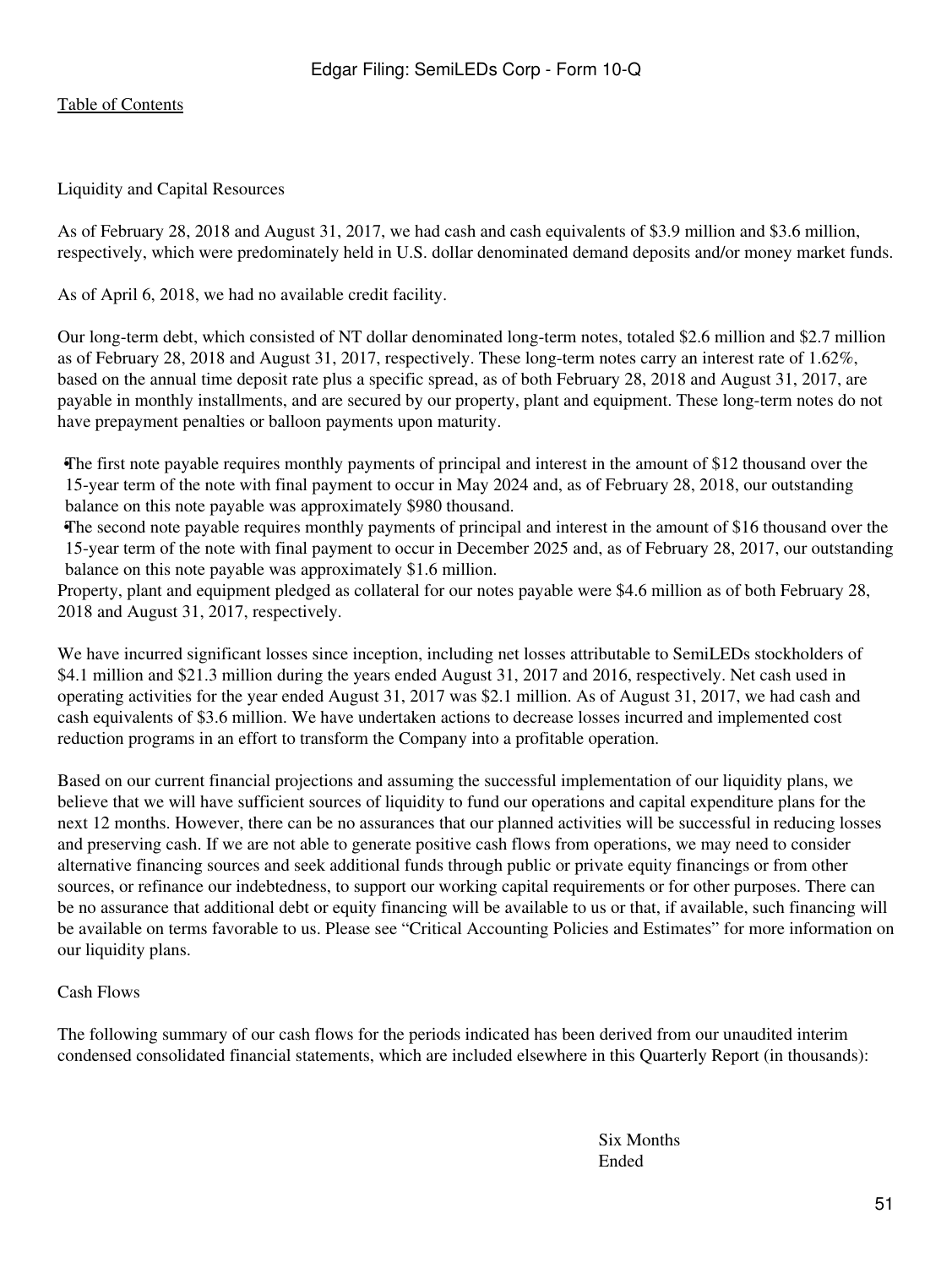Liquidity and Capital Resources

As of February 28, 2018 and August 31, 2017, we had cash and cash equivalents of $3.9 million and $3.6 million, respectively, which were predominately held in U.S. dollar denominated demand deposits and/or money market funds.

As of April 6, 2018, we had no available credit facility.

Our long-term debt, which consisted of NT dollar denominated long-term notes, totaled $2.6 million and $2.7 million as of February 28, 2018 and August 31, 2017, respectively. These long-term notes carry an interest rate of 1.62%, based on the annual time deposit rate plus a specific spread, as of both February 28, 2018 and August 31, 2017, are payable in monthly installments, and are secured by our property, plant and equipment. These long-term notes do not have prepayment penalties or balloon payments upon maturity.

- The first note payable requires monthly payments of principal and interest in the amount of $12 thousand over the 15-year term of the note with final payment to occur in May 2024 and, as of February 28, 2018, our outstanding balance on this note payable was approximately $980 thousand.
- The second note payable requires monthly payments of principal and interest in the amount of $16 thousand over the 15-year term of the note with final payment to occur in December 2025 and, as of February 28, 2017, our outstanding balance on this note payable was approximately $1.6 million.

Property, plant and equipment pledged as collateral for our notes payable were $4.6 million as of both February 28, 2018 and August 31, 2017, respectively.

We have incurred significant losses since inception, including net losses attributable to SemiLEDs stockholders of $4.1 million and $21.3 million during the years ended August 31, 2017 and 2016, respectively. Net cash used in operating activities for the year ended August 31, 2017 was $2.1 million. As of August 31, 2017, we had cash and cash equivalents of $3.6 million. We have undertaken actions to decrease losses incurred and implemented cost reduction programs in an effort to transform the Company into a profitable operation.

Based on our current financial projections and assuming the successful implementation of our liquidity plans, we believe that we will have sufficient sources of liquidity to fund our operations and capital expenditure plans for the next 12 months. However, there can be no assurances that our planned activities will be successful in reducing losses and preserving cash. If we are not able to generate positive cash flows from operations, we may need to consider alternative financing sources and seek additional funds through public or private equity financings or from other sources, or refinance our indebtedness, to support our working capital requirements or for other purposes. There can be no assurance that additional debt or equity financing will be available to us or that, if available, such financing will be available on terms favorable to us. Please see "Critical Accounting Policies and Estimates" for more information on our liquidity plans.

Cash Flows

The following summary of our cash flows for the periods indicated has been derived from our unaudited interim condensed consolidated financial statements, which are included elsewhere in this Quarterly Report (in thousands):

Six Months Ended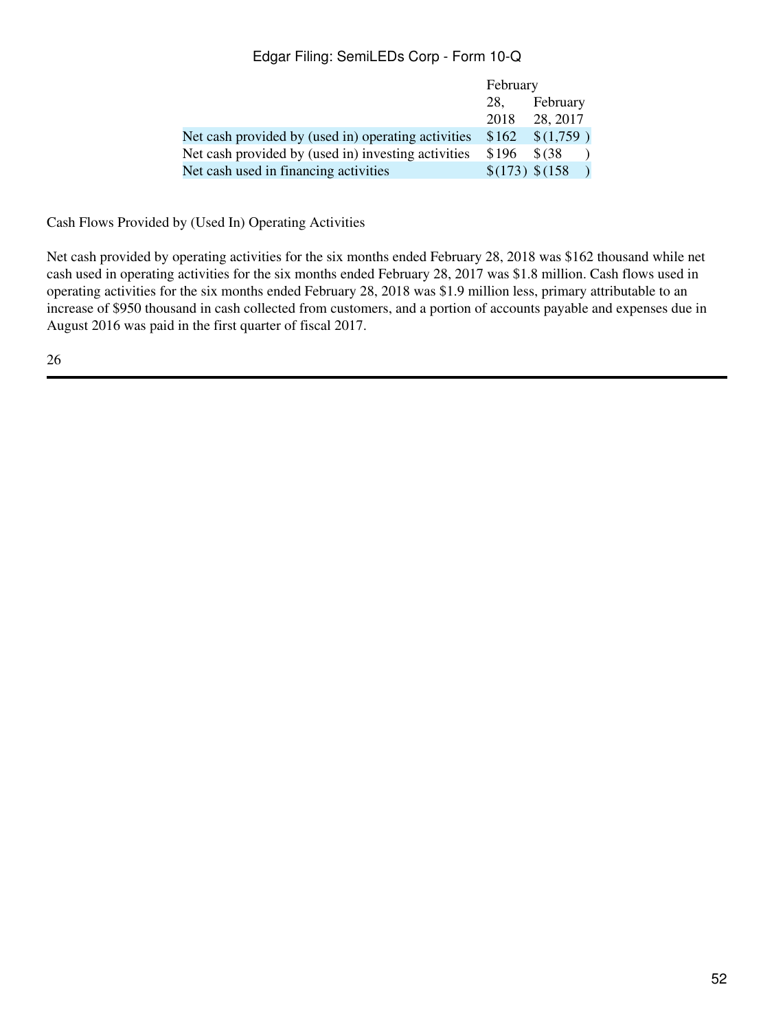| | February 28, 2018 | February 28, 2017 |
|---|---|---|
| Net cash provided by (used in) operating activities | $162 | $(1,759) |
| Net cash provided by (used in) investing activities | $196 | $(38) |
| Net cash used in financing activities | $(173) | $(158) |

Cash Flows Provided by (Used In) Operating Activities

Net cash provided by operating activities for the six months ended February 28, 2018 was $162 thousand while net cash used in operating activities for the six months ended February 28, 2017 was $1.8 million. Cash flows used in operating activities for the six months ended February 28, 2018 was $1.9 million less, primary attributable to an increase of $950 thousand in cash collected from customers, and a portion of accounts payable and expenses due in August 2016 was paid in the first quarter of fiscal 2017.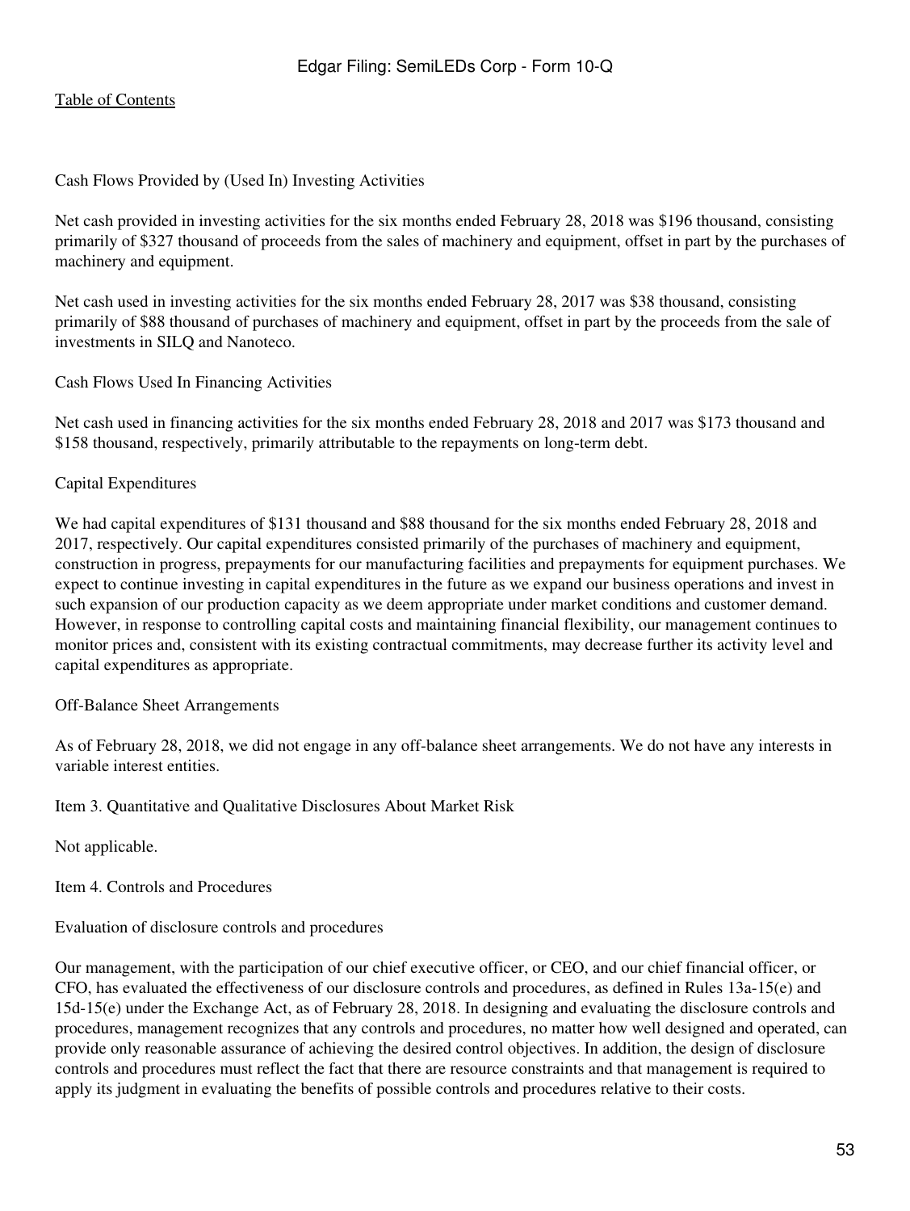Cash Flows Provided by (Used In) Investing Activities

Net cash provided in investing activities for the six months ended February 28, 2018 was $196 thousand, consisting primarily of $327 thousand of proceeds from the sales of machinery and equipment, offset in part by the purchases of machinery and equipment.

Net cash used in investing activities for the six months ended February 28, 2017 was $38 thousand, consisting primarily of $88 thousand of purchases of machinery and equipment, offset in part by the proceeds from the sale of investments in SILQ and Nanoteco.

Cash Flows Used In Financing Activities

Net cash used in financing activities for the six months ended February 28, 2018 and 2017 was $173 thousand and $158 thousand, respectively, primarily attributable to the repayments on long-term debt.

Capital Expenditures

We had capital expenditures of $131 thousand and $88 thousand for the six months ended February 28, 2018 and 2017, respectively. Our capital expenditures consisted primarily of the purchases of machinery and equipment, construction in progress, prepayments for our manufacturing facilities and prepayments for equipment purchases. We expect to continue investing in capital expenditures in the future as we expand our business operations and invest in such expansion of our production capacity as we deem appropriate under market conditions and customer demand. However, in response to controlling capital costs and maintaining financial flexibility, our management continues to monitor prices and, consistent with its existing contractual commitments, may decrease further its activity level and capital expenditures as appropriate.

Off-Balance Sheet Arrangements

As of February 28, 2018, we did not engage in any off-balance sheet arrangements. We do not have any interests in variable interest entities.

## Item 3. Quantitative and Qualitative Disclosures About Market Risk

Not applicable.

## Item 4. Controls and Procedures

Evaluation of disclosure controls and procedures

Our management, with the participation of our chief executive officer, or CEO, and our chief financial officer, or CFO, has evaluated the effectiveness of our disclosure controls and procedures, as defined in Rules 13a-15(e) and 15d-15(e) under the Exchange Act, as of February 28, 2018. In designing and evaluating the disclosure controls and procedures, management recognizes that any controls and procedures, no matter how well designed and operated, can provide only reasonable assurance of achieving the desired control objectives. In addition, the design of disclosure controls and procedures must reflect the fact that there are resource constraints and that management is required to apply its judgment in evaluating the benefits of possible controls and procedures relative to their costs.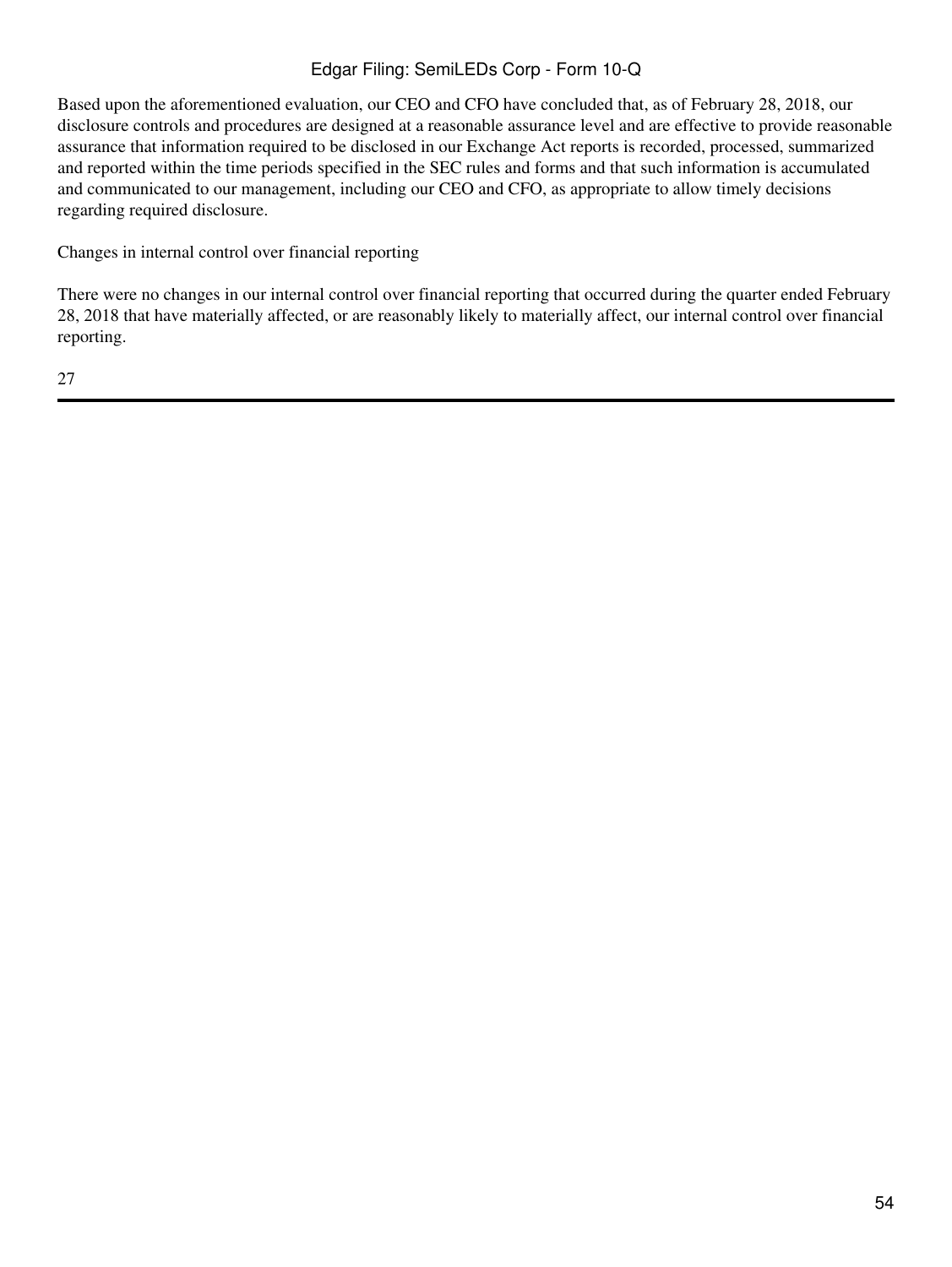Based upon the aforementioned evaluation, our CEO and CFO have concluded that, as of February 28, 2018, our disclosure controls and procedures are designed at a reasonable assurance level and are effective to provide reasonable assurance that information required to be disclosed in our Exchange Act reports is recorded, processed, summarized and reported within the time periods specified in the SEC rules and forms and that such information is accumulated and communicated to our management, including our CEO and CFO, as appropriate to allow timely decisions regarding required disclosure.

Changes in internal control over financial reporting

There were no changes in our internal control over financial reporting that occurred during the quarter ended February 28, 2018 that have materially affected, or are reasonably likely to materially affect, our internal control over financial reporting.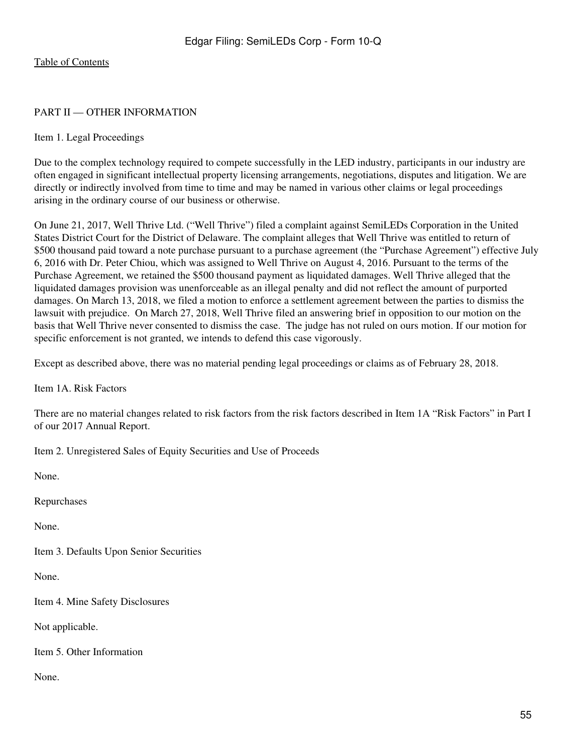## PART II — OTHER INFORMATION

### Item 1. Legal Proceedings

Due to the complex technology required to compete successfully in the LED industry, participants in our industry are often engaged in significant intellectual property licensing arrangements, negotiations, disputes and litigation. We are directly or indirectly involved from time to time and may be named in various other claims or legal proceedings arising in the ordinary course of our business or otherwise.

On June 21, 2017, Well Thrive Ltd. ("Well Thrive") filed a complaint against SemiLEDs Corporation in the United States District Court for the District of Delaware. The complaint alleges that Well Thrive was entitled to return of $500 thousand paid toward a note purchase pursuant to a purchase agreement (the "Purchase Agreement") effective July 6, 2016 with Dr. Peter Chiou, which was assigned to Well Thrive on August 4, 2016. Pursuant to the terms of the Purchase Agreement, we retained the $500 thousand payment as liquidated damages. Well Thrive alleged that the liquidated damages provision was unenforceable as an illegal penalty and did not reflect the amount of purported damages. On March 13, 2018, we filed a motion to enforce a settlement agreement between the parties to dismiss the lawsuit with prejudice. On March 27, 2018, Well Thrive filed an answering brief in opposition to our motion on the basis that Well Thrive never consented to dismiss the case. The judge has not ruled on ours motion. If our motion for specific enforcement is not granted, we intends to defend this case vigorously.

Except as described above, there was no material pending legal proceedings or claims as of February 28, 2018.

### Item 1A. Risk Factors

There are no material changes related to risk factors from the risk factors described in Item 1A "Risk Factors" in Part I of our 2017 Annual Report.

### Item 2. Unregistered Sales of Equity Securities and Use of Proceeds

None.

Repurchases

None.

### Item 3. Defaults Upon Senior Securities

None.

### Item 4. Mine Safety Disclosures

Not applicable.

### Item 5. Other Information

None.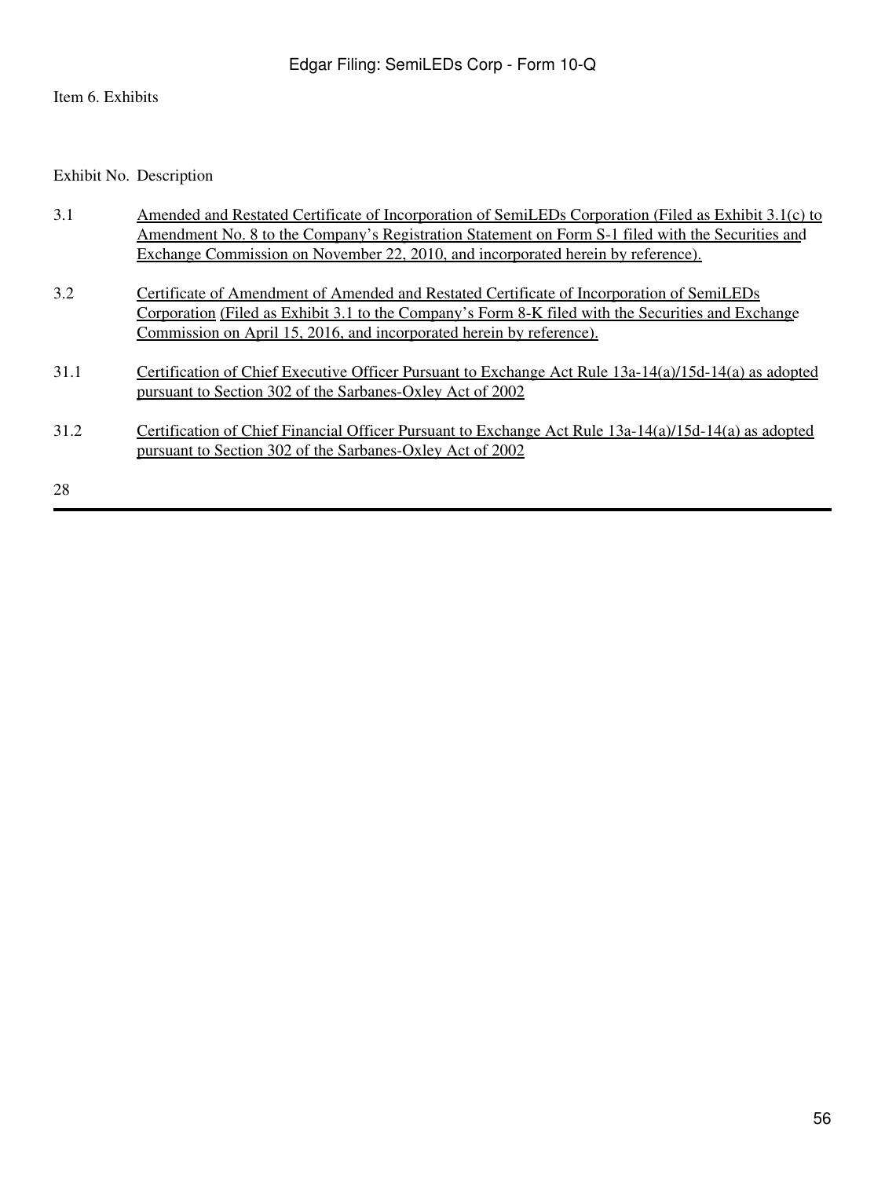Item 6. Exhibits

| Exhibit No. | Description |
| --- | --- |
| 3.1 | Amended and Restated Certificate of Incorporation of SemiLEDs Corporation (Filed as Exhibit 3.1(c) to Amendment No. 8 to the Company's Registration Statement on Form S-1 filed with the Securities and Exchange Commission on November 22, 2010, and incorporated herein by reference). |
| 3.2 | Certificate of Amendment of Amended and Restated Certificate of Incorporation of SemiLEDs Corporation (Filed as Exhibit 3.1 to the Company's Form 8-K filed with the Securities and Exchange Commission on April 15, 2016, and incorporated herein by reference). |
| 31.1 | Certification of Chief Executive Officer Pursuant to Exchange Act Rule 13a-14(a)/15d-14(a) as adopted pursuant to Section 302 of the Sarbanes-Oxley Act of 2002 |
| 31.2 | Certification of Chief Financial Officer Pursuant to Exchange Act Rule 13a-14(a)/15d-14(a) as adopted pursuant to Section 302 of the Sarbanes-Oxley Act of 2002 |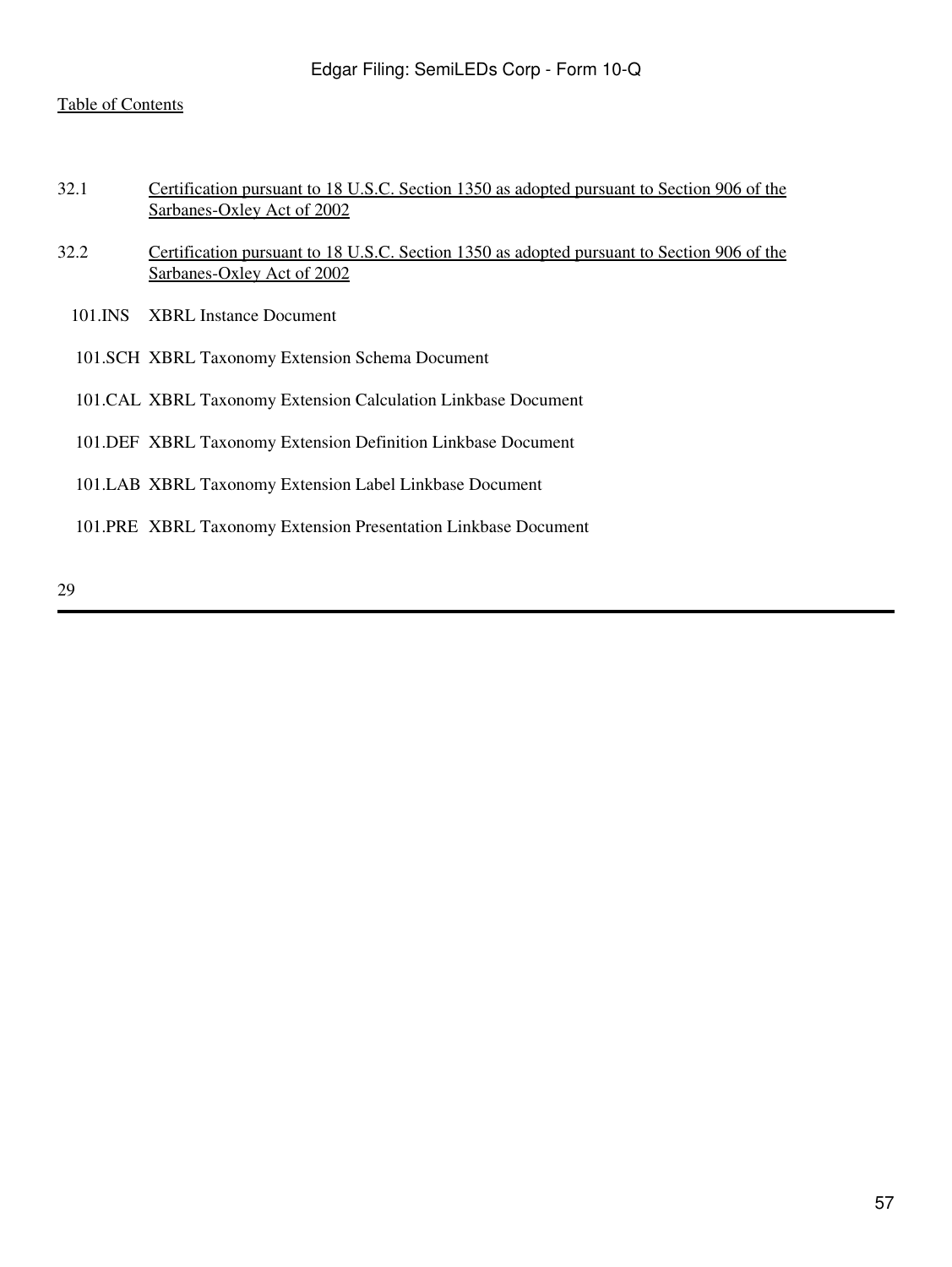| | |
|---|---|
| 32.1 | Certification pursuant to 18 U.S.C. Section 1350 as adopted pursuant to Section 906 of the Sarbanes-Oxley Act of 2002 |
| 32.2 | Certification pursuant to 18 U.S.C. Section 1350 as adopted pursuant to Section 906 of the Sarbanes-Oxley Act of 2002 |
| 101.INS | XBRL Instance Document |
| 101.SCH | XBRL Taxonomy Extension Schema Document |
| 101.CAL | XBRL Taxonomy Extension Calculation Linkbase Document |
| 101.DEF | XBRL Taxonomy Extension Definition Linkbase Document |
| 101.LAB | XBRL Taxonomy Extension Label Linkbase Document |
| 101.PRE | XBRL Taxonomy Extension Presentation Linkbase Document |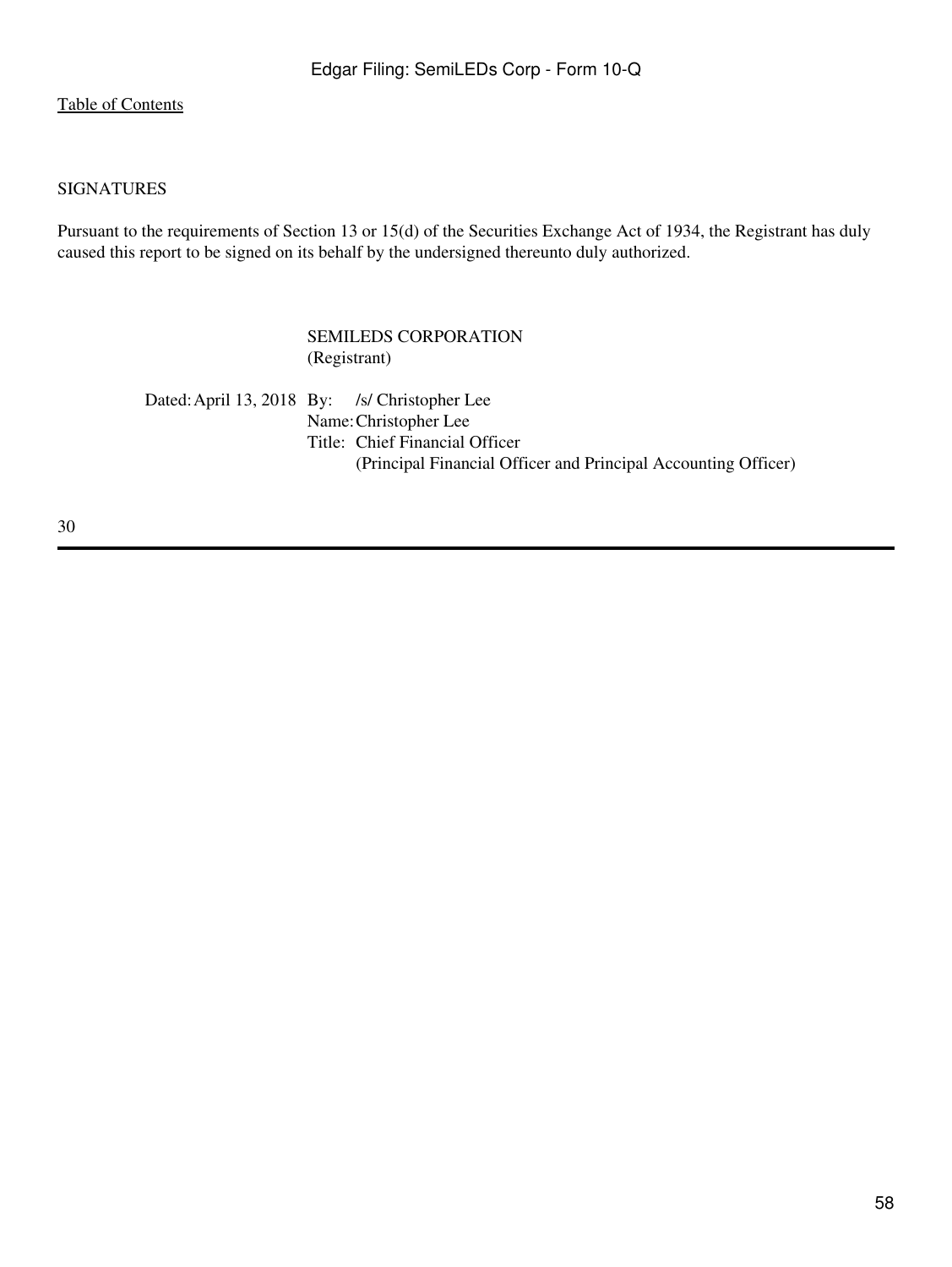[Table of Contents]

SIGNATURES

Pursuant to the requirements of Section 13 or 15(d) of the Securities Exchange Act of 1934, the Registrant has duly caused this report to be signed on its behalf by the undersigned thereunto duly authorized.

| | | |
|---|---|---|
| | SEMILEDS CORPORATION<br>(Registrant) | |
| Dated: April 13, 2018 | By: | /s/ Christopher Lee |
| | Name: | Christopher Lee |
| | Title: | Chief Financial Officer<br>(Principal Financial Officer and Principal Accounting Officer) |